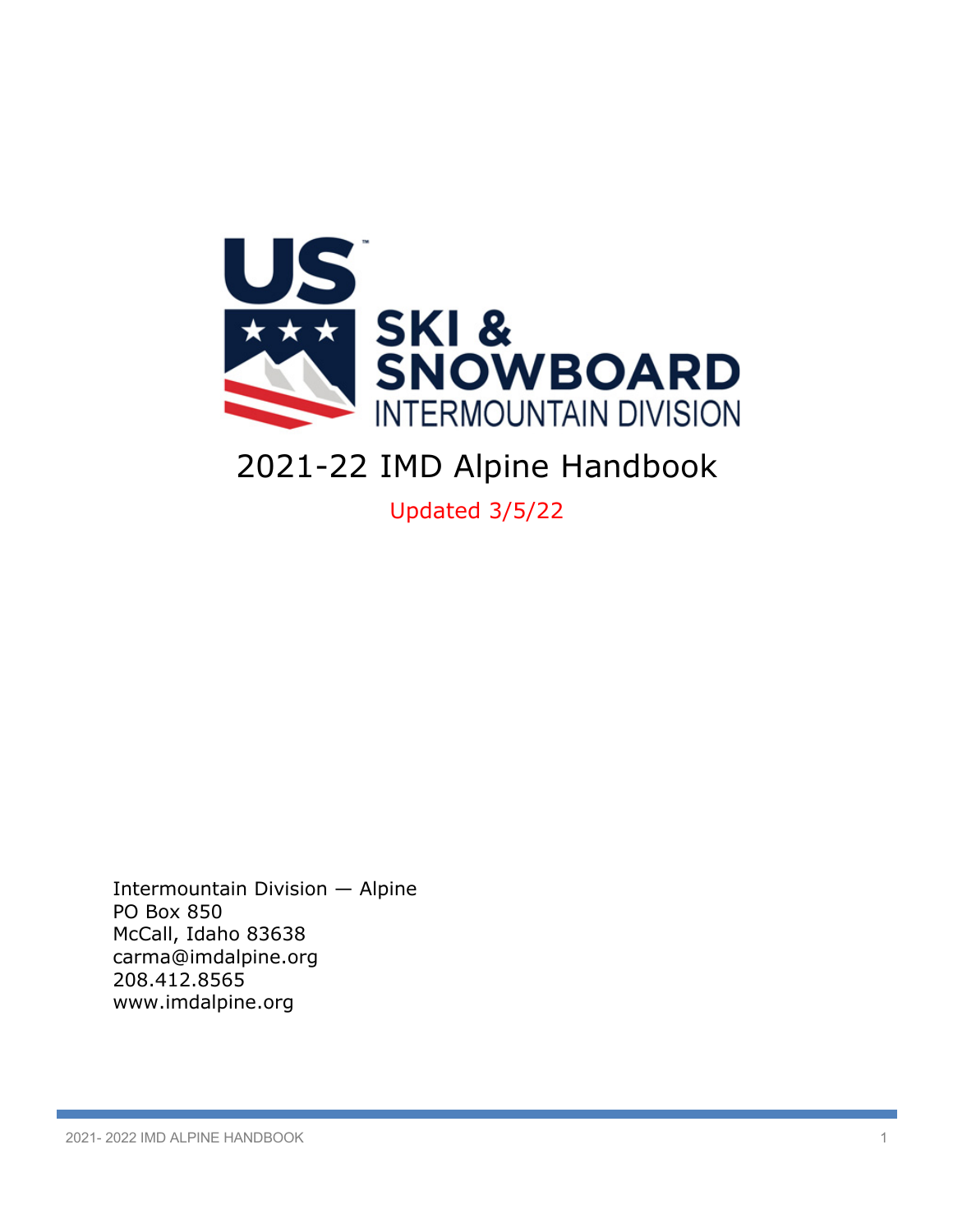# 2021-22 IMD Alpine Handbook

Updated 3/5/22

Intermountain Division — Alpine
PO Box 850
McCall, Idaho 83638
carma@imdalpine.org
208.412.8565
www.imdalpine.org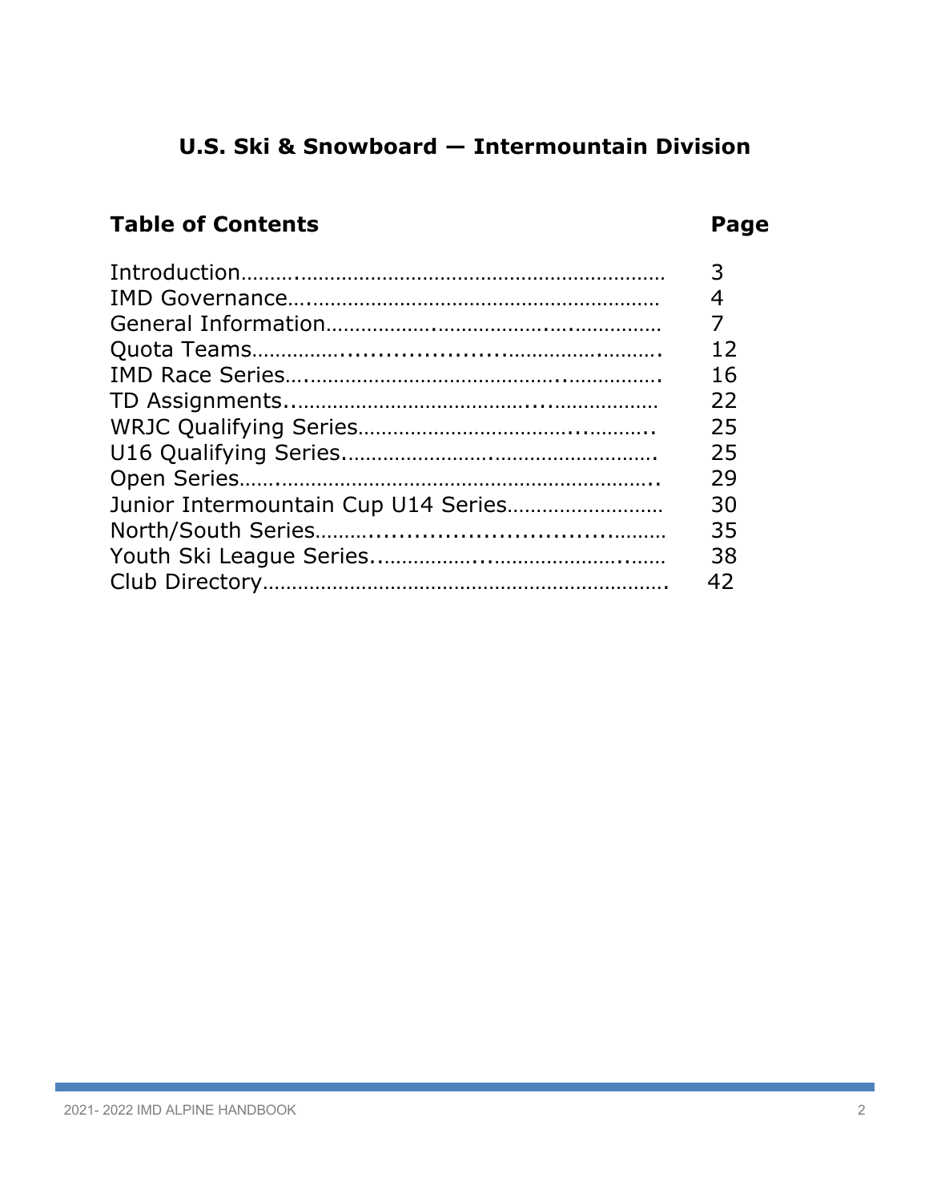## U.S. Ski & Snowboard — Intermountain Division

| Table of Contents | Page |
|---|---|
| Introduction | 3 |
| IMD Governance | 4 |
| General Information | 7 |
| Quota Teams | 12 |
| IMD Race Series | 16 |
| TD Assignments | 22 |
| WRJC Qualifying Series | 25 |
| U16 Qualifying Series | 25 |
| Open Series | 29 |
| Junior Intermountain Cup U14 Series | 30 |
| North/South Series | 35 |
| Youth Ski League Series | 38 |
| Club Directory | 42 |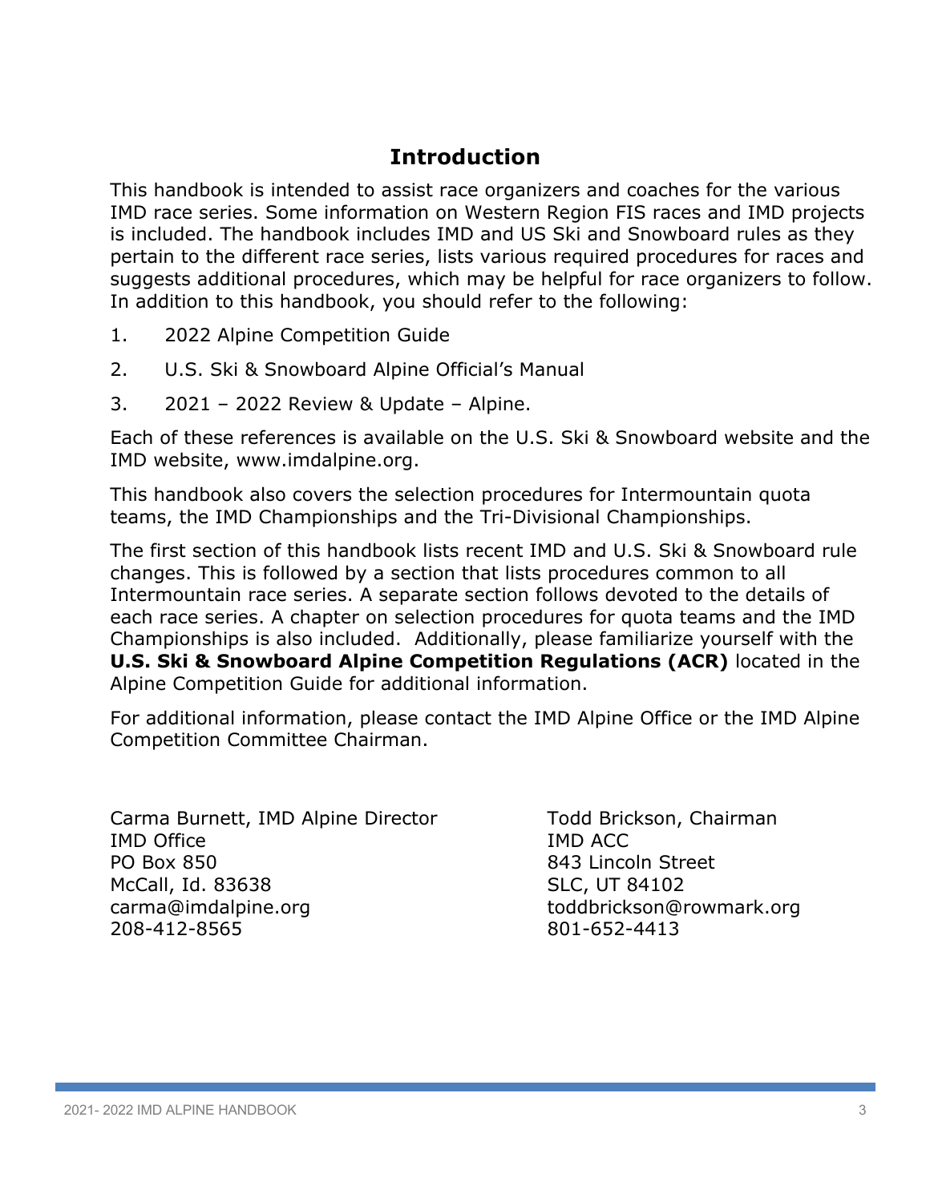# Introduction

This handbook is intended to assist race organizers and coaches for the various IMD race series. Some information on Western Region FIS races and IMD projects is included. The handbook includes IMD and US Ski and Snowboard rules as they pertain to the different race series, lists various required procedures for races and suggests additional procedures, which may be helpful for race organizers to follow. In addition to this handbook, you should refer to the following:

1. 2022 Alpine Competition Guide
2. U.S. Ski & Snowboard Alpine Official's Manual
3. 2021 – 2022 Review & Update – Alpine.

Each of these references is available on the U.S. Ski & Snowboard website and the IMD website, www.imdalpine.org.

This handbook also covers the selection procedures for Intermountain quota teams, the IMD Championships and the Tri-Divisional Championships.

The first section of this handbook lists recent IMD and U.S. Ski & Snowboard rule changes. This is followed by a section that lists procedures common to all Intermountain race series. A separate section follows devoted to the details of each race series. A chapter on selection procedures for quota teams and the IMD Championships is also included. Additionally, please familiarize yourself with the **U.S. Ski & Snowboard Alpine Competition Regulations (ACR)** located in the Alpine Competition Guide for additional information.

For additional information, please contact the IMD Alpine Office or the IMD Alpine Competition Committee Chairman.

Carma Burnett, IMD Alpine Director
IMD Office
PO Box 850
McCall, Id. 83638
carma@imdalpine.org
208-412-8565

Todd Brickson, Chairman
IMD ACC
843 Lincoln Street
SLC, UT 84102
toddbrickson@rowmark.org
801-652-4413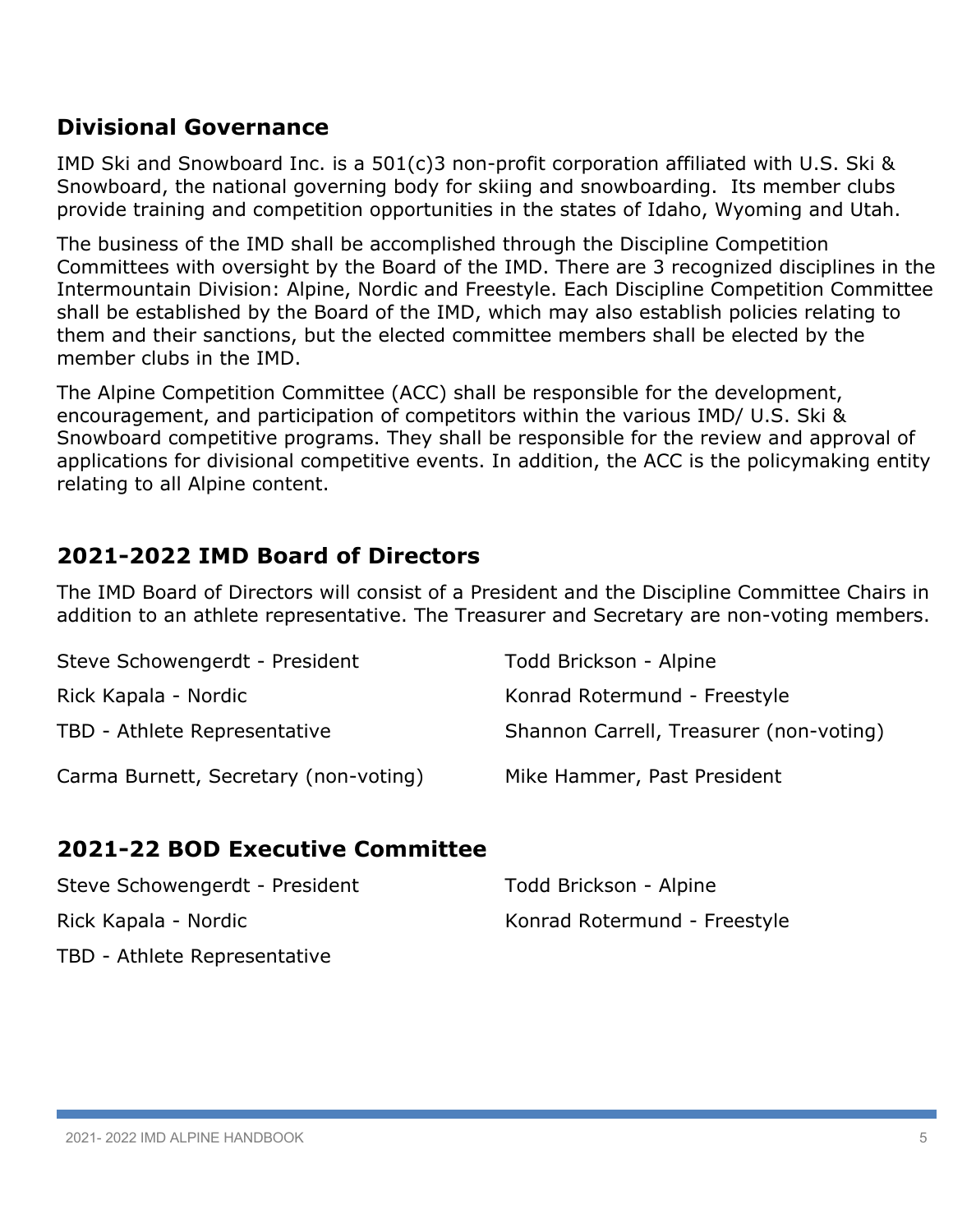## Divisional Governance

IMD Ski and Snowboard Inc. is a 501(c)3 non-profit corporation affiliated with U.S. Ski & Snowboard, the national governing body for skiing and snowboarding. Its member clubs provide training and competition opportunities in the states of Idaho, Wyoming and Utah.

The business of the IMD shall be accomplished through the Discipline Competition Committees with oversight by the Board of the IMD. There are 3 recognized disciplines in the Intermountain Division: Alpine, Nordic and Freestyle. Each Discipline Competition Committee shall be established by the Board of the IMD, which may also establish policies relating to them and their sanctions, but the elected committee members shall be elected by the member clubs in the IMD.

The Alpine Competition Committee (ACC) shall be responsible for the development, encouragement, and participation of competitors within the various IMD/ U.S. Ski & Snowboard competitive programs. They shall be responsible for the review and approval of applications for divisional competitive events. In addition, the ACC is the policymaking entity relating to all Alpine content.

## 2021-2022 IMD Board of Directors

The IMD Board of Directors will consist of a President and the Discipline Committee Chairs in addition to an athlete representative. The Treasurer and Secretary are non-voting members.

Steve Schowengerdt - President

Todd Brickson - Alpine

Rick Kapala - Nordic

Konrad Rotermund - Freestyle

TBD - Athlete Representative

Shannon Carrell, Treasurer (non-voting)

Carma Burnett, Secretary (non-voting)

Mike Hammer, Past President

## 2021-22 BOD Executive Committee

Steve Schowengerdt - President

Todd Brickson - Alpine

Rick Kapala - Nordic

Konrad Rotermund - Freestyle

TBD - Athlete Representative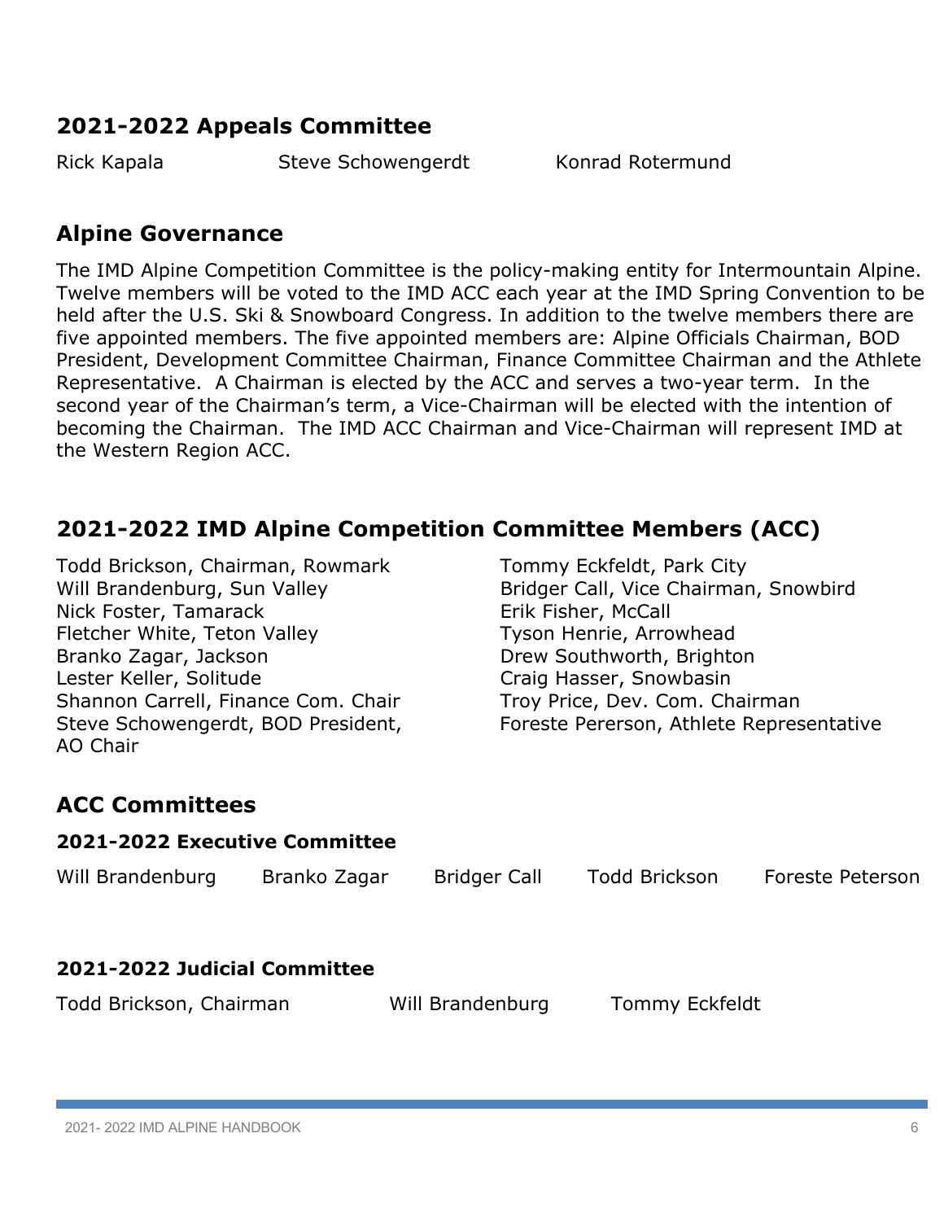## 2021-2022 Appeals Committee

Rick Kapala | Steve Schowengerdt | Konrad Rotermund

## Alpine Governance

The IMD Alpine Competition Committee is the policy-making entity for Intermountain Alpine. Twelve members will be voted to the IMD ACC each year at the IMD Spring Convention to be held after the U.S. Ski & Snowboard Congress. In addition to the twelve members there are five appointed members. The five appointed members are: Alpine Officials Chairman, BOD President, Development Committee Chairman, Finance Committee Chairman and the Athlete Representative. A Chairman is elected by the ACC and serves a two-year term. In the second year of the Chairman's term, a Vice-Chairman will be elected with the intention of becoming the Chairman. The IMD ACC Chairman and Vice-Chairman will represent IMD at the Western Region ACC.

## 2021-2022 IMD Alpine Competition Committee Members (ACC)

Todd Brickson, Chairman, Rowmark
Will Brandenburg, Sun Valley
Nick Foster, Tamarack
Fletcher White, Teton Valley
Branko Zagar, Jackson
Lester Keller, Solitude
Shannon Carrell, Finance Com. Chair
Steve Schowengerdt, BOD President, AO Chair
Tommy Eckfeldt, Park City
Bridger Call, Vice Chairman, Snowbird
Erik Fisher, McCall
Tyson Henrie, Arrowhead
Drew Southworth, Brighton
Craig Hasser, Snowbasin
Troy Price, Dev. Com. Chairman
Foreste Pererson, Athlete Representative

## ACC Committees

### 2021-2022 Executive Committee

Will Brandenburg | Branko Zagar | Bridger Call | Todd Brickson | Foreste Peterson

### 2021-2022 Judicial Committee

Todd Brickson, Chairman | Will Brandenburg | Tommy Eckfeldt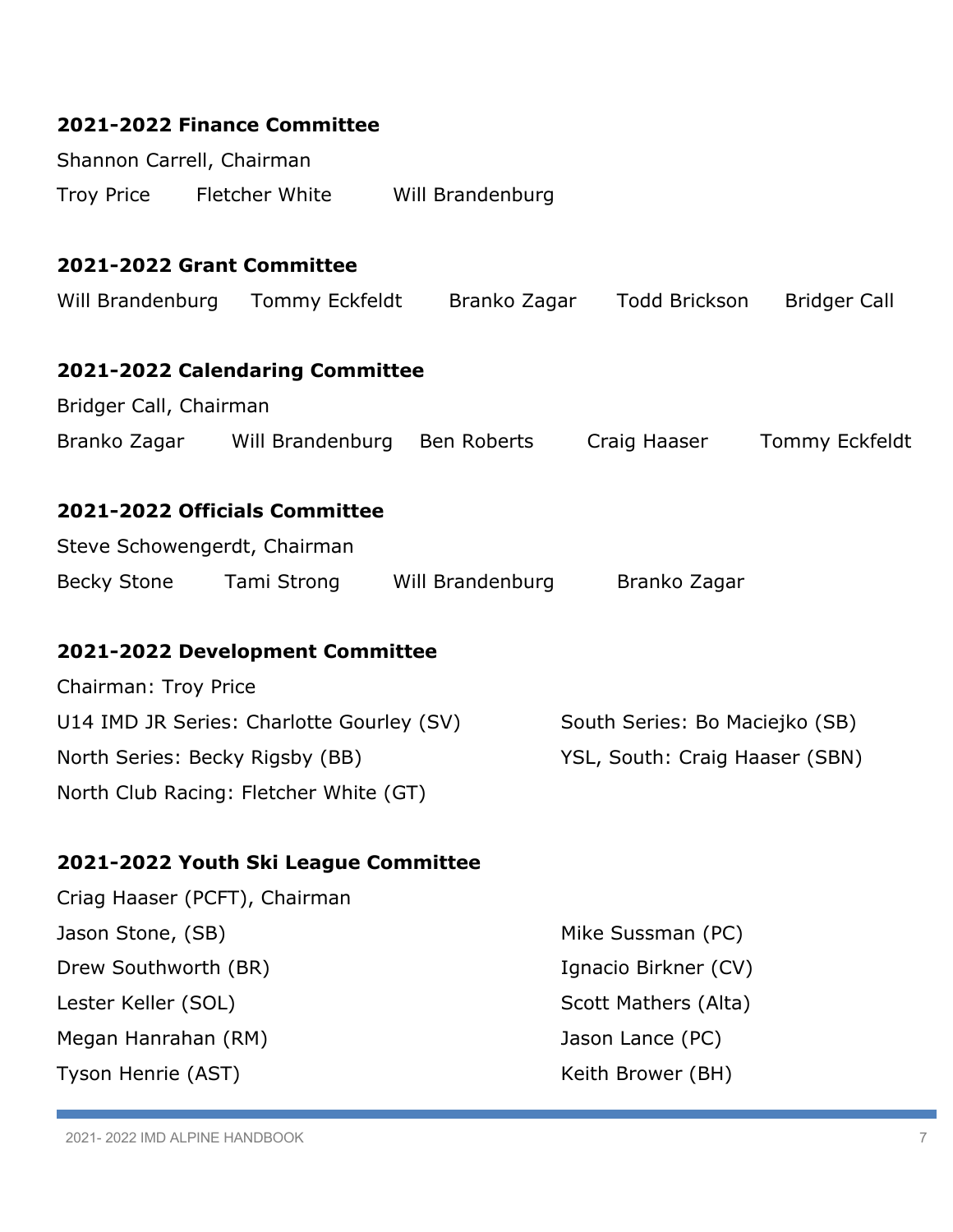**2021-2022 Finance Committee**

Shannon Carrell, Chairman

Troy Price  Fletcher White  Will Brandenburg

**2021-2022 Grant Committee**

Will Brandenburg  Tommy Eckfeldt  Branko Zagar  Todd Brickson  Bridger Call

**2021-2022 Calendaring Committee**

Bridger Call, Chairman

Branko Zagar  Will Brandenburg  Ben Roberts  Craig Haaser  Tommy Eckfeldt

**2021-2022 Officials Committee**

Steve Schowengerdt, Chairman

Becky Stone  Tami Strong  Will Brandenburg  Branko Zagar

**2021-2022 Development Committee**

Chairman: Troy Price

U14 IMD JR Series: Charlotte Gourley (SV)

North Series: Becky Rigsby (BB)

North Club Racing: Fletcher White (GT)

South Series: Bo Maciejko (SB)

YSL, South: Craig Haaser (SBN)

**2021-2022 Youth Ski League Committee**

Criag Haaser (PCFT), Chairman

Jason Stone, (SB)

Drew Southworth (BR)

Lester Keller (SOL)

Megan Hanrahan (RM)

Tyson Henrie (AST)

Mike Sussman (PC)

Ignacio Birkner (CV)

Scott Mathers (Alta)

Jason Lance (PC)

Keith Brower (BH)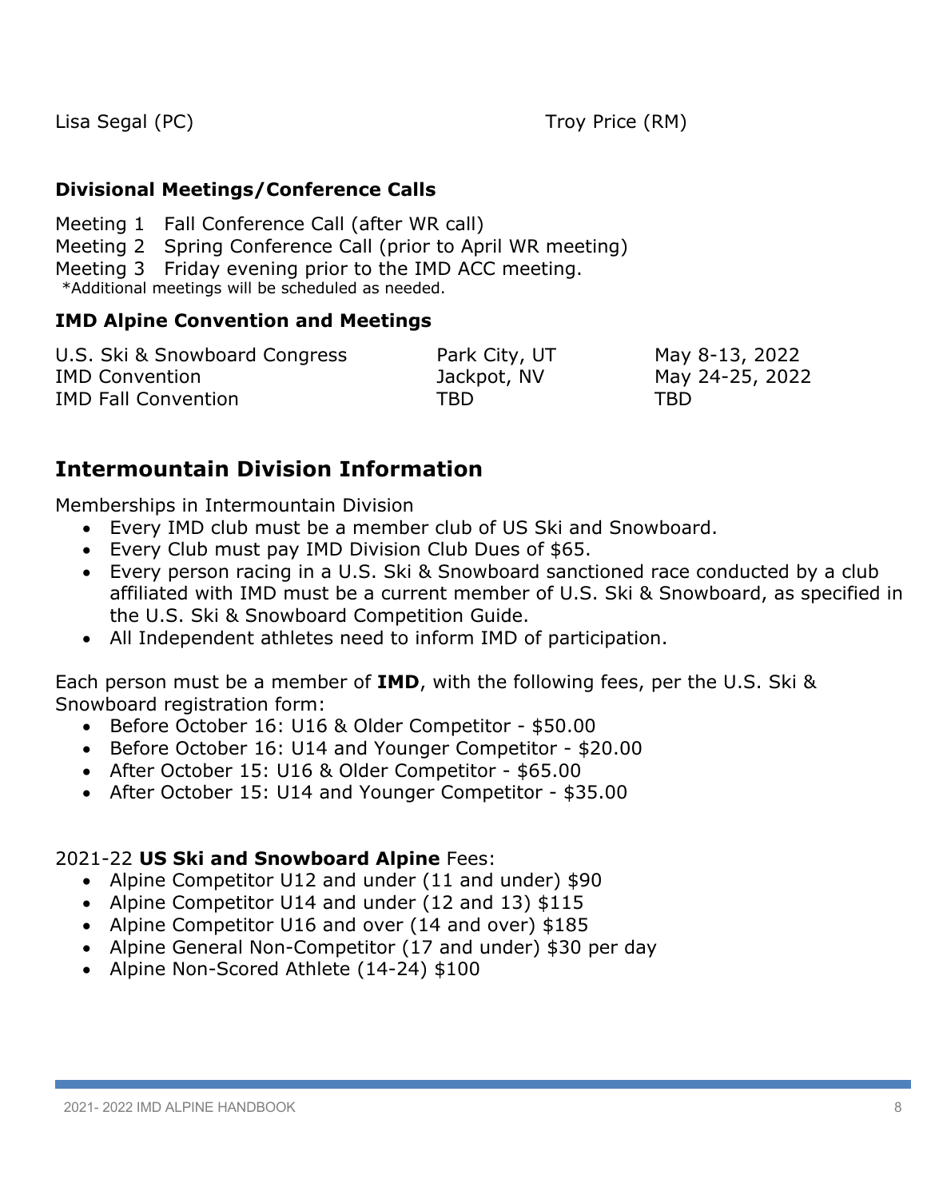Lisa Segal (PC) Troy Price (RM)

### Divisional Meetings/Conference Calls

Meeting 1 Fall Conference Call (after WR call)
Meeting 2 Spring Conference Call (prior to April WR meeting)
Meeting 3 Friday evening prior to the IMD ACC meeting.
*Additional meetings will be scheduled as needed.

### IMD Alpine Convention and Meetings

| | | |
|---|---|---|
| U.S. Ski & Snowboard Congress | Park City, UT | May 8-13, 2022 |
| IMD Convention | Jackpot, NV | May 24-25, 2022 |
| IMD Fall Convention | TBD | TBD |

## Intermountain Division Information

Memberships in Intermountain Division

- Every IMD club must be a member club of US Ski and Snowboard.
- Every Club must pay IMD Division Club Dues of $65.
- Every person racing in a U.S. Ski & Snowboard sanctioned race conducted by a club affiliated with IMD must be a current member of U.S. Ski & Snowboard, as specified in the U.S. Ski & Snowboard Competition Guide.
- All Independent athletes need to inform IMD of participation.

Each person must be a member of **IMD**, with the following fees, per the U.S. Ski & Snowboard registration form:

- Before October 16: U16 & Older Competitor - $50.00
- Before October 16: U14 and Younger Competitor - $20.00
- After October 15: U16 & Older Competitor - $65.00
- After October 15: U14 and Younger Competitor - $35.00

2021-22 **US Ski and Snowboard Alpine** Fees:

- Alpine Competitor U12 and under (11 and under) $90
- Alpine Competitor U14 and under (12 and 13) $115
- Alpine Competitor U16 and over (14 and over) $185
- Alpine General Non-Competitor (17 and under) $30 per day
- Alpine Non-Scored Athlete (14-24) $100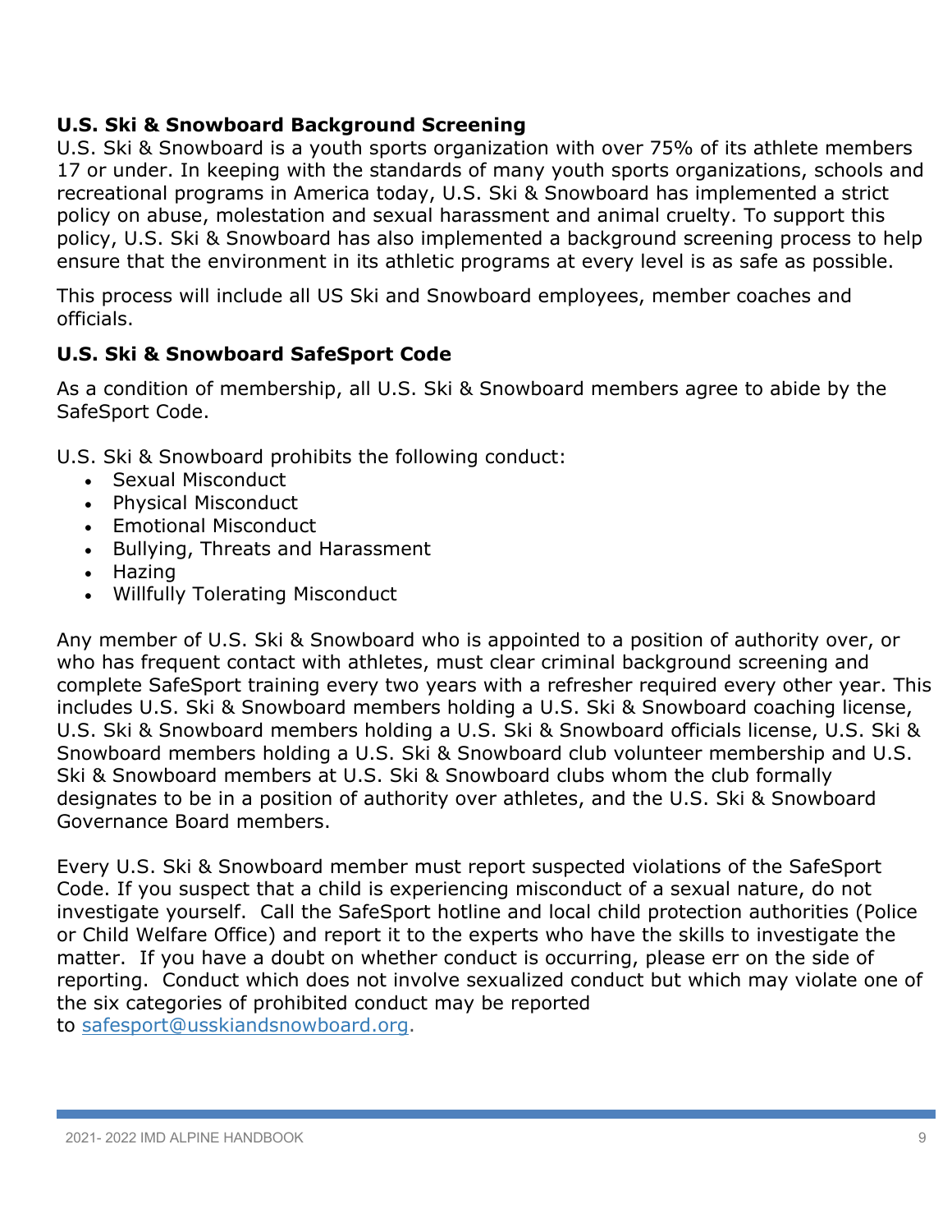**U.S. Ski & Snowboard Background Screening**

U.S. Ski & Snowboard is a youth sports organization with over 75% of its athlete members 17 or under. In keeping with the standards of many youth sports organizations, schools and recreational programs in America today, U.S. Ski & Snowboard has implemented a strict policy on abuse, molestation and sexual harassment and animal cruelty. To support this policy, U.S. Ski & Snowboard has also implemented a background screening process to help ensure that the environment in its athletic programs at every level is as safe as possible.

This process will include all US Ski and Snowboard employees, member coaches and officials.

**U.S. Ski & Snowboard SafeSport Code**

As a condition of membership, all U.S. Ski & Snowboard members agree to abide by the SafeSport Code.

U.S. Ski & Snowboard prohibits the following conduct:

- Sexual Misconduct
- Physical Misconduct
- Emotional Misconduct
- Bullying, Threats and Harassment
- Hazing
- Willfully Tolerating Misconduct

Any member of U.S. Ski & Snowboard who is appointed to a position of authority over, or who has frequent contact with athletes, must clear criminal background screening and complete SafeSport training every two years with a refresher required every other year. This includes U.S. Ski & Snowboard members holding a U.S. Ski & Snowboard coaching license, U.S. Ski & Snowboard members holding a U.S. Ski & Snowboard officials license, U.S. Ski & Snowboard members holding a U.S. Ski & Snowboard club volunteer membership and U.S. Ski & Snowboard members at U.S. Ski & Snowboard clubs whom the club formally designates to be in a position of authority over athletes, and the U.S. Ski & Snowboard Governance Board members.

Every U.S. Ski & Snowboard member must report suspected violations of the SafeSport Code. If you suspect that a child is experiencing misconduct of a sexual nature, do not investigate yourself. Call the SafeSport hotline and local child protection authorities (Police or Child Welfare Office) and report it to the experts who have the skills to investigate the matter. If you have a doubt on whether conduct is occurring, please err on the side of reporting. Conduct which does not involve sexualized conduct but which may violate one of the six categories of prohibited conduct may be reported to safesport@usskiandsnowboard.org.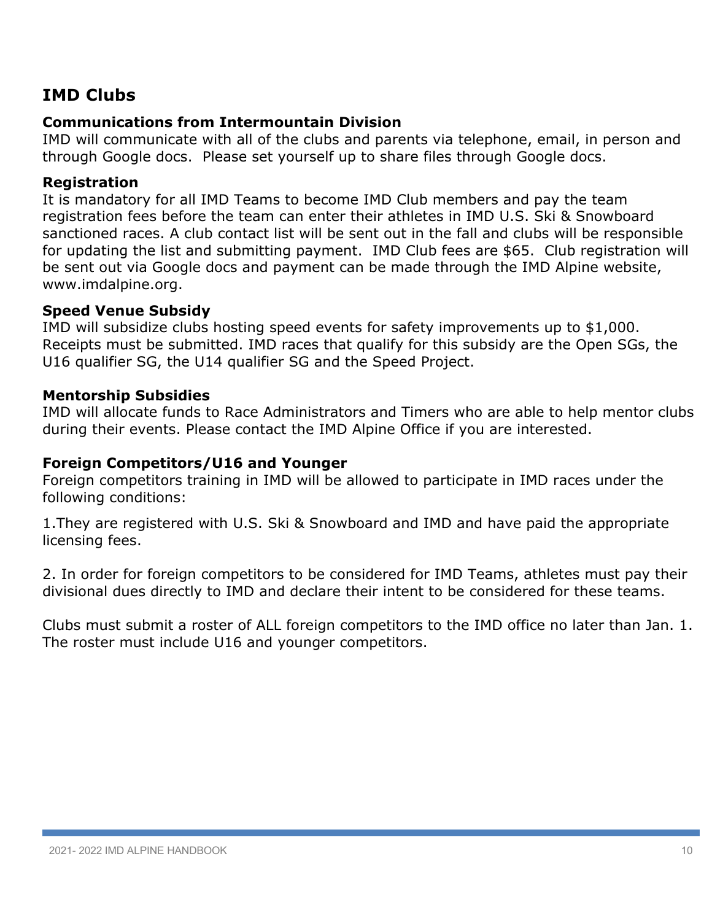## IMD Clubs

### Communications from Intermountain Division

IMD will communicate with all of the clubs and parents via telephone, email, in person and through Google docs.  Please set yourself up to share files through Google docs.

### Registration

It is mandatory for all IMD Teams to become IMD Club members and pay the team registration fees before the team can enter their athletes in IMD U.S. Ski & Snowboard sanctioned races. A club contact list will be sent out in the fall and clubs will be responsible for updating the list and submitting payment.  IMD Club fees are $65.  Club registration will be sent out via Google docs and payment can be made through the IMD Alpine website, www.imdalpine.org.

### Speed Venue Subsidy

IMD will subsidize clubs hosting speed events for safety improvements up to $1,000. Receipts must be submitted. IMD races that qualify for this subsidy are the Open SGs, the U16 qualifier SG, the U14 qualifier SG and the Speed Project.

### Mentorship Subsidies

IMD will allocate funds to Race Administrators and Timers who are able to help mentor clubs during their events. Please contact the IMD Alpine Office if you are interested.

### Foreign Competitors/U16 and Younger

Foreign competitors training in IMD will be allowed to participate in IMD races under the following conditions:

1.They are registered with U.S. Ski & Snowboard and IMD and have paid the appropriate licensing fees.

2. In order for foreign competitors to be considered for IMD Teams, athletes must pay their divisional dues directly to IMD and declare their intent to be considered for these teams.

Clubs must submit a roster of ALL foreign competitors to the IMD office no later than Jan. 1. The roster must include U16 and younger competitors.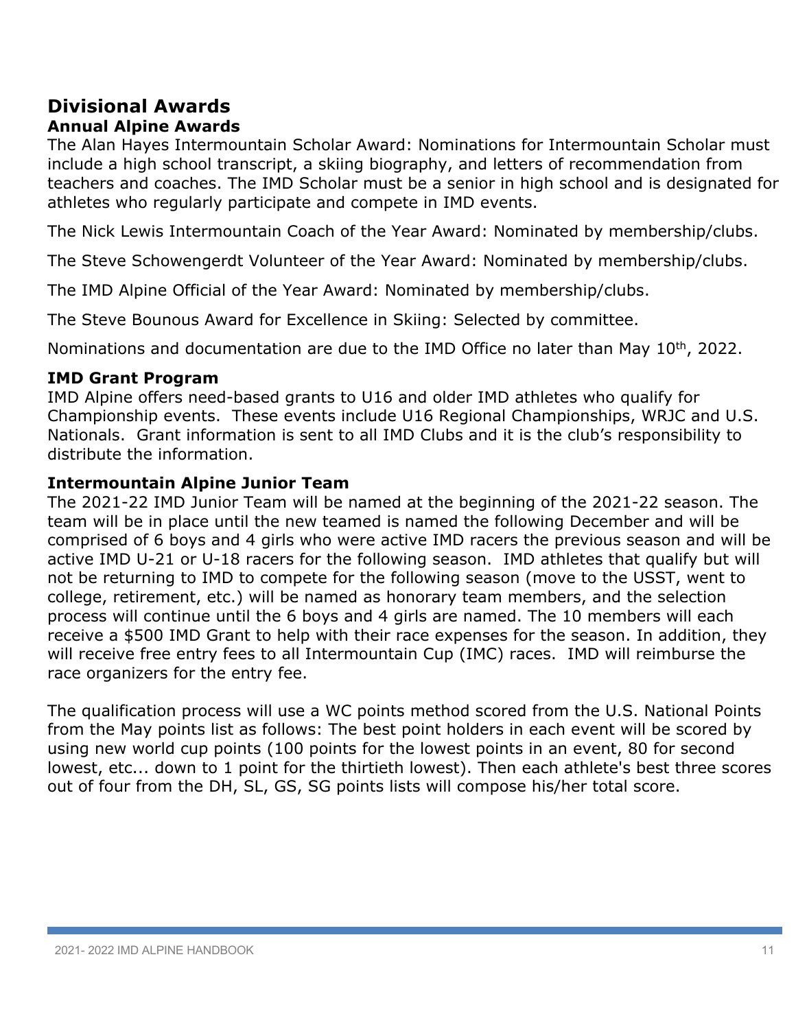# Divisional Awards

## Annual Alpine Awards

The Alan Hayes Intermountain Scholar Award: Nominations for Intermountain Scholar must include a high school transcript, a skiing biography, and letters of recommendation from teachers and coaches. The IMD Scholar must be a senior in high school and is designated for athletes who regularly participate and compete in IMD events.

The Nick Lewis Intermountain Coach of the Year Award: Nominated by membership/clubs.

The Steve Schowengerdt Volunteer of the Year Award: Nominated by membership/clubs.

The IMD Alpine Official of the Year Award: Nominated by membership/clubs.

The Steve Bounous Award for Excellence in Skiing: Selected by committee.

Nominations and documentation are due to the IMD Office no later than May 10th, 2022.

## IMD Grant Program

IMD Alpine offers need-based grants to U16 and older IMD athletes who qualify for Championship events. These events include U16 Regional Championships, WRJC and U.S. Nationals. Grant information is sent to all IMD Clubs and it is the club's responsibility to distribute the information.

## Intermountain Alpine Junior Team

The 2021-22 IMD Junior Team will be named at the beginning of the 2021-22 season. The team will be in place until the new teamed is named the following December and will be comprised of 6 boys and 4 girls who were active IMD racers the previous season and will be active IMD U-21 or U-18 racers for the following season. IMD athletes that qualify but will not be returning to IMD to compete for the following season (move to the USST, went to college, retirement, etc.) will be named as honorary team members, and the selection process will continue until the 6 boys and 4 girls are named. The 10 members will each receive a $500 IMD Grant to help with their race expenses for the season. In addition, they will receive free entry fees to all Intermountain Cup (IMC) races. IMD will reimburse the race organizers for the entry fee.

The qualification process will use a WC points method scored from the U.S. National Points from the May points list as follows: The best point holders in each event will be scored by using new world cup points (100 points for the lowest points in an event, 80 for second lowest, etc... down to 1 point for the thirtieth lowest). Then each athlete's best three scores out of four from the DH, SL, GS, SG points lists will compose his/her total score.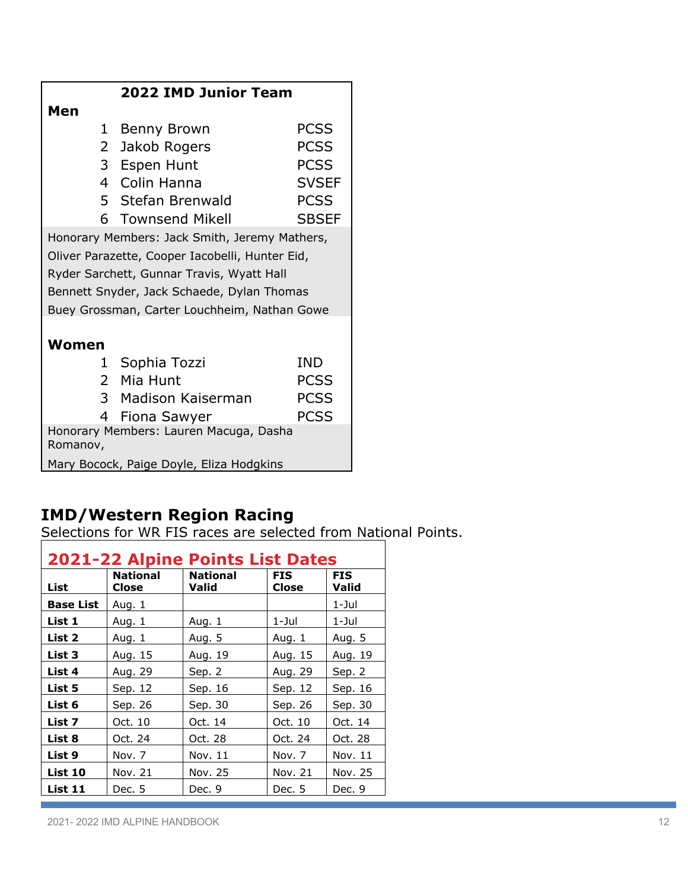| 2022 IMD Junior Team | | |
|---|---|---|
| **Men** | | |
| 1 | Benny Brown | PCSS |
| 2 | Jakob Rogers | PCSS |
| 3 | Espen Hunt | PCSS |
| 4 | Colin Hanna | SVSEF |
| 5 | Stefan Brenwald | PCSS |
| 6 | Townsend Mikell | SBSEF |
| Honorary Members: Jack Smith, Jeremy Mathers, Oliver Parazette, Cooper Iacobelli, Hunter Eid, Ryder Sarchett, Gunnar Travis, Wyatt Hall Bennett Snyder, Jack Schaede, Dylan Thomas Buey Grossman, Carter Louchheim, Nathan Gowe | | |
| **Women** | | |
| 1 | Sophia Tozzi | IND |
| 2 | Mia Hunt | PCSS |
| 3 | Madison Kaiserman | PCSS |
| 4 | Fiona Sawyer | PCSS |
| Honorary Members: Lauren Macuga, Dasha Romanov, Mary Bocock, Paige Doyle, Eliza Hodgkins | | |

## IMD/Western Region Racing

Selections for WR FIS races are selected from National Points.

| 2021-22 Alpine Points List Dates | | | | |
|---|---|---|---|---|
| **List** | **National Close** | **National Valid** | **FIS Close** | **FIS Valid** |
| **Base List** | Aug. 1 | | | 1-Jul |
| **List 1** | Aug. 1 | Aug. 1 | 1-Jul | 1-Jul |
| **List 2** | Aug. 1 | Aug. 5 | Aug. 1 | Aug. 5 |
| **List 3** | Aug. 15 | Aug. 19 | Aug. 15 | Aug. 19 |
| **List 4** | Aug. 29 | Sep. 2 | Aug. 29 | Sep. 2 |
| **List 5** | Sep. 12 | Sep. 16 | Sep. 12 | Sep. 16 |
| **List 6** | Sep. 26 | Sep. 30 | Sep. 26 | Sep. 30 |
| **List 7** | Oct. 10 | Oct. 14 | Oct. 10 | Oct. 14 |
| **List 8** | Oct. 24 | Oct. 28 | Oct. 24 | Oct. 28 |
| **List 9** | Nov. 7 | Nov. 11 | Nov. 7 | Nov. 11 |
| **List 10** | Nov. 21 | Nov. 25 | Nov. 21 | Nov. 25 |
| **List 11** | Dec. 5 | Dec. 9 | Dec. 5 | Dec. 9 |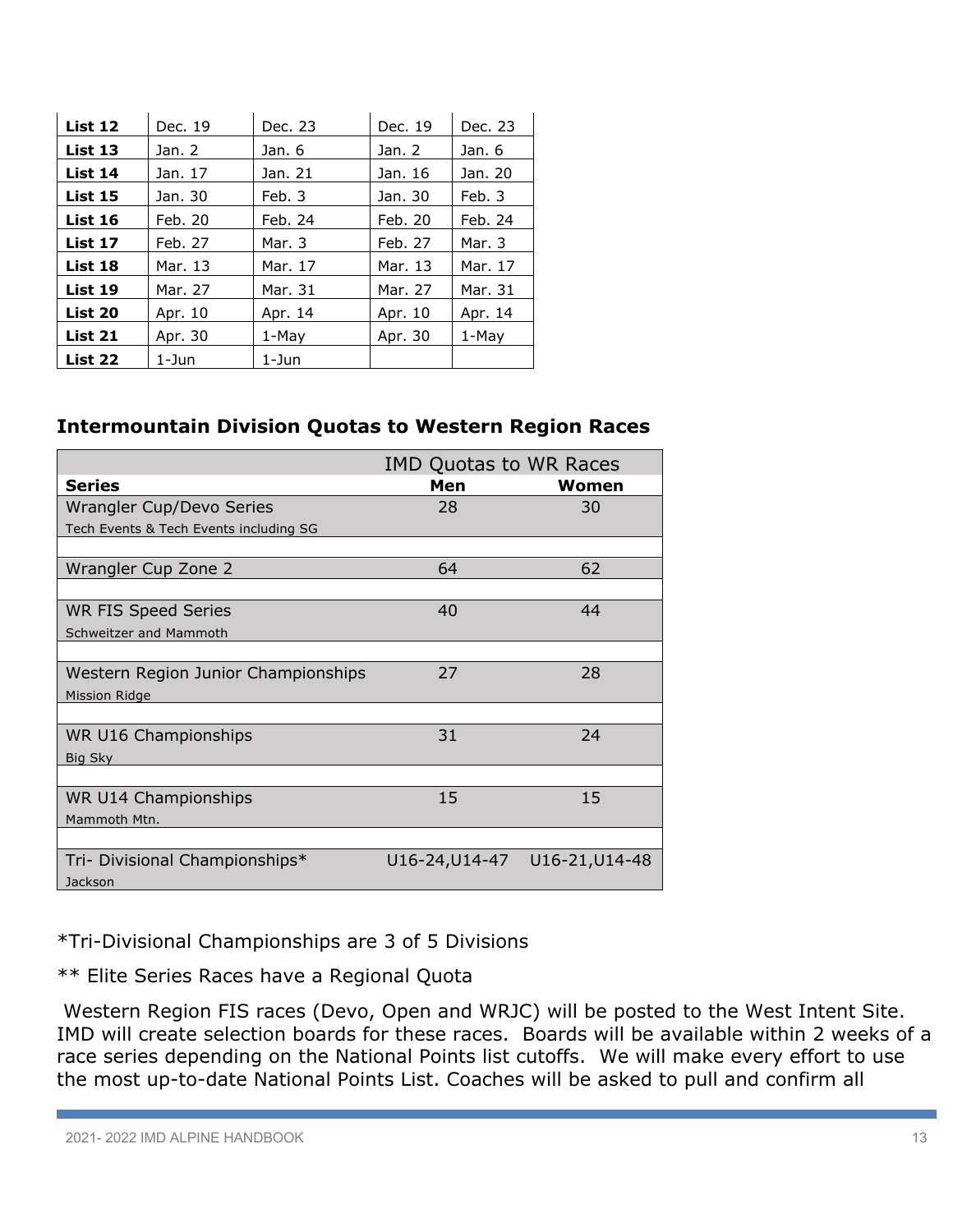| | | | | |
|---|---|---|---|---|
| **List 12** | Dec. 19 | Dec. 23 | Dec. 19 | Dec. 23 |
| **List 13** | Jan. 2 | Jan. 6 | Jan. 2 | Jan. 6 |
| **List 14** | Jan. 17 | Jan. 21 | Jan. 16 | Jan. 20 |
| **List 15** | Jan. 30 | Feb. 3 | Jan. 30 | Feb. 3 |
| **List 16** | Feb. 20 | Feb. 24 | Feb. 20 | Feb. 24 |
| **List 17** | Feb. 27 | Mar. 3 | Feb. 27 | Mar. 3 |
| **List 18** | Mar. 13 | Mar. 17 | Mar. 13 | Mar. 17 |
| **List 19** | Mar. 27 | Mar. 31 | Mar. 27 | Mar. 31 |
| **List 20** | Apr. 10 | Apr. 14 | Apr. 10 | Apr. 14 |
| **List 21** | Apr. 30 | 1-May | Apr. 30 | 1-May |
| **List 22** | 1-Jun | 1-Jun | | |

## Intermountain Division Quotas to Western Region Races

| | IMD Quotas to WR Races | |
|---|---|---|
| **Series** | **Men** | **Women** |
| Wrangler Cup/Devo Series<br>Tech Events & Tech Events including SG | 28 | 30 |
| Wrangler Cup Zone 2 | 64 | 62 |
| WR FIS Speed Series<br>Schweitzer and Mammoth | 40 | 44 |
| Western Region Junior Championships<br>Mission Ridge | 27 | 28 |
| WR U16 Championships<br>Big Sky | 31 | 24 |
| WR U14 Championships<br>Mammoth Mtn. | 15 | 15 |
| Tri- Divisional Championships*<br>Jackson | U16-24,U14-47 | U16-21,U14-48 |

*Tri-Divisional Championships are 3 of 5 Divisions

** Elite Series Races have a Regional Quota

Western Region FIS races (Devo, Open and WRJC) will be posted to the West Intent Site. IMD will create selection boards for these races. Boards will be available within 2 weeks of a race series depending on the National Points list cutoffs. We will make every effort to use the most up-to-date National Points List. Coaches will be asked to pull and confirm all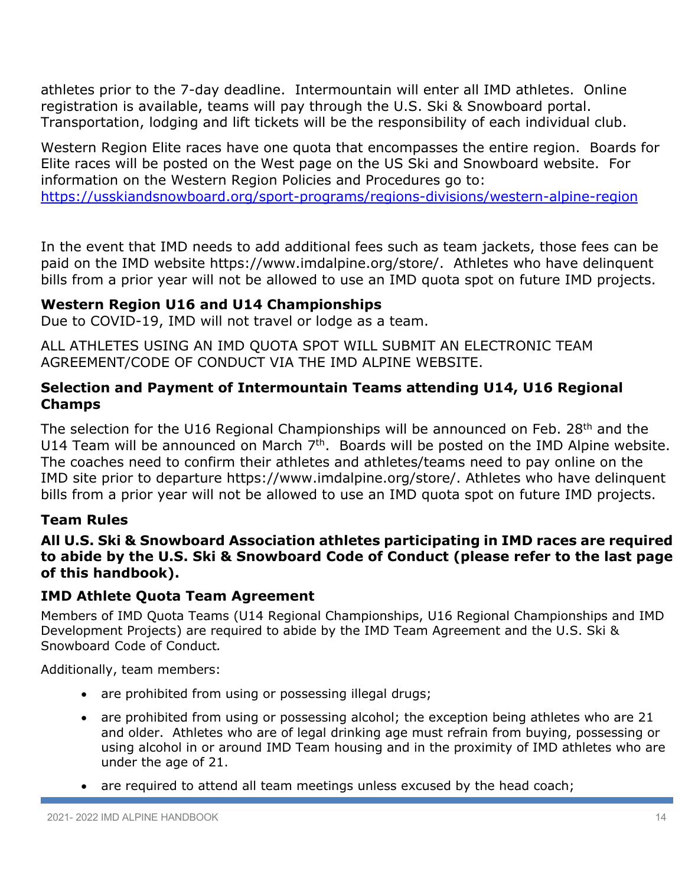athletes prior to the 7-day deadline. Intermountain will enter all IMD athletes. Online registration is available, teams will pay through the U.S. Ski & Snowboard portal. Transportation, lodging and lift tickets will be the responsibility of each individual club.

Western Region Elite races have one quota that encompasses the entire region. Boards for Elite races will be posted on the West page on the US Ski and Snowboard website. For information on the Western Region Policies and Procedures go to: https://usskiandsnowboard.org/sport-programs/regions-divisions/western-alpine-region

In the event that IMD needs to add additional fees such as team jackets, those fees can be paid on the IMD website https://www.imdalpine.org/store/. Athletes who have delinquent bills from a prior year will not be allowed to use an IMD quota spot on future IMD projects.

### Western Region U16 and U14 Championships

Due to COVID-19, IMD will not travel or lodge as a team.

ALL ATHLETES USING AN IMD QUOTA SPOT WILL SUBMIT AN ELECTRONIC TEAM AGREEMENT/CODE OF CONDUCT VIA THE IMD ALPINE WEBSITE.

### Selection and Payment of Intermountain Teams attending U14, U16 Regional Champs

The selection for the U16 Regional Championships will be announced on Feb. 28th and the U14 Team will be announced on March 7th. Boards will be posted on the IMD Alpine website. The coaches need to confirm their athletes and athletes/teams need to pay online on the IMD site prior to departure https://www.imdalpine.org/store/. Athletes who have delinquent bills from a prior year will not be allowed to use an IMD quota spot on future IMD projects.

### Team Rules

**All U.S. Ski & Snowboard Association athletes participating in IMD races are required to abide by the U.S. Ski & Snowboard Code of Conduct (please refer to the last page of this handbook).**

### IMD Athlete Quota Team Agreement

Members of IMD Quota Teams (U14 Regional Championships, U16 Regional Championships and IMD Development Projects) are required to abide by the IMD Team Agreement and the U.S. Ski & Snowboard Code of Conduct*.*

Additionally, team members:

- are prohibited from using or possessing illegal drugs;
- are prohibited from using or possessing alcohol; the exception being athletes who are 21 and older. Athletes who are of legal drinking age must refrain from buying, possessing or using alcohol in or around IMD Team housing and in the proximity of IMD athletes who are under the age of 21.
- are required to attend all team meetings unless excused by the head coach;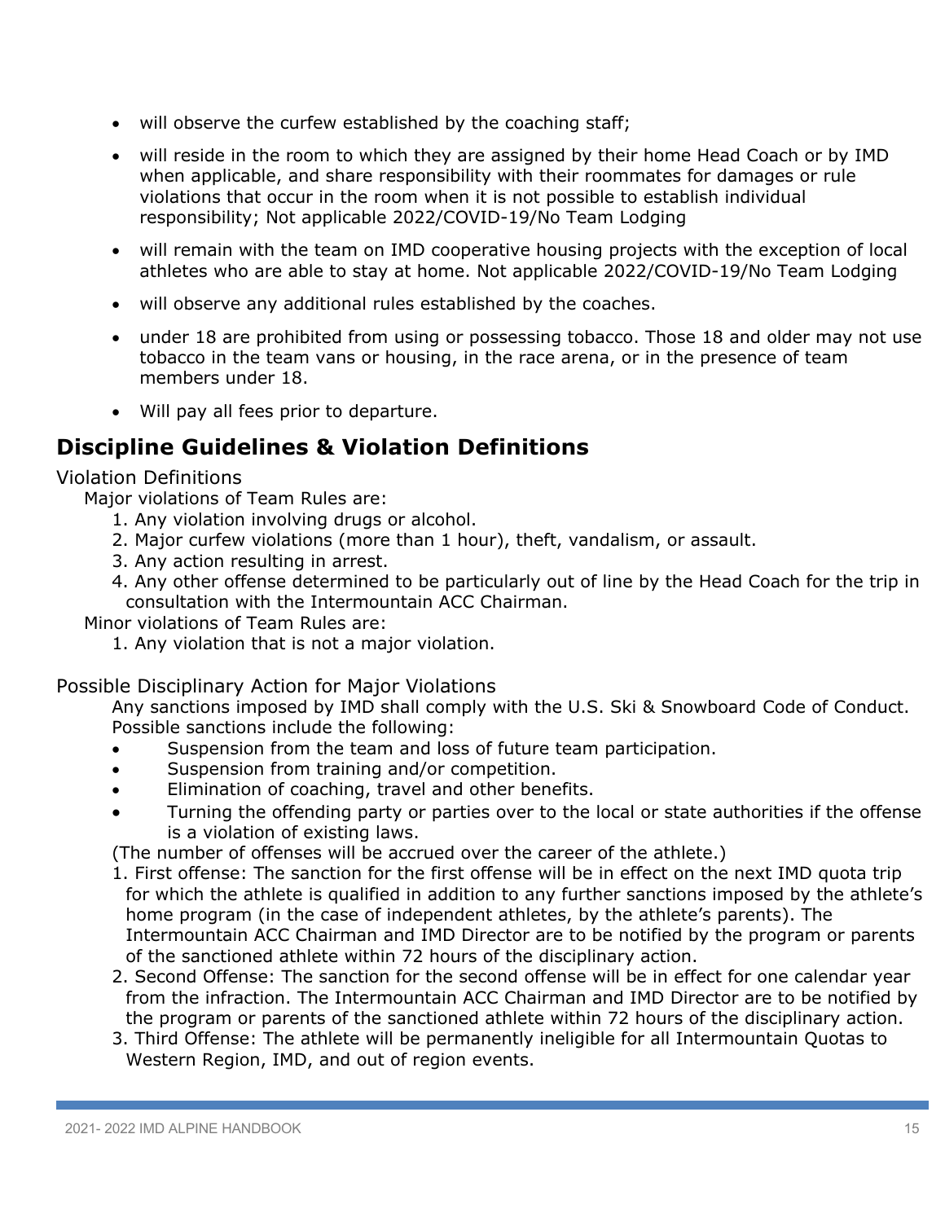- will observe the curfew established by the coaching staff;
- will reside in the room to which they are assigned by their home Head Coach or by IMD when applicable, and share responsibility with their roommates for damages or rule violations that occur in the room when it is not possible to establish individual responsibility; Not applicable 2022/COVID-19/No Team Lodging
- will remain with the team on IMD cooperative housing projects with the exception of local athletes who are able to stay at home. Not applicable 2022/COVID-19/No Team Lodging
- will observe any additional rules established by the coaches.
- under 18 are prohibited from using or possessing tobacco. Those 18 and older may not use tobacco in the team vans or housing, in the race arena, or in the presence of team members under 18.
- Will pay all fees prior to departure.

## Discipline Guidelines & Violation Definitions

### Violation Definitions

Major violations of Team Rules are:

1. Any violation involving drugs or alcohol.
2. Major curfew violations (more than 1 hour), theft, vandalism, or assault.
3. Any action resulting in arrest.
4. Any other offense determined to be particularly out of line by the Head Coach for the trip in consultation with the Intermountain ACC Chairman.

Minor violations of Team Rules are:

1. Any violation that is not a major violation.

### Possible Disciplinary Action for Major Violations

Any sanctions imposed by IMD shall comply with the U.S. Ski & Snowboard Code of Conduct. Possible sanctions include the following:

- Suspension from the team and loss of future team participation.
- Suspension from training and/or competition.
- Elimination of coaching, travel and other benefits.
- Turning the offending party or parties over to the local or state authorities if the offense is a violation of existing laws.

(The number of offenses will be accrued over the career of the athlete.)

1. First offense: The sanction for the first offense will be in effect on the next IMD quota trip for which the athlete is qualified in addition to any further sanctions imposed by the athlete's home program (in the case of independent athletes, by the athlete's parents). The Intermountain ACC Chairman and IMD Director are to be notified by the program or parents of the sanctioned athlete within 72 hours of the disciplinary action.
2. Second Offense: The sanction for the second offense will be in effect for one calendar year from the infraction. The Intermountain ACC Chairman and IMD Director are to be notified by the program or parents of the sanctioned athlete within 72 hours of the disciplinary action.
3. Third Offense: The athlete will be permanently ineligible for all Intermountain Quotas to Western Region, IMD, and out of region events.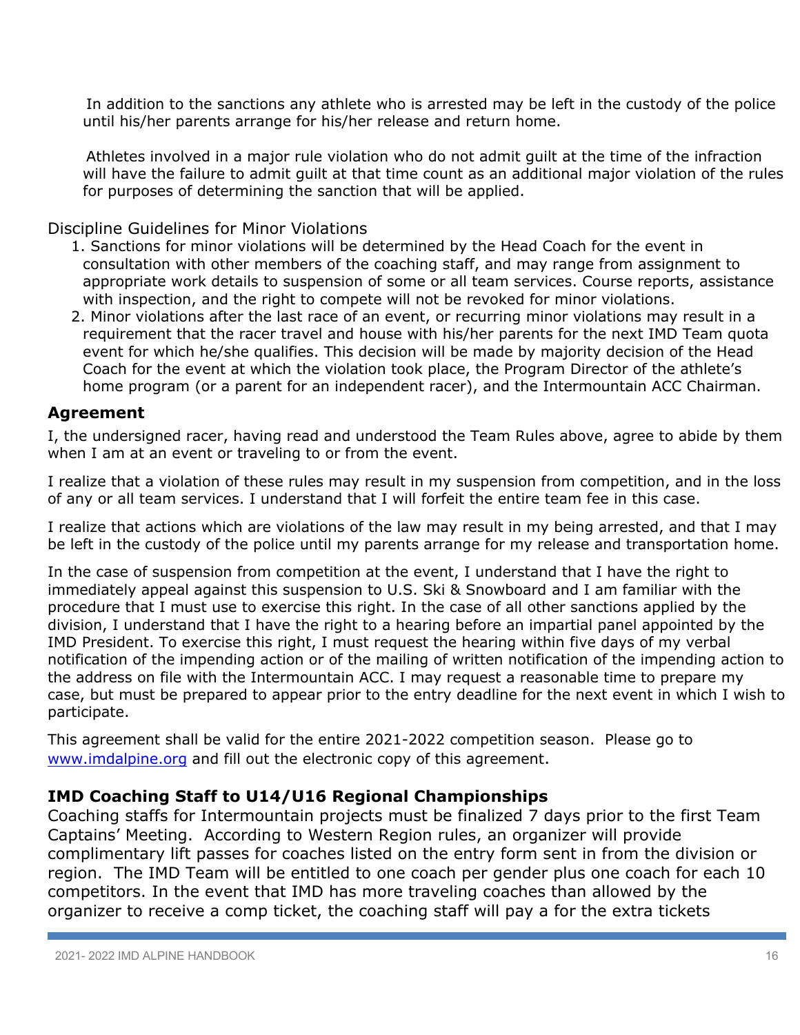In addition to the sanctions any athlete who is arrested may be left in the custody of the police until his/her parents arrange for his/her release and return home.

Athletes involved in a major rule violation who do not admit guilt at the time of the infraction will have the failure to admit guilt at that time count as an additional major violation of the rules for purposes of determining the sanction that will be applied.

Discipline Guidelines for Minor Violations

1. Sanctions for minor violations will be determined by the Head Coach for the event in consultation with other members of the coaching staff, and may range from assignment to appropriate work details to suspension of some or all team services. Course reports, assistance with inspection, and the right to compete will not be revoked for minor violations.
2. Minor violations after the last race of an event, or recurring minor violations may result in a requirement that the racer travel and house with his/her parents for the next IMD Team quota event for which he/she qualifies. This decision will be made by majority decision of the Head Coach for the event at which the violation took place, the Program Director of the athlete's home program (or a parent for an independent racer), and the Intermountain ACC Chairman.

## Agreement

I, the undersigned racer, having read and understood the Team Rules above, agree to abide by them when I am at an event or traveling to or from the event.

I realize that a violation of these rules may result in my suspension from competition, and in the loss of any or all team services. I understand that I will forfeit the entire team fee in this case.

I realize that actions which are violations of the law may result in my being arrested, and that I may be left in the custody of the police until my parents arrange for my release and transportation home.

In the case of suspension from competition at the event, I understand that I have the right to immediately appeal against this suspension to U.S. Ski & Snowboard and I am familiar with the procedure that I must use to exercise this right. In the case of all other sanctions applied by the division, I understand that I have the right to a hearing before an impartial panel appointed by the IMD President. To exercise this right, I must request the hearing within five days of my verbal notification of the impending action or of the mailing of written notification of the impending action to the address on file with the Intermountain ACC. I may request a reasonable time to prepare my case, but must be prepared to appear prior to the entry deadline for the next event in which I wish to participate.

This agreement shall be valid for the entire 2021-2022 competition season. Please go to www.imdalpine.org and fill out the electronic copy of this agreement.

## IMD Coaching Staff to U14/U16 Regional Championships

Coaching staffs for Intermountain projects must be finalized 7 days prior to the first Team Captains' Meeting. According to Western Region rules, an organizer will provide complimentary lift passes for coaches listed on the entry form sent in from the division or region. The IMD Team will be entitled to one coach per gender plus one coach for each 10 competitors. In the event that IMD has more traveling coaches than allowed by the organizer to receive a comp ticket, the coaching staff will pay a for the extra tickets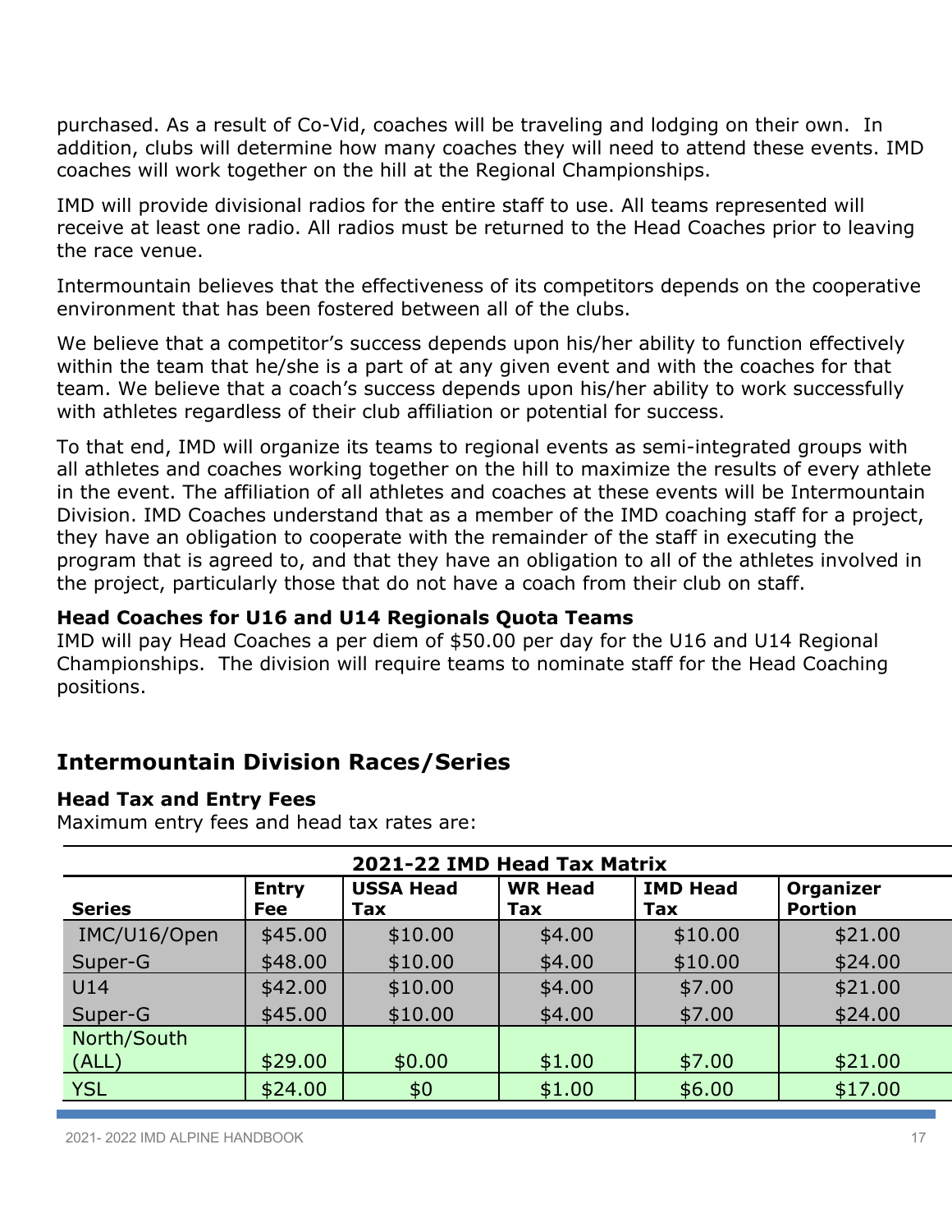purchased. As a result of Co-Vid, coaches will be traveling and lodging on their own. In addition, clubs will determine how many coaches they will need to attend these events. IMD coaches will work together on the hill at the Regional Championships.

IMD will provide divisional radios for the entire staff to use. All teams represented will receive at least one radio. All radios must be returned to the Head Coaches prior to leaving the race venue.

Intermountain believes that the effectiveness of its competitors depends on the cooperative environment that has been fostered between all of the clubs.

We believe that a competitor's success depends upon his/her ability to function effectively within the team that he/she is a part of at any given event and with the coaches for that team. We believe that a coach's success depends upon his/her ability to work successfully with athletes regardless of their club affiliation or potential for success.

To that end, IMD will organize its teams to regional events as semi-integrated groups with all athletes and coaches working together on the hill to maximize the results of every athlete in the event. The affiliation of all athletes and coaches at these events will be Intermountain Division. IMD Coaches understand that as a member of the IMD coaching staff for a project, they have an obligation to cooperate with the remainder of the staff in executing the program that is agreed to, and that they have an obligation to all of the athletes involved in the project, particularly those that do not have a coach from their club on staff.

**Head Coaches for U16 and U14 Regionals Quota Teams**

IMD will pay Head Coaches a per diem of $50.00 per day for the U16 and U14 Regional Championships. The division will require teams to nominate staff for the Head Coaching positions.

## Intermountain Division Races/Series

**Head Tax and Entry Fees**

Maximum entry fees and head tax rates are:

| 2021-22 IMD Head Tax Matrix | | | | | |
|---|---|---|---|---|---|
| **Series** | **Entry Fee** | **USSA Head Tax** | **WR Head Tax** | **IMD Head Tax** | **Organizer Portion** |
| IMC/U16/Open | $45.00 | $10.00 | $4.00 | $10.00 | $21.00 |
| Super-G | $48.00 | $10.00 | $4.00 | $10.00 | $24.00 |
| U14 | $42.00 | $10.00 | $4.00 | $7.00 | $21.00 |
| Super-G | $45.00 | $10.00 | $4.00 | $7.00 | $24.00 |
| North/South (ALL) | $29.00 | $0.00 | $1.00 | $7.00 | $21.00 |
| YSL | $24.00 | $0 | $1.00 | $6.00 | $17.00 |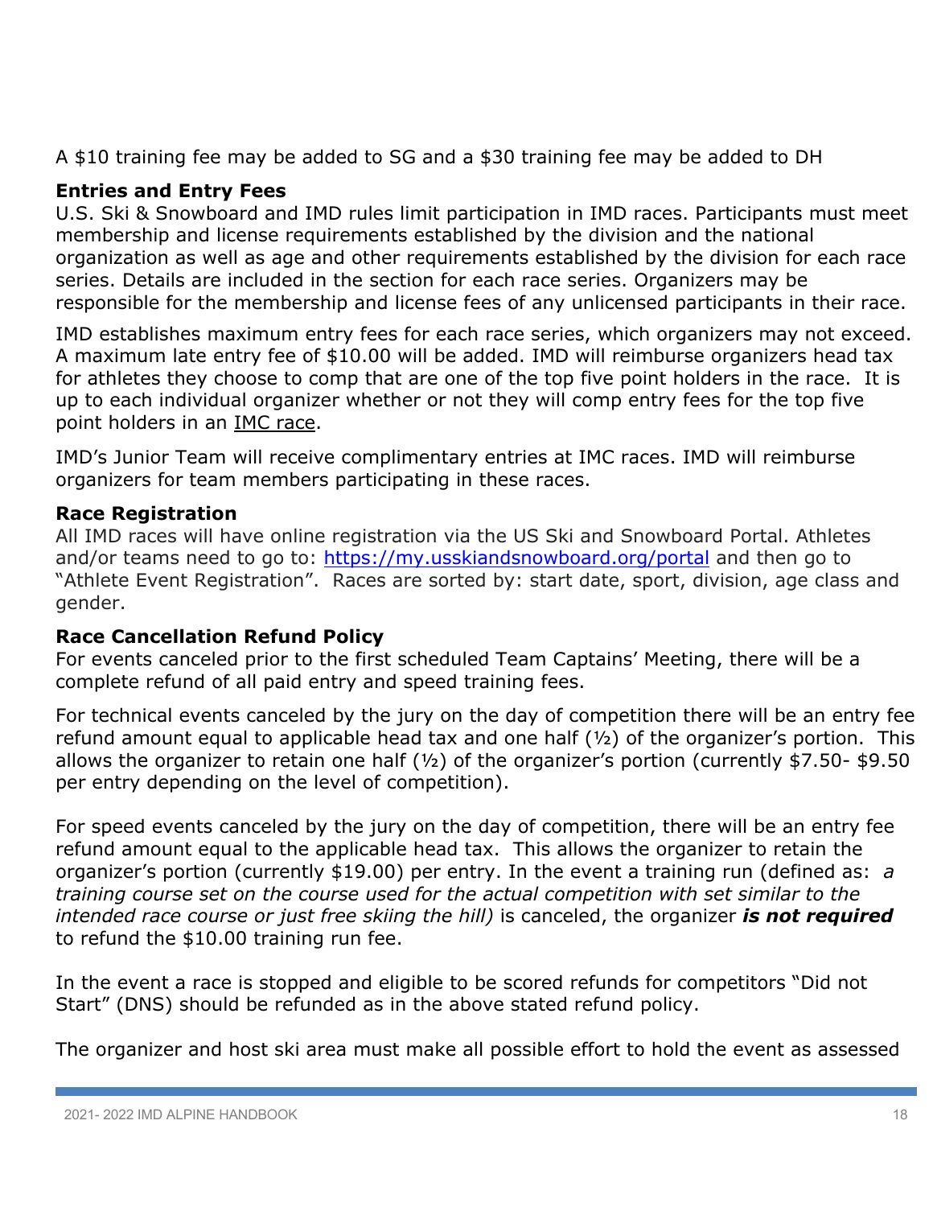A $10 training fee may be added to SG and a $30 training fee may be added to DH

**Entries and Entry Fees**
U.S. Ski & Snowboard and IMD rules limit participation in IMD races. Participants must meet membership and license requirements established by the division and the national organization as well as age and other requirements established by the division for each race series. Details are included in the section for each race series. Organizers may be responsible for the membership and license fees of any unlicensed participants in their race.

IMD establishes maximum entry fees for each race series, which organizers may not exceed. A maximum late entry fee of $10.00 will be added. IMD will reimburse organizers head tax for athletes they choose to comp that are one of the top five point holders in the race. It is up to each individual organizer whether or not they will comp entry fees for the top five point holders in an IMC race.

IMD's Junior Team will receive complimentary entries at IMC races. IMD will reimburse organizers for team members participating in these races.

**Race Registration**
All IMD races will have online registration via the US Ski and Snowboard Portal. Athletes and/or teams need to go to: [https://my.usskiandsnowboard.org/portal](https://my.usskiandsnowboard.org/portal) and then go to "Athlete Event Registration". Races are sorted by: start date, sport, division, age class and gender.

**Race Cancellation Refund Policy**
For events canceled prior to the first scheduled Team Captains' Meeting, there will be a complete refund of all paid entry and speed training fees.

For technical events canceled by the jury on the day of competition there will be an entry fee refund amount equal to applicable head tax and one half (½) of the organizer's portion. This allows the organizer to retain one half (½) of the organizer's portion (currently $7.50- $9.50 per entry depending on the level of competition).

For speed events canceled by the jury on the day of competition, there will be an entry fee refund amount equal to the applicable head tax. This allows the organizer to retain the organizer's portion (currently $19.00) per entry. In the event a training run (defined as: *a training course set on the course used for the actual competition with set similar to the intended race course or just free skiing the hill)* is canceled, the organizer ***is not required*** to refund the $10.00 training run fee.

In the event a race is stopped and eligible to be scored refunds for competitors "Did not Start" (DNS) should be refunded as in the above stated refund policy.

The organizer and host ski area must make all possible effort to hold the event as assessed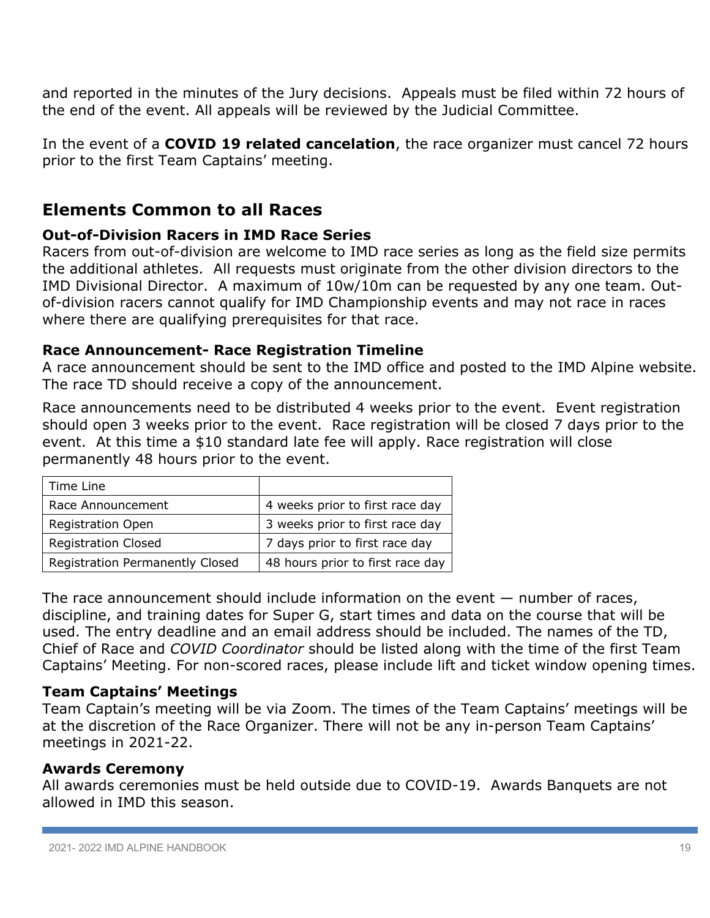and reported in the minutes of the Jury decisions. Appeals must be filed within 72 hours of the end of the event. All appeals will be reviewed by the Judicial Committee.

In the event of a **COVID 19 related cancelation**, the race organizer must cancel 72 hours prior to the first Team Captains' meeting.

## Elements Common to all Races

### Out-of-Division Racers in IMD Race Series

Racers from out-of-division are welcome to IMD race series as long as the field size permits the additional athletes. All requests must originate from the other division directors to the IMD Divisional Director. A maximum of 10w/10m can be requested by any one team. Out-of-division racers cannot qualify for IMD Championship events and may not race in races where there are qualifying prerequisites for that race.

### Race Announcement- Race Registration Timeline

A race announcement should be sent to the IMD office and posted to the IMD Alpine website. The race TD should receive a copy of the announcement.

Race announcements need to be distributed 4 weeks prior to the event. Event registration should open 3 weeks prior to the event. Race registration will be closed 7 days prior to the event. At this time a $10 standard late fee will apply. Race registration will close permanently 48 hours prior to the event.

| Time Line | |
|---|---|
| Race Announcement | 4 weeks prior to first race day |
| Registration Open | 3 weeks prior to first race day |
| Registration Closed | 7 days prior to first race day |
| Registration Permanently Closed | 48 hours prior to first race day |

The race announcement should include information on the event — number of races, discipline, and training dates for Super G, start times and data on the course that will be used. The entry deadline and an email address should be included. The names of the TD, Chief of Race and *COVID Coordinator* should be listed along with the time of the first Team Captains' Meeting. For non-scored races, please include lift and ticket window opening times.

### Team Captains' Meetings

Team Captain's meeting will be via Zoom. The times of the Team Captains' meetings will be at the discretion of the Race Organizer. There will not be any in-person Team Captains' meetings in 2021-22.

### Awards Ceremony

All awards ceremonies must be held outside due to COVID-19. Awards Banquets are not allowed in IMD this season.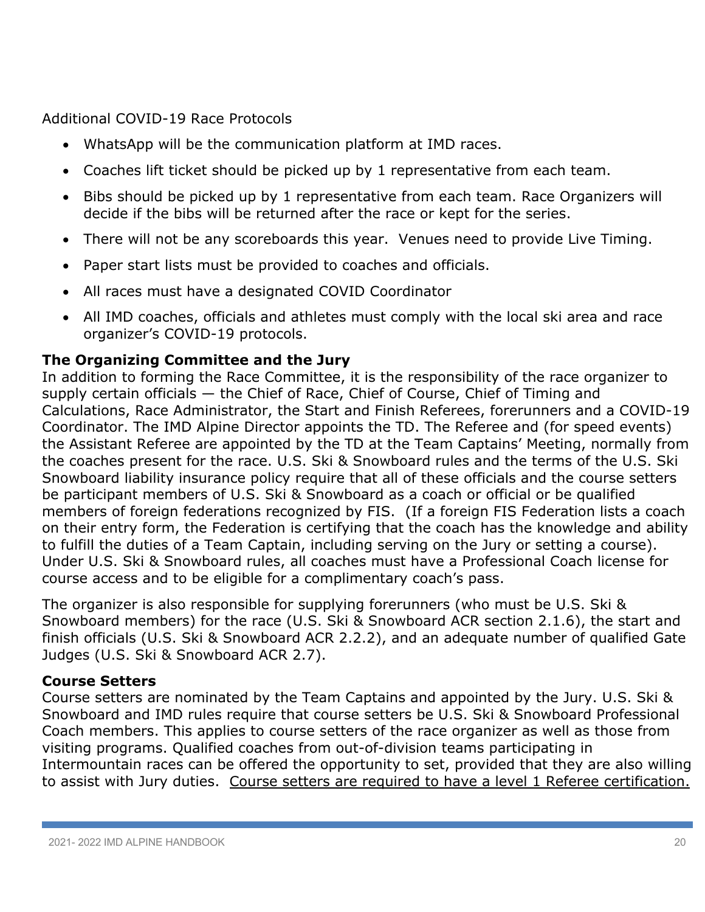Additional COVID-19 Race Protocols

- WhatsApp will be the communication platform at IMD races.
- Coaches lift ticket should be picked up by 1 representative from each team.
- Bibs should be picked up by 1 representative from each team. Race Organizers will decide if the bibs will be returned after the race or kept for the series.
- There will not be any scoreboards this year. Venues need to provide Live Timing.
- Paper start lists must be provided to coaches and officials.
- All races must have a designated COVID Coordinator
- All IMD coaches, officials and athletes must comply with the local ski area and race organizer's COVID-19 protocols.

**The Organizing Committee and the Jury**

In addition to forming the Race Committee, it is the responsibility of the race organizer to supply certain officials — the Chief of Race, Chief of Course, Chief of Timing and Calculations, Race Administrator, the Start and Finish Referees, forerunners and a COVID-19 Coordinator. The IMD Alpine Director appoints the TD. The Referee and (for speed events) the Assistant Referee are appointed by the TD at the Team Captains' Meeting, normally from the coaches present for the race. U.S. Ski & Snowboard rules and the terms of the U.S. Ski Snowboard liability insurance policy require that all of these officials and the course setters be participant members of U.S. Ski & Snowboard as a coach or official or be qualified members of foreign federations recognized by FIS. (If a foreign FIS Federation lists a coach on their entry form, the Federation is certifying that the coach has the knowledge and ability to fulfill the duties of a Team Captain, including serving on the Jury or setting a course). Under U.S. Ski & Snowboard rules, all coaches must have a Professional Coach license for course access and to be eligible for a complimentary coach's pass.

The organizer is also responsible for supplying forerunners (who must be U.S. Ski & Snowboard members) for the race (U.S. Ski & Snowboard ACR section 2.1.6), the start and finish officials (U.S. Ski & Snowboard ACR 2.2.2), and an adequate number of qualified Gate Judges (U.S. Ski & Snowboard ACR 2.7).

**Course Setters**

Course setters are nominated by the Team Captains and appointed by the Jury. U.S. Ski & Snowboard and IMD rules require that course setters be U.S. Ski & Snowboard Professional Coach members. This applies to course setters of the race organizer as well as those from visiting programs. Qualified coaches from out-of-division teams participating in Intermountain races can be offered the opportunity to set, provided that they are also willing to assist with Jury duties. <u>Course setters are required to have a level 1 Referee certification.</u>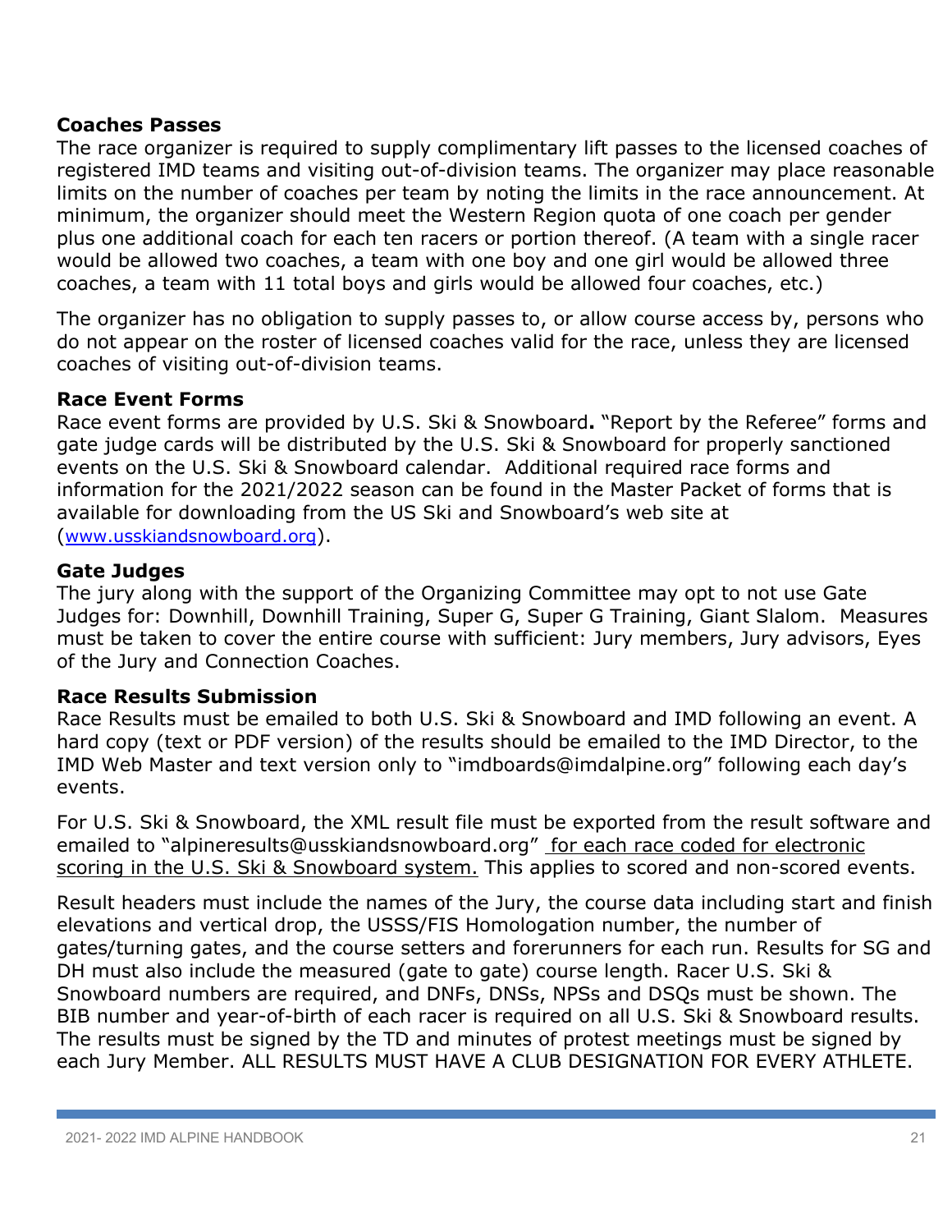**Coaches Passes**

The race organizer is required to supply complimentary lift passes to the licensed coaches of registered IMD teams and visiting out-of-division teams. The organizer may place reasonable limits on the number of coaches per team by noting the limits in the race announcement. At minimum, the organizer should meet the Western Region quota of one coach per gender plus one additional coach for each ten racers or portion thereof. (A team with a single racer would be allowed two coaches, a team with one boy and one girl would be allowed three coaches, a team with 11 total boys and girls would be allowed four coaches, etc.)

The organizer has no obligation to supply passes to, or allow course access by, persons who do not appear on the roster of licensed coaches valid for the race, unless they are licensed coaches of visiting out-of-division teams.

**Race Event Forms**

Race event forms are provided by U.S. Ski & Snowboard**.** "Report by the Referee" forms and gate judge cards will be distributed by the U.S. Ski & Snowboard for properly sanctioned events on the U.S. Ski & Snowboard calendar. Additional required race forms and information for the 2021/2022 season can be found in the Master Packet of forms that is available for downloading from the US Ski and Snowboard's web site at (www.usskiandsnowboard.org).

**Gate Judges**

The jury along with the support of the Organizing Committee may opt to not use Gate Judges for: Downhill, Downhill Training, Super G, Super G Training, Giant Slalom. Measures must be taken to cover the entire course with sufficient: Jury members, Jury advisors, Eyes of the Jury and Connection Coaches.

**Race Results Submission**

Race Results must be emailed to both U.S. Ski & Snowboard and IMD following an event. A hard copy (text or PDF version) of the results should be emailed to the IMD Director, to the IMD Web Master and text version only to "imdboards@imdalpine.org" following each day's events.

For U.S. Ski & Snowboard, the XML result file must be exported from the result software and emailed to "alpineresults@usskiandsnowboard.org" for each race coded for electronic scoring in the U.S. Ski & Snowboard system. This applies to scored and non-scored events.

Result headers must include the names of the Jury, the course data including start and finish elevations and vertical drop, the USSS/FIS Homologation number, the number of gates/turning gates, and the course setters and forerunners for each run. Results for SG and DH must also include the measured (gate to gate) course length. Racer U.S. Ski & Snowboard numbers are required, and DNFs, DNSs, NPSs and DSQs must be shown. The BIB number and year-of-birth of each racer is required on all U.S. Ski & Snowboard results. The results must be signed by the TD and minutes of protest meetings must be signed by each Jury Member. ALL RESULTS MUST HAVE A CLUB DESIGNATION FOR EVERY ATHLETE.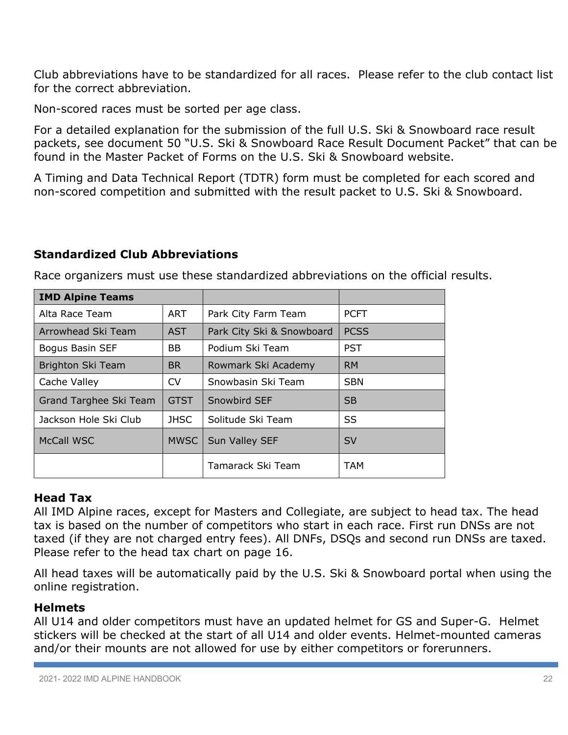Club abbreviations have to be standardized for all races. Please refer to the club contact list for the correct abbreviation.

Non-scored races must be sorted per age class.

For a detailed explanation for the submission of the full U.S. Ski & Snowboard race result packets, see document 50 "U.S. Ski & Snowboard Race Result Document Packet" that can be found in the Master Packet of Forms on the U.S. Ski & Snowboard website.

A Timing and Data Technical Report (TDTR) form must be completed for each scored and non-scored competition and submitted with the result packet to U.S. Ski & Snowboard.

### Standardized Club Abbreviations

Race organizers must use these standardized abbreviations on the official results.

| **IMD Alpine Teams** | | | |
|---|---|---|---|
| Alta Race Team | ART | Park City Farm Team | PCFT |
| Arrowhead Ski Team | AST | Park City Ski & Snowboard | PCSS |
| Bogus Basin SEF | BB | Podium Ski Team | PST |
| Brighton Ski Team | BR | Rowmark Ski Academy | RM |
| Cache Valley | CV | Snowbasin Ski Team | SBN |
| Grand Targhee Ski Team | GTST | Snowbird SEF | SB |
| Jackson Hole Ski Club | JHSC | Solitude Ski Team | SS |
| McCall WSC | MWSC | Sun Valley SEF | SV |
| | | Tamarack Ski Team | TAM |

### Head Tax

All IMD Alpine races, except for Masters and Collegiate, are subject to head tax. The head tax is based on the number of competitors who start in each race. First run DNSs are not taxed (if they are not charged entry fees). All DNFs, DSQs and second run DNSs are taxed. Please refer to the head tax chart on page 16.

All head taxes will be automatically paid by the U.S. Ski & Snowboard portal when using the online registration.

### Helmets

All U14 and older competitors must have an updated helmet for GS and Super-G. Helmet stickers will be checked at the start of all U14 and older events. Helmet-mounted cameras and/or their mounts are not allowed for use by either competitors or forerunners.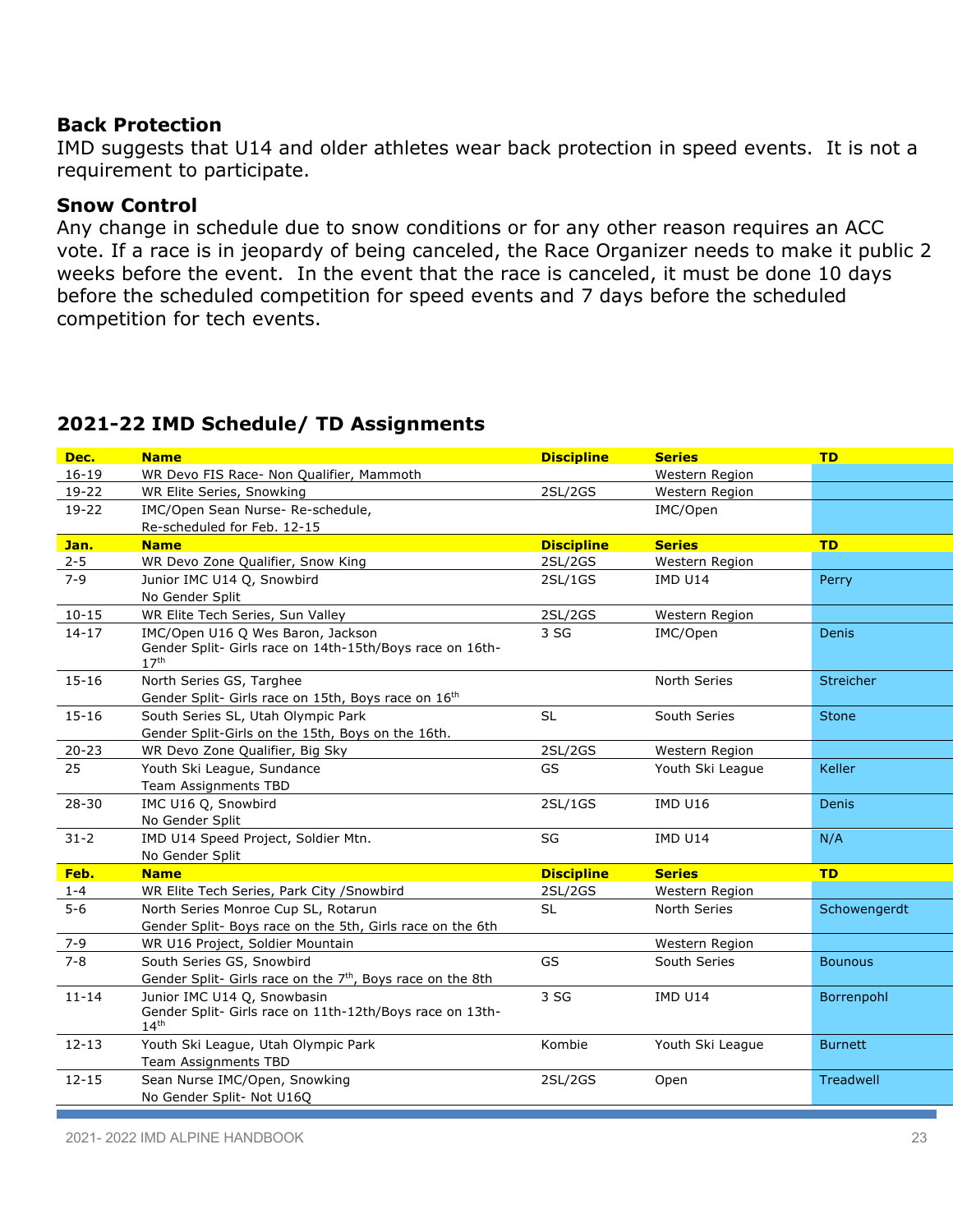### Back Protection

IMD suggests that U14 and older athletes wear back protection in speed events. It is not a requirement to participate.

### Snow Control

Any change in schedule due to snow conditions or for any other reason requires an ACC vote. If a race is in jeopardy of being canceled, the Race Organizer needs to make it public 2 weeks before the event. In the event that the race is canceled, it must be done 10 days before the scheduled competition for speed events and 7 days before the scheduled competition for tech events.

## 2021-22 IMD Schedule/ TD Assignments

| Dec. | Name | Discipline | Series | TD |
|---|---|---|---|---|
| 16-19 | WR Devo FIS Race- Non Qualifier, Mammoth | | Western Region | |
| 19-22 | WR Elite Series, Snowking | 2SL/2GS | Western Region | |
| 19-22 | IMC/Open Sean Nurse- Re-schedule, Re-scheduled for Feb. 12-15 | | IMC/Open | |
| **Jan.** | **Name** | **Discipline** | **Series** | **TD** |
| 2-5 | WR Devo Zone Qualifier, Snow King | 2SL/2GS | Western Region | |
| 7-9 | Junior IMC U14 Q, Snowbird No Gender Split | 2SL/1GS | IMD U14 | Perry |
| 10-15 | WR Elite Tech Series, Sun Valley | 2SL/2GS | Western Region | |
| 14-17 | IMC/Open U16 Q Wes Baron, Jackson Gender Split- Girls race on 14th-15th/Boys race on 16th-17th | 3 SG | IMC/Open | Denis |
| 15-16 | North Series GS, Targhee Gender Split- Girls race on 15th, Boys race on 16th | | North Series | Streicher |
| 15-16 | South Series SL, Utah Olympic Park Gender Split-Girls on the 15th, Boys on the 16th. | SL | South Series | Stone |
| 20-23 | WR Devo Zone Qualifier, Big Sky | 2SL/2GS | Western Region | |
| 25 | Youth Ski League, Sundance Team Assignments TBD | GS | Youth Ski League | Keller |
| 28-30 | IMC U16 Q, Snowbird No Gender Split | 2SL/1GS | IMD U16 | Denis |
| 31-2 | IMD U14 Speed Project, Soldier Mtn. No Gender Split | SG | IMD U14 | N/A |
| **Feb.** | **Name** | **Discipline** | **Series** | **TD** |
| 1-4 | WR Elite Tech Series, Park City /Snowbird | 2SL/2GS | Western Region | |
| 5-6 | North Series Monroe Cup SL, Rotarun Gender Split- Boys race on the 5th, Girls race on the 6th | SL | North Series | Schowengerdt |
| 7-9 | WR U16 Project, Soldier Mountain | | Western Region | |
| 7-8 | South Series GS, Snowbird Gender Split- Girls race on the 7th, Boys race on the 8th | GS | South Series | Bounous |
| 11-14 | Junior IMC U14 Q, Snowbasin Gender Split- Girls race on 11th-12th/Boys race on 13th-14th | 3 SG | IMD U14 | Borrenpohl |
| 12-13 | Youth Ski League, Utah Olympic Park Team Assignments TBD | Kombie | Youth Ski League | Burnett |
| 12-15 | Sean Nurse IMC/Open, Snowking No Gender Split- Not U16Q | 2SL/2GS | Open | Treadwell |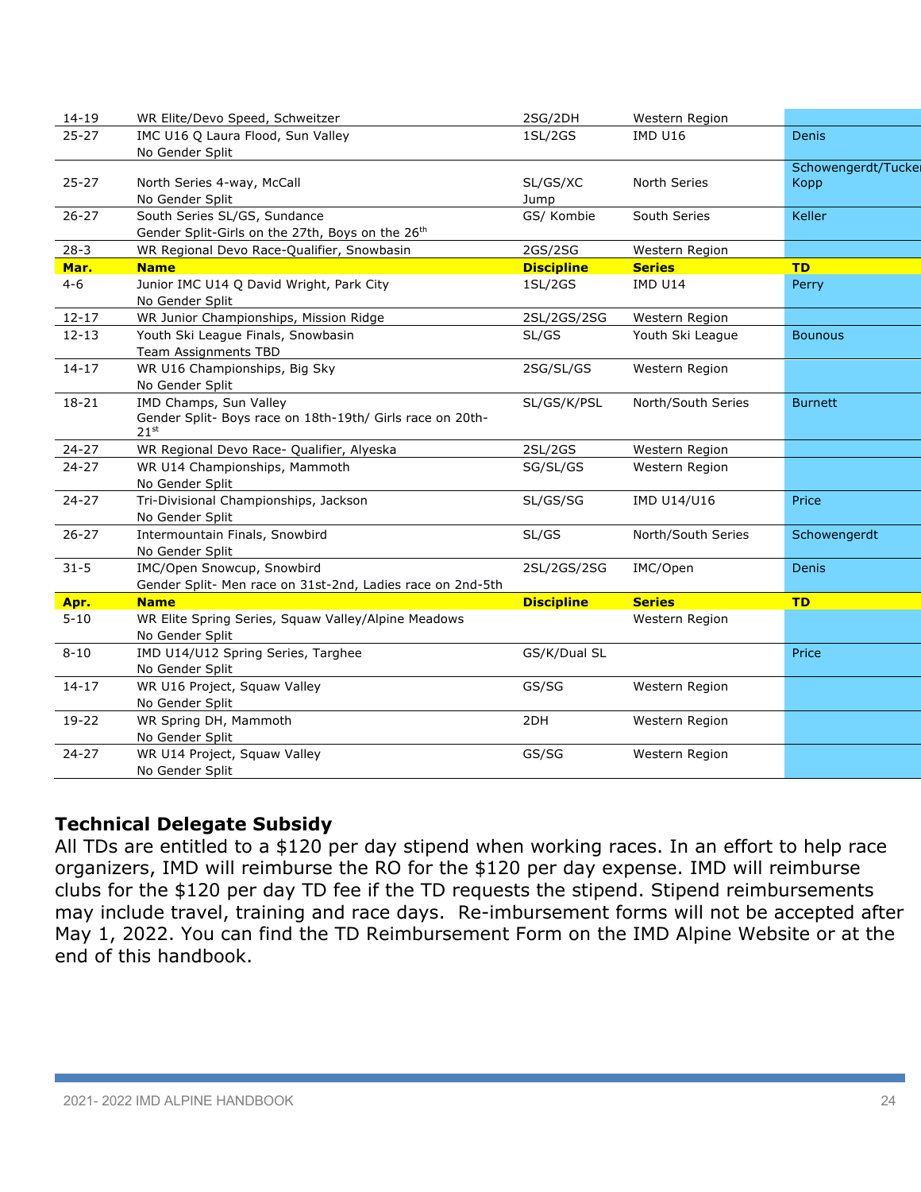| | | | | |
|---|---|---|---|---|
| 14-19 | WR Elite/Devo Speed, Schweitzer | 2SG/2DH | Western Region | |
| 25-27 | IMC U16 Q Laura Flood, Sun Valley<br>No Gender Split | 1SL/2GS | IMD U16 | Denis |
| 25-27 | North Series 4-way, McCall<br>No Gender Split | SL/GS/XC Jump | North Series | Schowengerdt/Tucker Kopp |
| 26-27 | South Series SL/GS, Sundance<br>Gender Split-Girls on the 27th, Boys on the 26th | GS/ Kombie | South Series | Keller |
| 28-3 | WR Regional Devo Race-Qualifier, Snowbasin | 2GS/2SG | Western Region | |
| **Mar.** | **Name** | **Discipline** | **Series** | **TD** |
| 4-6 | Junior IMC U14 Q David Wright, Park City<br>No Gender Split | 1SL/2GS | IMD U14 | Perry |
| 12-17 | WR Junior Championships, Mission Ridge | 2SL/2GS/2SG | Western Region | |
| 12-13 | Youth Ski League Finals, Snowbasin<br>Team Assignments TBD | SL/GS | Youth Ski League | Bounous |
| 14-17 | WR U16 Championships, Big Sky<br>No Gender Split | 2SG/SL/GS | Western Region | |
| 18-21 | IMD Champs, Sun Valley<br>Gender Split- Boys race on 18th-19th/ Girls race on 20th-21st | SL/GS/K/PSL | North/South Series | Burnett |
| 24-27 | WR Regional Devo Race- Qualifier, Alyeska | 2SL/2GS | Western Region | |
| 24-27 | WR U14 Championships, Mammoth<br>No Gender Split | SG/SL/GS | Western Region | |
| 24-27 | Tri-Divisional Championships, Jackson<br>No Gender Split | SL/GS/SG | IMD U14/U16 | Price |
| 26-27 | Intermountain Finals, Snowbird<br>No Gender Split | SL/GS | North/South Series | Schowengerdt |
| 31-5 | IMC/Open Snowcup, Snowbird<br>Gender Split- Men race on 31st-2nd, Ladies race on 2nd-5th | 2SL/2GS/2SG | IMC/Open | Denis |
| **Apr.** | **Name** | **Discipline** | **Series** | **TD** |
| 5-10 | WR Elite Spring Series, Squaw Valley/Alpine Meadows<br>No Gender Split | | Western Region | |
| 8-10 | IMD U14/U12 Spring Series, Targhee<br>No Gender Split | GS/K/Dual SL | | Price |
| 14-17 | WR U16 Project, Squaw Valley<br>No Gender Split | GS/SG | Western Region | |
| 19-22 | WR Spring DH, Mammoth<br>No Gender Split | 2DH | Western Region | |
| 24-27 | WR U14 Project, Squaw Valley<br>No Gender Split | GS/SG | Western Region | |

## Technical Delegate Subsidy

All TDs are entitled to a $120 per day stipend when working races. In an effort to help race organizers, IMD will reimburse the RO for the $120 per day expense. IMD will reimburse clubs for the $120 per day TD fee if the TD requests the stipend. Stipend reimbursements may include travel, training and race days. Re-imbursement forms will not be accepted after May 1, 2022. You can find the TD Reimbursement Form on the IMD Alpine Website or at the end of this handbook.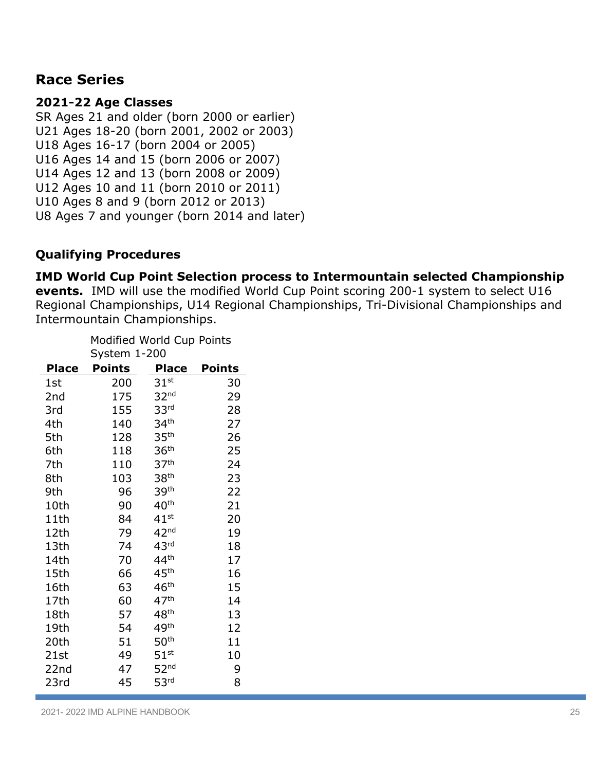## Race Series

### 2021-22 Age Classes

SR Ages 21 and older (born 2000 or earlier)
U21 Ages 18-20 (born 2001, 2002 or 2003)
U18 Ages 16-17 (born 2004 or 2005)
U16 Ages 14 and 15 (born 2006 or 2007)
U14 Ages 12 and 13 (born 2008 or 2009)
U12 Ages 10 and 11 (born 2010 or 2011)
U10 Ages 8 and 9 (born 2012 or 2013)
U8 Ages 7 and younger (born 2014 and later)

### Qualifying Procedures

**IMD World Cup Point Selection process to Intermountain selected Championship events.** IMD will use the modified World Cup Point scoring 200-1 system to select U16 Regional Championships, U14 Regional Championships, Tri-Divisional Championships and Intermountain Championships.

Modified World Cup Points System 1-200

| Place | Points | Place | Points |
|---|---|---|---|
| 1st | 200 | 31st | 30 |
| 2nd | 175 | 32nd | 29 |
| 3rd | 155 | 33rd | 28 |
| 4th | 140 | 34th | 27 |
| 5th | 128 | 35th | 26 |
| 6th | 118 | 36th | 25 |
| 7th | 110 | 37th | 24 |
| 8th | 103 | 38th | 23 |
| 9th | 96 | 39th | 22 |
| 10th | 90 | 40th | 21 |
| 11th | 84 | 41st | 20 |
| 12th | 79 | 42nd | 19 |
| 13th | 74 | 43rd | 18 |
| 14th | 70 | 44th | 17 |
| 15th | 66 | 45th | 16 |
| 16th | 63 | 46th | 15 |
| 17th | 60 | 47th | 14 |
| 18th | 57 | 48th | 13 |
| 19th | 54 | 49th | 12 |
| 20th | 51 | 50th | 11 |
| 21st | 49 | 51st | 10 |
| 22nd | 47 | 52nd | 9 |
| 23rd | 45 | 53rd | 8 |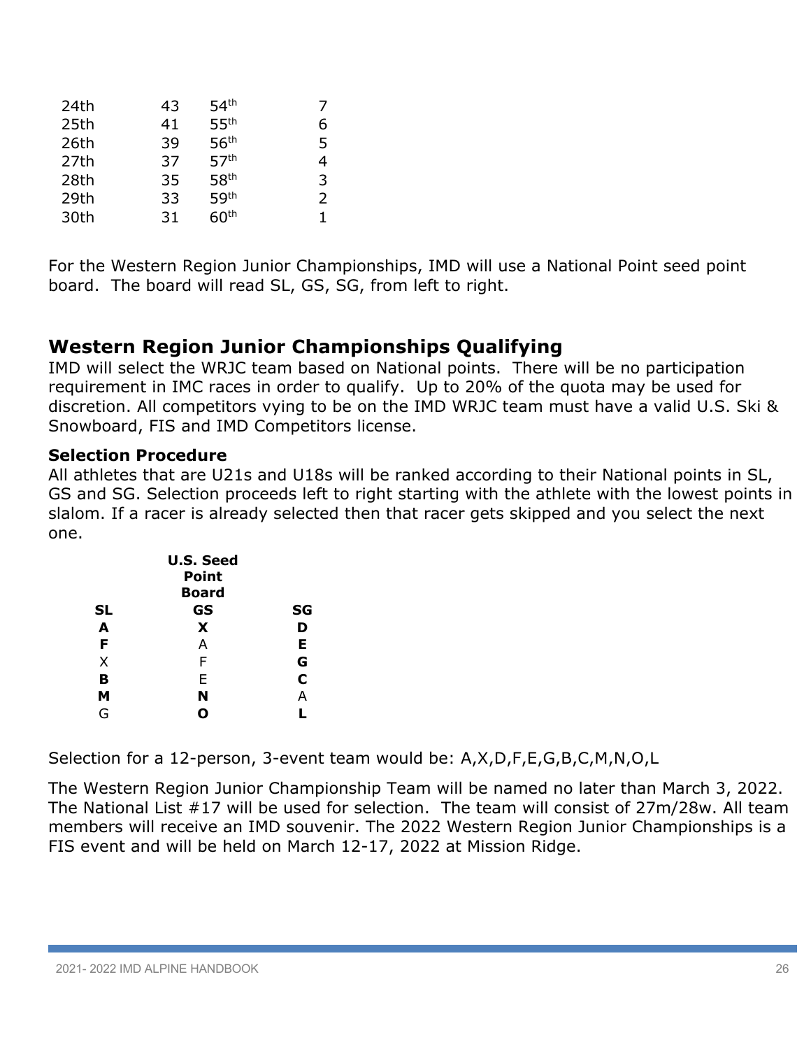| | | | |
|---|---|---|---|
| 24th | 43 | 54th | 7 |
| 25th | 41 | 55th | 6 |
| 26th | 39 | 56th | 5 |
| 27th | 37 | 57th | 4 |
| 28th | 35 | 58th | 3 |
| 29th | 33 | 59th | 2 |
| 30th | 31 | 60th | 1 |

For the Western Region Junior Championships, IMD will use a National Point seed point board. The board will read SL, GS, SG, from left to right.

## Western Region Junior Championships Qualifying

IMD will select the WRJC team based on National points. There will be no participation requirement in IMC races in order to qualify. Up to 20% of the quota may be used for discretion. All competitors vying to be on the IMD WRJC team must have a valid U.S. Ski & Snowboard, FIS and IMD Competitors license.

### Selection Procedure

All athletes that are U21s and U18s will be ranked according to their National points in SL, GS and SG. Selection proceeds left to right starting with the athlete with the lowest points in slalom. If a racer is already selected then that racer gets skipped and you select the next one.

| | **U.S. Seed Point Board** | |
|---|---|---|
| **SL** | **GS** | **SG** |
| **A** | **X** | **D** |
| **F** | A | **E** |
| X | F | **G** |
| **B** | E | **C** |
| **M** | **N** | A |
| G | **O** | **L** |

Selection for a 12-person, 3-event team would be: A,X,D,F,E,G,B,C,M,N,O,L

The Western Region Junior Championship Team will be named no later than March 3, 2022. The National List #17 will be used for selection. The team will consist of 27m/28w. All team members will receive an IMD souvenir. The 2022 Western Region Junior Championships is a FIS event and will be held on March 12-17, 2022 at Mission Ridge.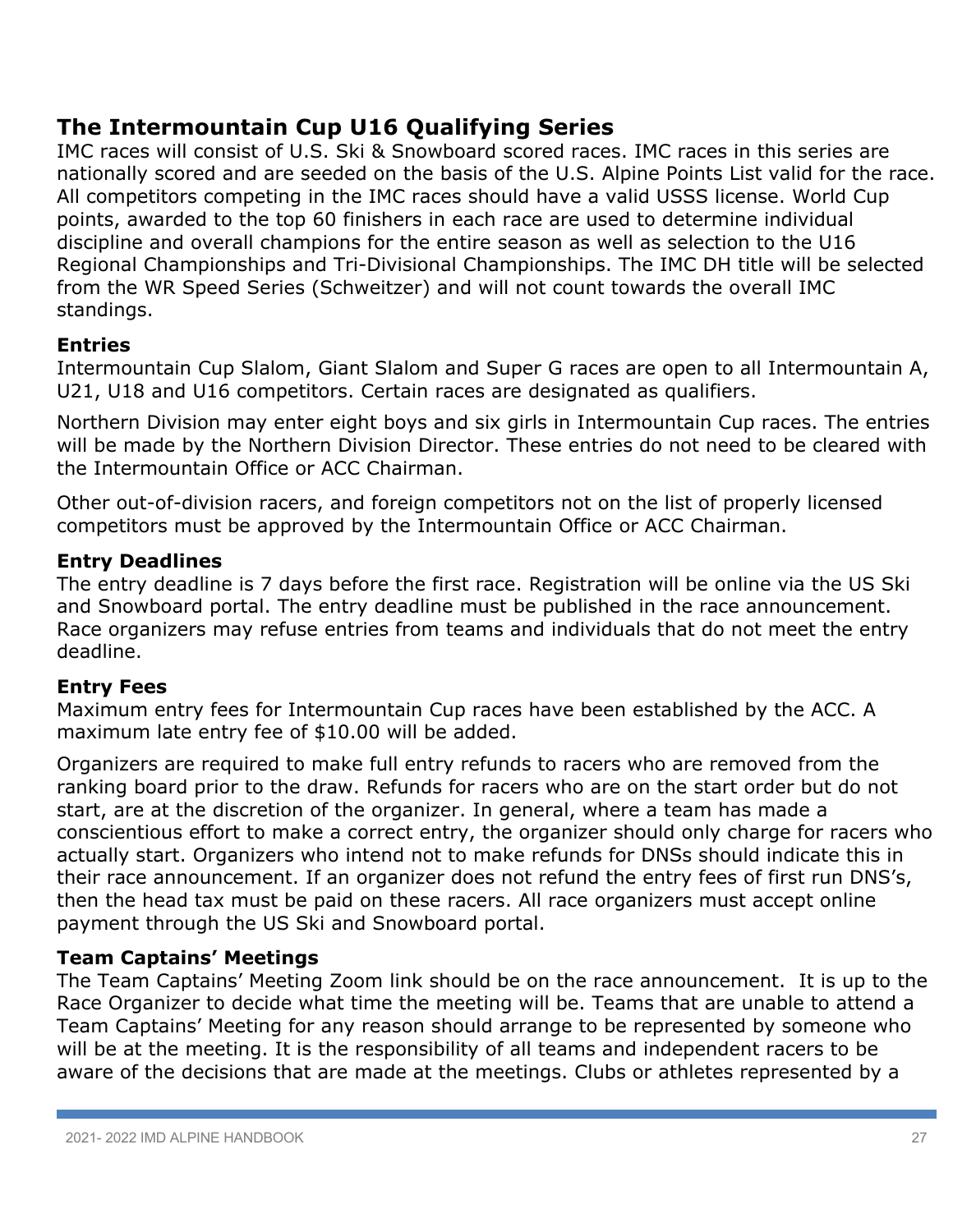## The Intermountain Cup U16 Qualifying Series

IMC races will consist of U.S. Ski & Snowboard scored races. IMC races in this series are nationally scored and are seeded on the basis of the U.S. Alpine Points List valid for the race. All competitors competing in the IMC races should have a valid USSS license. World Cup points, awarded to the top 60 finishers in each race are used to determine individual discipline and overall champions for the entire season as well as selection to the U16 Regional Championships and Tri-Divisional Championships. The IMC DH title will be selected from the WR Speed Series (Schweitzer) and will not count towards the overall IMC standings.

### Entries

Intermountain Cup Slalom, Giant Slalom and Super G races are open to all Intermountain A, U21, U18 and U16 competitors. Certain races are designated as qualifiers.

Northern Division may enter eight boys and six girls in Intermountain Cup races. The entries will be made by the Northern Division Director. These entries do not need to be cleared with the Intermountain Office or ACC Chairman.

Other out-of-division racers, and foreign competitors not on the list of properly licensed competitors must be approved by the Intermountain Office or ACC Chairman.

### Entry Deadlines

The entry deadline is 7 days before the first race. Registration will be online via the US Ski and Snowboard portal. The entry deadline must be published in the race announcement. Race organizers may refuse entries from teams and individuals that do not meet the entry deadline.

### Entry Fees

Maximum entry fees for Intermountain Cup races have been established by the ACC. A maximum late entry fee of $10.00 will be added.

Organizers are required to make full entry refunds to racers who are removed from the ranking board prior to the draw. Refunds for racers who are on the start order but do not start, are at the discretion of the organizer. In general, where a team has made a conscientious effort to make a correct entry, the organizer should only charge for racers who actually start. Organizers who intend not to make refunds for DNSs should indicate this in their race announcement. If an organizer does not refund the entry fees of first run DNS's, then the head tax must be paid on these racers. All race organizers must accept online payment through the US Ski and Snowboard portal.

### Team Captains' Meetings

The Team Captains' Meeting Zoom link should be on the race announcement. It is up to the Race Organizer to decide what time the meeting will be. Teams that are unable to attend a Team Captains' Meeting for any reason should arrange to be represented by someone who will be at the meeting. It is the responsibility of all teams and independent racers to be aware of the decisions that are made at the meetings. Clubs or athletes represented by a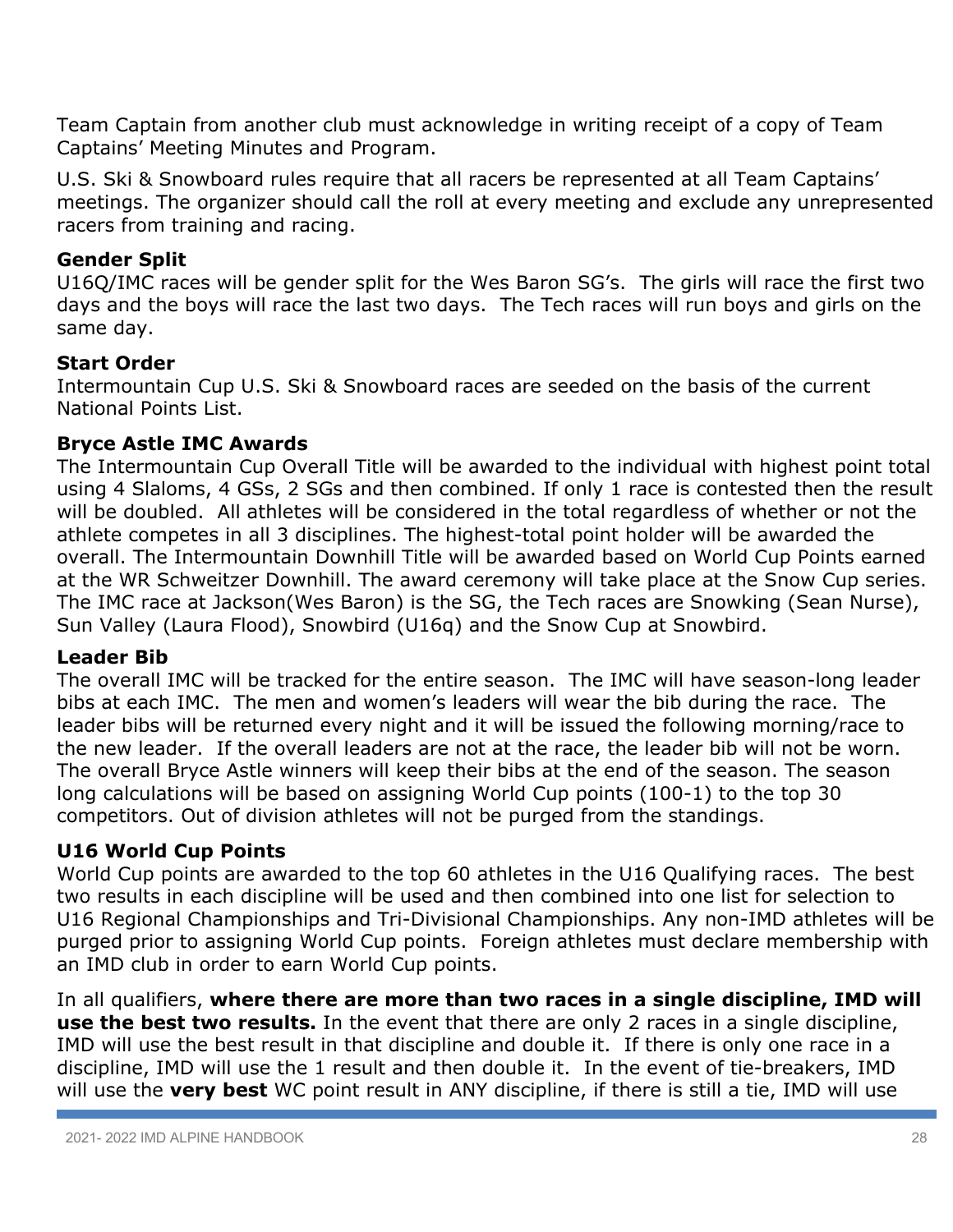Team Captain from another club must acknowledge in writing receipt of a copy of Team Captains' Meeting Minutes and Program.

U.S. Ski & Snowboard rules require that all racers be represented at all Team Captains' meetings. The organizer should call the roll at every meeting and exclude any unrepresented racers from training and racing.

**Gender Split**
U16Q/IMC races will be gender split for the Wes Baron SG's. The girls will race the first two days and the boys will race the last two days. The Tech races will run boys and girls on the same day.

**Start Order**
Intermountain Cup U.S. Ski & Snowboard races are seeded on the basis of the current National Points List.

**Bryce Astle IMC Awards**
The Intermountain Cup Overall Title will be awarded to the individual with highest point total using 4 Slaloms, 4 GSs, 2 SGs and then combined. If only 1 race is contested then the result will be doubled. All athletes will be considered in the total regardless of whether or not the athlete competes in all 3 disciplines. The highest-total point holder will be awarded the overall. The Intermountain Downhill Title will be awarded based on World Cup Points earned at the WR Schweitzer Downhill. The award ceremony will take place at the Snow Cup series. The IMC race at Jackson(Wes Baron) is the SG, the Tech races are Snowking (Sean Nurse), Sun Valley (Laura Flood), Snowbird (U16q) and the Snow Cup at Snowbird.

**Leader Bib**
The overall IMC will be tracked for the entire season. The IMC will have season-long leader bibs at each IMC. The men and women's leaders will wear the bib during the race. The leader bibs will be returned every night and it will be issued the following morning/race to the new leader. If the overall leaders are not at the race, the leader bib will not be worn. The overall Bryce Astle winners will keep their bibs at the end of the season. The season long calculations will be based on assigning World Cup points (100-1) to the top 30 competitors. Out of division athletes will not be purged from the standings.

**U16 World Cup Points**
World Cup points are awarded to the top 60 athletes in the U16 Qualifying races. The best two results in each discipline will be used and then combined into one list for selection to U16 Regional Championships and Tri-Divisional Championships. Any non-IMD athletes will be purged prior to assigning World Cup points. Foreign athletes must declare membership with an IMD club in order to earn World Cup points.

In all qualifiers, **where there are more than two races in a single discipline, IMD will use the best two results.** In the event that there are only 2 races in a single discipline, IMD will use the best result in that discipline and double it. If there is only one race in a discipline, IMD will use the 1 result and then double it. In the event of tie-breakers, IMD will use the **very best** WC point result in ANY discipline, if there is still a tie, IMD will use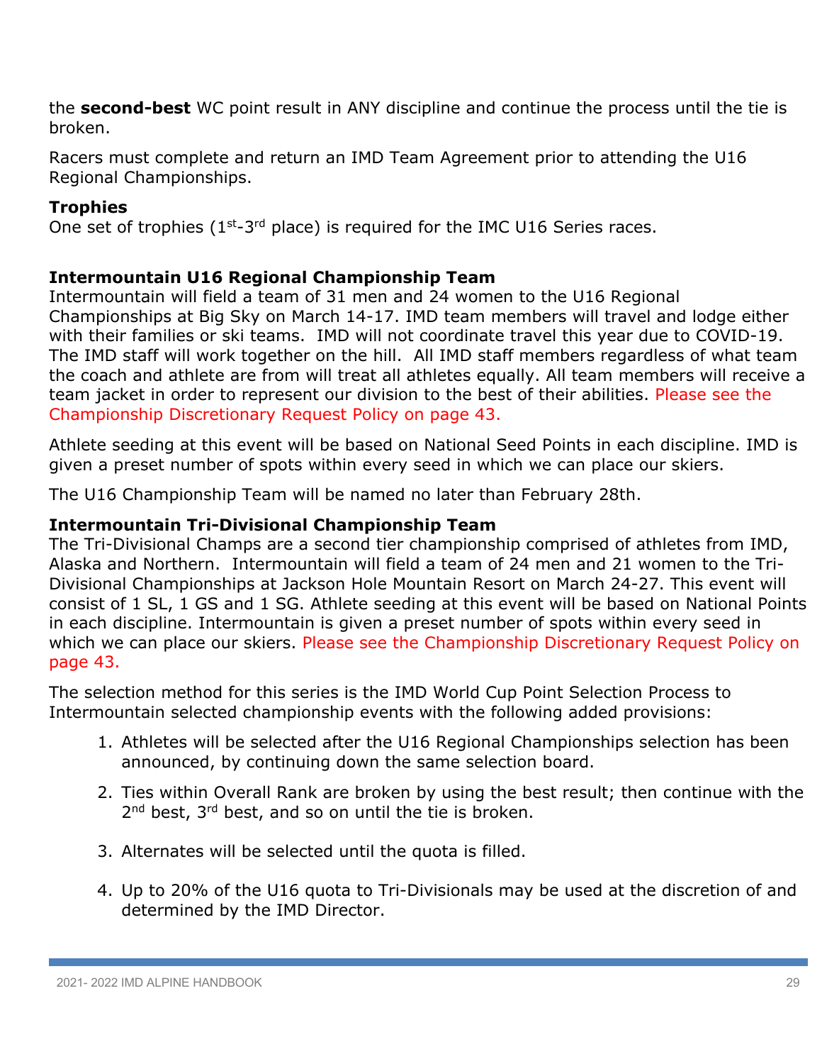the **second-best** WC point result in ANY discipline and continue the process until the tie is broken.

Racers must complete and return an IMD Team Agreement prior to attending the U16 Regional Championships.

**Trophies**

One set of trophies (1st-3rd place) is required for the IMC U16 Series races.

**Intermountain U16 Regional Championship Team**

Intermountain will field a team of 31 men and 24 women to the U16 Regional Championships at Big Sky on March 14-17. IMD team members will travel and lodge either with their families or ski teams. IMD will not coordinate travel this year due to COVID-19. The IMD staff will work together on the hill. All IMD staff members regardless of what team the coach and athlete are from will treat all athletes equally. All team members will receive a team jacket in order to represent our division to the best of their abilities. Please see the Championship Discretionary Request Policy on page 43.

Athlete seeding at this event will be based on National Seed Points in each discipline. IMD is given a preset number of spots within every seed in which we can place our skiers.

The U16 Championship Team will be named no later than February 28th.

**Intermountain Tri-Divisional Championship Team**

The Tri-Divisional Champs are a second tier championship comprised of athletes from IMD, Alaska and Northern. Intermountain will field a team of 24 men and 21 women to the Tri-Divisional Championships at Jackson Hole Mountain Resort on March 24-27. This event will consist of 1 SL, 1 GS and 1 SG. Athlete seeding at this event will be based on National Points in each discipline. Intermountain is given a preset number of spots within every seed in which we can place our skiers. Please see the Championship Discretionary Request Policy on page 43.

The selection method for this series is the IMD World Cup Point Selection Process to Intermountain selected championship events with the following added provisions:

1. Athletes will be selected after the U16 Regional Championships selection has been announced, by continuing down the same selection board.
2. Ties within Overall Rank are broken by using the best result; then continue with the 2nd best, 3rd best, and so on until the tie is broken.
3. Alternates will be selected until the quota is filled.
4. Up to 20% of the U16 quota to Tri-Divisionals may be used at the discretion of and determined by the IMD Director.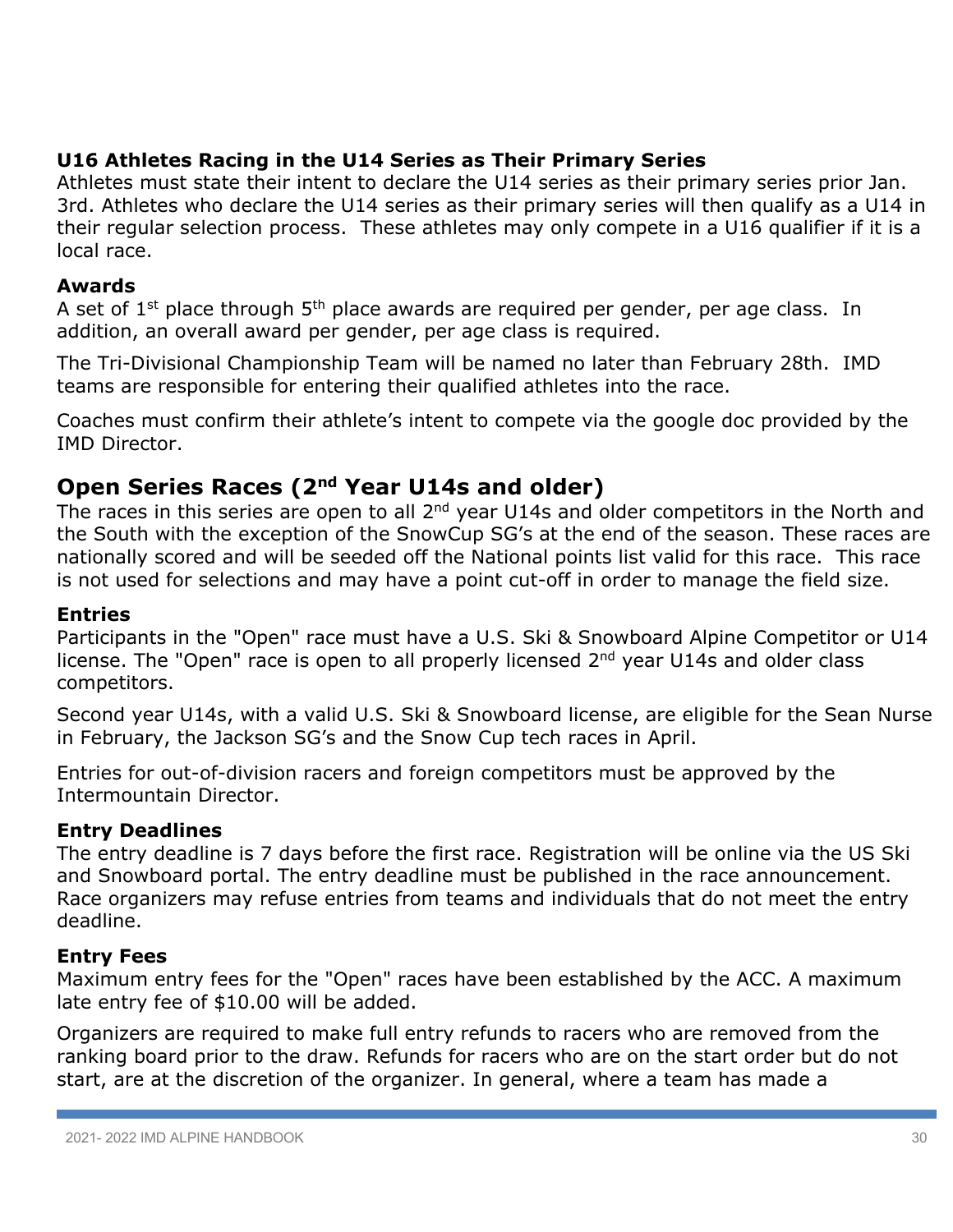### U16 Athletes Racing in the U14 Series as Their Primary Series

Athletes must state their intent to declare the U14 series as their primary series prior Jan. 3rd. Athletes who declare the U14 series as their primary series will then qualify as a U14 in their regular selection process. These athletes may only compete in a U16 qualifier if it is a local race.

### Awards

A set of 1st place through 5th place awards are required per gender, per age class. In addition, an overall award per gender, per age class is required.

The Tri-Divisional Championship Team will be named no later than February 28th. IMD teams are responsible for entering their qualified athletes into the race.

Coaches must confirm their athlete's intent to compete via the google doc provided by the IMD Director.

## Open Series Races (2nd Year U14s and older)

The races in this series are open to all 2nd year U14s and older competitors in the North and the South with the exception of the SnowCup SG's at the end of the season. These races are nationally scored and will be seeded off the National points list valid for this race. This race is not used for selections and may have a point cut-off in order to manage the field size.

### Entries

Participants in the "Open" race must have a U.S. Ski & Snowboard Alpine Competitor or U14 license. The "Open" race is open to all properly licensed 2nd year U14s and older class competitors.

Second year U14s, with a valid U.S. Ski & Snowboard license, are eligible for the Sean Nurse in February, the Jackson SG's and the Snow Cup tech races in April.

Entries for out-of-division racers and foreign competitors must be approved by the Intermountain Director.

### Entry Deadlines

The entry deadline is 7 days before the first race. Registration will be online via the US Ski and Snowboard portal. The entry deadline must be published in the race announcement. Race organizers may refuse entries from teams and individuals that do not meet the entry deadline.

### Entry Fees

Maximum entry fees for the "Open" races have been established by the ACC. A maximum late entry fee of $10.00 will be added.

Organizers are required to make full entry refunds to racers who are removed from the ranking board prior to the draw. Refunds for racers who are on the start order but do not start, are at the discretion of the organizer. In general, where a team has made a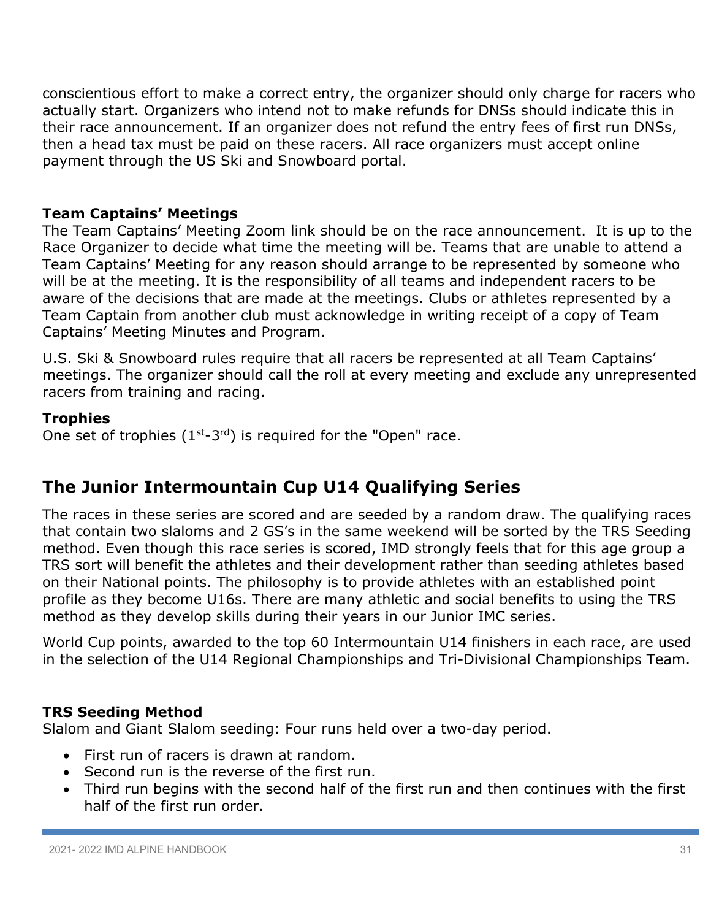conscientious effort to make a correct entry, the organizer should only charge for racers who actually start. Organizers who intend not to make refunds for DNSs should indicate this in their race announcement. If an organizer does not refund the entry fees of first run DNSs, then a head tax must be paid on these racers. All race organizers must accept online payment through the US Ski and Snowboard portal.

### Team Captains' Meetings

The Team Captains' Meeting Zoom link should be on the race announcement. It is up to the Race Organizer to decide what time the meeting will be. Teams that are unable to attend a Team Captains' Meeting for any reason should arrange to be represented by someone who will be at the meeting. It is the responsibility of all teams and independent racers to be aware of the decisions that are made at the meetings. Clubs or athletes represented by a Team Captain from another club must acknowledge in writing receipt of a copy of Team Captains' Meeting Minutes and Program.

U.S. Ski & Snowboard rules require that all racers be represented at all Team Captains' meetings. The organizer should call the roll at every meeting and exclude any unrepresented racers from training and racing.

### Trophies

One set of trophies (1st-3rd) is required for the "Open" race.

## The Junior Intermountain Cup U14 Qualifying Series

The races in these series are scored and are seeded by a random draw. The qualifying races that contain two slaloms and 2 GS's in the same weekend will be sorted by the TRS Seeding method. Even though this race series is scored, IMD strongly feels that for this age group a TRS sort will benefit the athletes and their development rather than seeding athletes based on their National points. The philosophy is to provide athletes with an established point profile as they become U16s. There are many athletic and social benefits to using the TRS method as they develop skills during their years in our Junior IMC series.

World Cup points, awarded to the top 60 Intermountain U14 finishers in each race, are used in the selection of the U14 Regional Championships and Tri-Divisional Championships Team.

### TRS Seeding Method

Slalom and Giant Slalom seeding: Four runs held over a two-day period.

- First run of racers is drawn at random.
- Second run is the reverse of the first run.
- Third run begins with the second half of the first run and then continues with the first half of the first run order.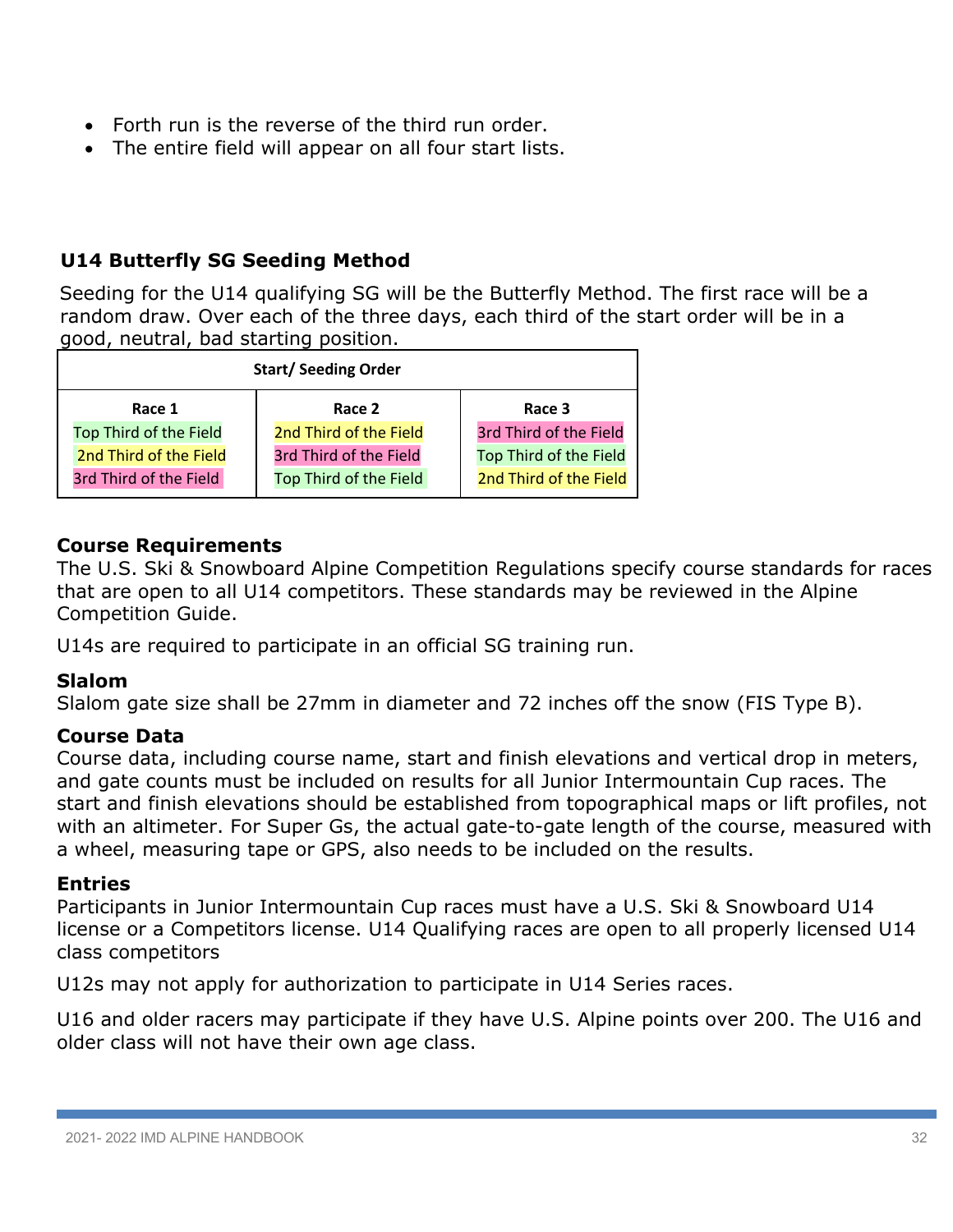- Forth run is the reverse of the third run order.
- The entire field will appear on all four start lists.

### U14 Butterfly SG Seeding Method

Seeding for the U14 qualifying SG will be the Butterfly Method. The first race will be a random draw. Over each of the three days, each third of the start order will be in a good, neutral, bad starting position.

| Start/ Seeding Order | | |
|---|---|---|
| **Race 1** | **Race 2** | **Race 3** |
| Top Third of the Field | 2nd Third of the Field | 3rd Third of the Field |
| 2nd Third of the Field | 3rd Third of the Field | Top Third of the Field |
| 3rd Third of the Field | Top Third of the Field | 2nd Third of the Field |

### Course Requirements

The U.S. Ski & Snowboard Alpine Competition Regulations specify course standards for races that are open to all U14 competitors. These standards may be reviewed in the Alpine Competition Guide.

U14s are required to participate in an official SG training run.

### Slalom

Slalom gate size shall be 27mm in diameter and 72 inches off the snow (FIS Type B).

### Course Data

Course data, including course name, start and finish elevations and vertical drop in meters, and gate counts must be included on results for all Junior Intermountain Cup races. The start and finish elevations should be established from topographical maps or lift profiles, not with an altimeter. For Super Gs, the actual gate-to-gate length of the course, measured with a wheel, measuring tape or GPS, also needs to be included on the results.

### Entries

Participants in Junior Intermountain Cup races must have a U.S. Ski & Snowboard U14 license or a Competitors license. U14 Qualifying races are open to all properly licensed U14 class competitors

U12s may not apply for authorization to participate in U14 Series races.

U16 and older racers may participate if they have U.S. Alpine points over 200. The U16 and older class will not have their own age class.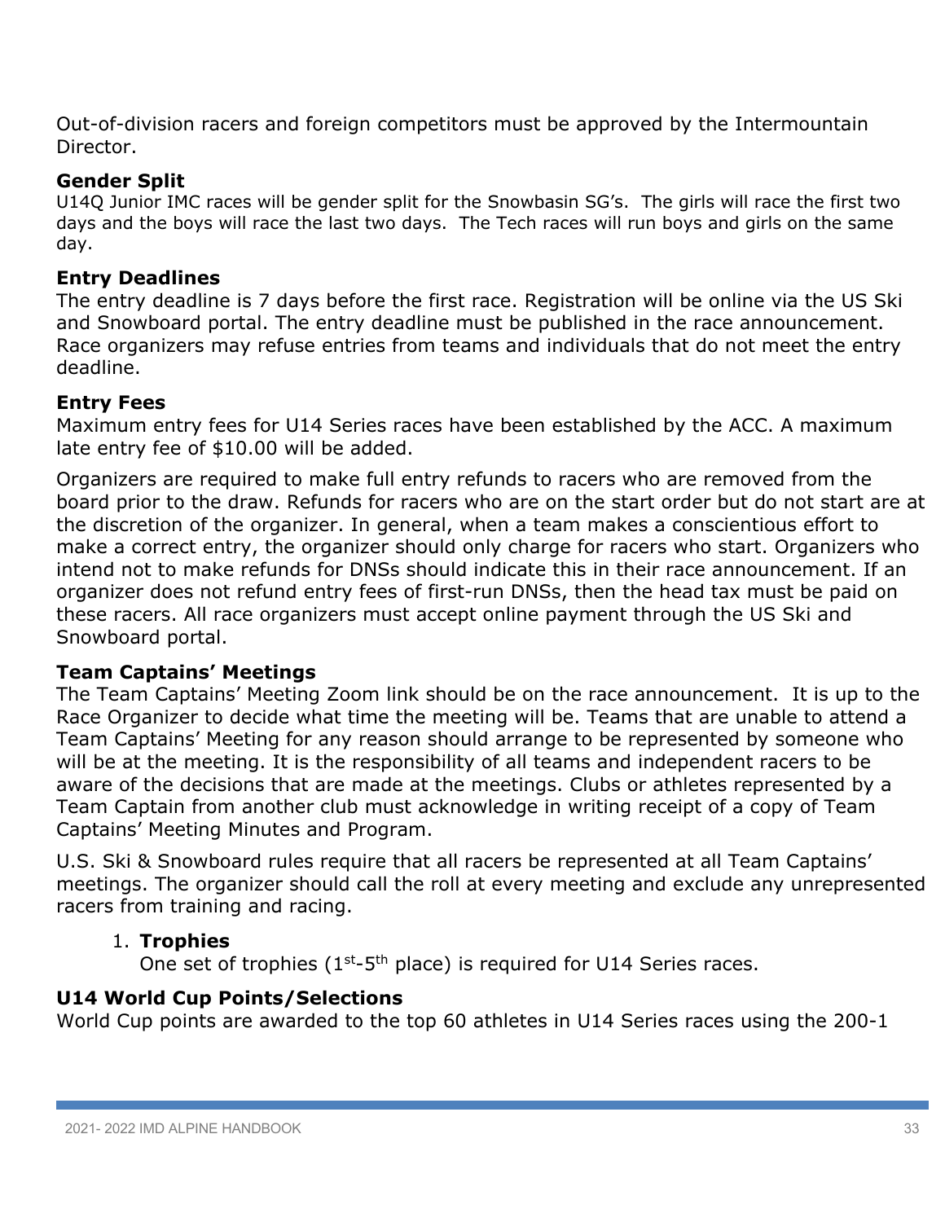Out-of-division racers and foreign competitors must be approved by the Intermountain Director.

### Gender Split

U14Q Junior IMC races will be gender split for the Snowbasin SG's. The girls will race the first two days and the boys will race the last two days. The Tech races will run boys and girls on the same day.

### Entry Deadlines

The entry deadline is 7 days before the first race. Registration will be online via the US Ski and Snowboard portal. The entry deadline must be published in the race announcement. Race organizers may refuse entries from teams and individuals that do not meet the entry deadline.

### Entry Fees

Maximum entry fees for U14 Series races have been established by the ACC. A maximum late entry fee of $10.00 will be added.

Organizers are required to make full entry refunds to racers who are removed from the board prior to the draw. Refunds for racers who are on the start order but do not start are at the discretion of the organizer. In general, when a team makes a conscientious effort to make a correct entry, the organizer should only charge for racers who start. Organizers who intend not to make refunds for DNSs should indicate this in their race announcement. If an organizer does not refund entry fees of first-run DNSs, then the head tax must be paid on these racers. All race organizers must accept online payment through the US Ski and Snowboard portal.

### Team Captains' Meetings

The Team Captains' Meeting Zoom link should be on the race announcement. It is up to the Race Organizer to decide what time the meeting will be. Teams that are unable to attend a Team Captains' Meeting for any reason should arrange to be represented by someone who will be at the meeting. It is the responsibility of all teams and independent racers to be aware of the decisions that are made at the meetings. Clubs or athletes represented by a Team Captain from another club must acknowledge in writing receipt of a copy of Team Captains' Meeting Minutes and Program.

U.S. Ski & Snowboard rules require that all racers be represented at all Team Captains' meetings. The organizer should call the roll at every meeting and exclude any unrepresented racers from training and racing.

1. **Trophies**
   One set of trophies (1st-5th place) is required for U14 Series races.

### U14 World Cup Points/Selections

World Cup points are awarded to the top 60 athletes in U14 Series races using the 200-1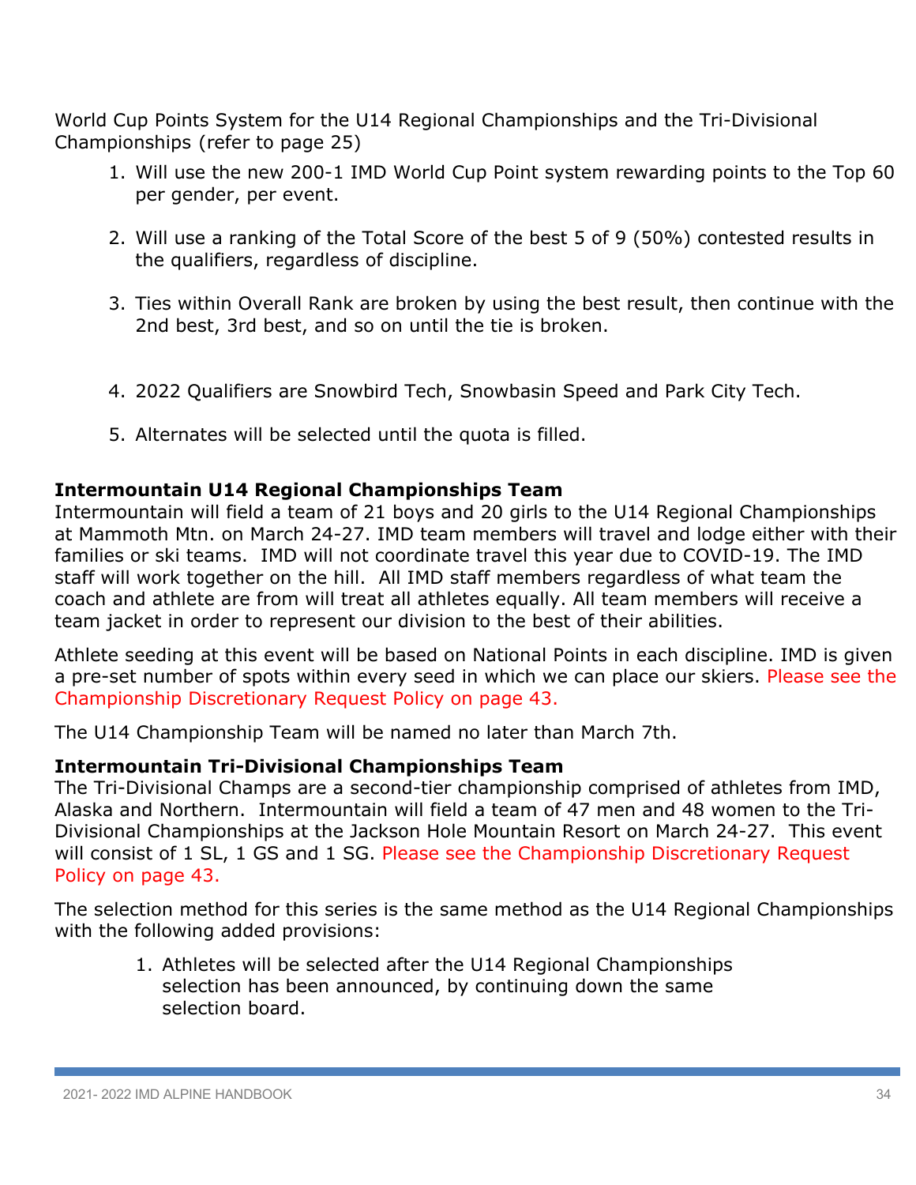World Cup Points System for the U14 Regional Championships and the Tri-Divisional Championships (refer to page 25)

1. Will use the new 200-1 IMD World Cup Point system rewarding points to the Top 60 per gender, per event.
2. Will use a ranking of the Total Score of the best 5 of 9 (50%) contested results in the qualifiers, regardless of discipline.
3. Ties within Overall Rank are broken by using the best result, then continue with the 2nd best, 3rd best, and so on until the tie is broken.
4. 2022 Qualifiers are Snowbird Tech, Snowbasin Speed and Park City Tech.
5. Alternates will be selected until the quota is filled.

**Intermountain U14 Regional Championships Team**

Intermountain will field a team of 21 boys and 20 girls to the U14 Regional Championships at Mammoth Mtn. on March 24-27. IMD team members will travel and lodge either with their families or ski teams. IMD will not coordinate travel this year due to COVID-19. The IMD staff will work together on the hill. All IMD staff members regardless of what team the coach and athlete are from will treat all athletes equally. All team members will receive a team jacket in order to represent our division to the best of their abilities.

Athlete seeding at this event will be based on National Points in each discipline. IMD is given a pre-set number of spots within every seed in which we can place our skiers. Please see the Championship Discretionary Request Policy on page 43.

The U14 Championship Team will be named no later than March 7th.

**Intermountain Tri-Divisional Championships Team**

The Tri-Divisional Champs are a second-tier championship comprised of athletes from IMD, Alaska and Northern. Intermountain will field a team of 47 men and 48 women to the Tri-Divisional Championships at the Jackson Hole Mountain Resort on March 24-27. This event will consist of 1 SL, 1 GS and 1 SG. Please see the Championship Discretionary Request Policy on page 43.

The selection method for this series is the same method as the U14 Regional Championships with the following added provisions:

1. Athletes will be selected after the U14 Regional Championships selection has been announced, by continuing down the same selection board.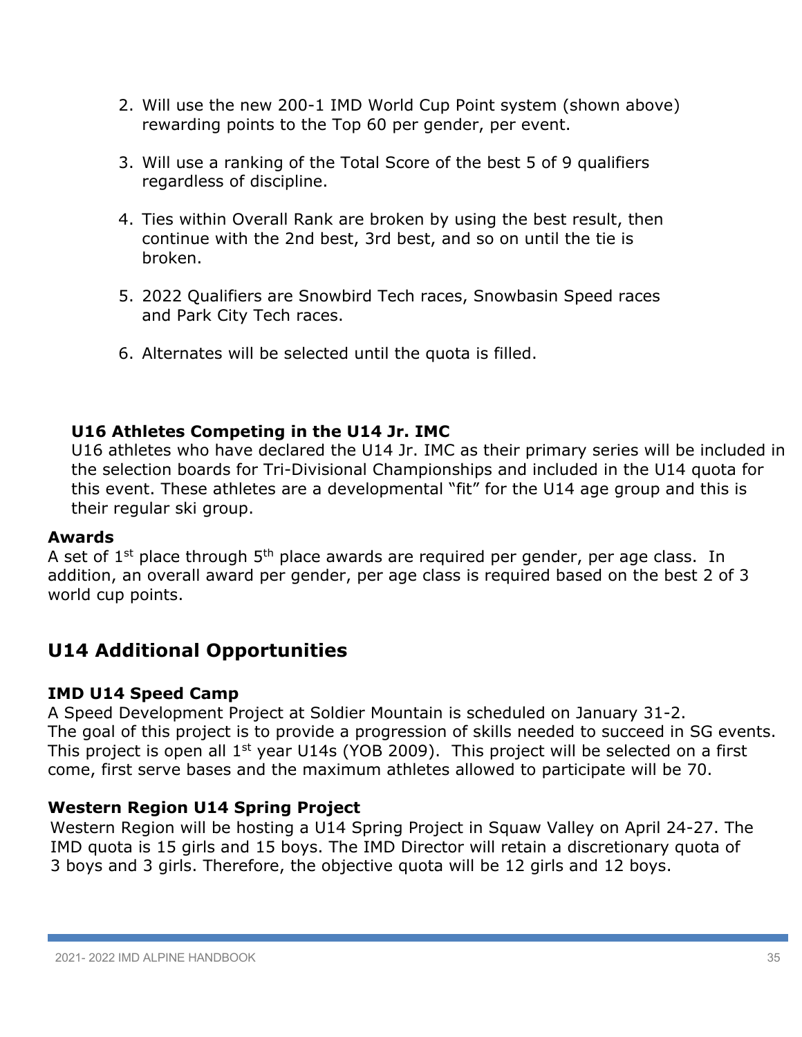2. Will use the new 200-1 IMD World Cup Point system (shown above) rewarding points to the Top 60 per gender, per event.

3. Will use a ranking of the Total Score of the best 5 of 9 qualifiers regardless of discipline.

4. Ties within Overall Rank are broken by using the best result, then continue with the 2nd best, 3rd best, and so on until the tie is broken.

5. 2022 Qualifiers are Snowbird Tech races, Snowbasin Speed races and Park City Tech races.

6. Alternates will be selected until the quota is filled.

**U16 Athletes Competing in the U14 Jr. IMC**

U16 athletes who have declared the U14 Jr. IMC as their primary series will be included in the selection boards for Tri-Divisional Championships and included in the U14 quota for this event. These athletes are a developmental "fit" for the U14 age group and this is their regular ski group.

**Awards**

A set of 1st place through 5th place awards are required per gender, per age class. In addition, an overall award per gender, per age class is required based on the best 2 of 3 world cup points.

## U14 Additional Opportunities

**IMD U14 Speed Camp**

A Speed Development Project at Soldier Mountain is scheduled on January 31-2. The goal of this project is to provide a progression of skills needed to succeed in SG events. This project is open all 1st year U14s (YOB 2009). This project will be selected on a first come, first serve bases and the maximum athletes allowed to participate will be 70.

**Western Region U14 Spring Project**

Western Region will be hosting a U14 Spring Project in Squaw Valley on April 24-27. The IMD quota is 15 girls and 15 boys. The IMD Director will retain a discretionary quota of 3 boys and 3 girls. Therefore, the objective quota will be 12 girls and 12 boys.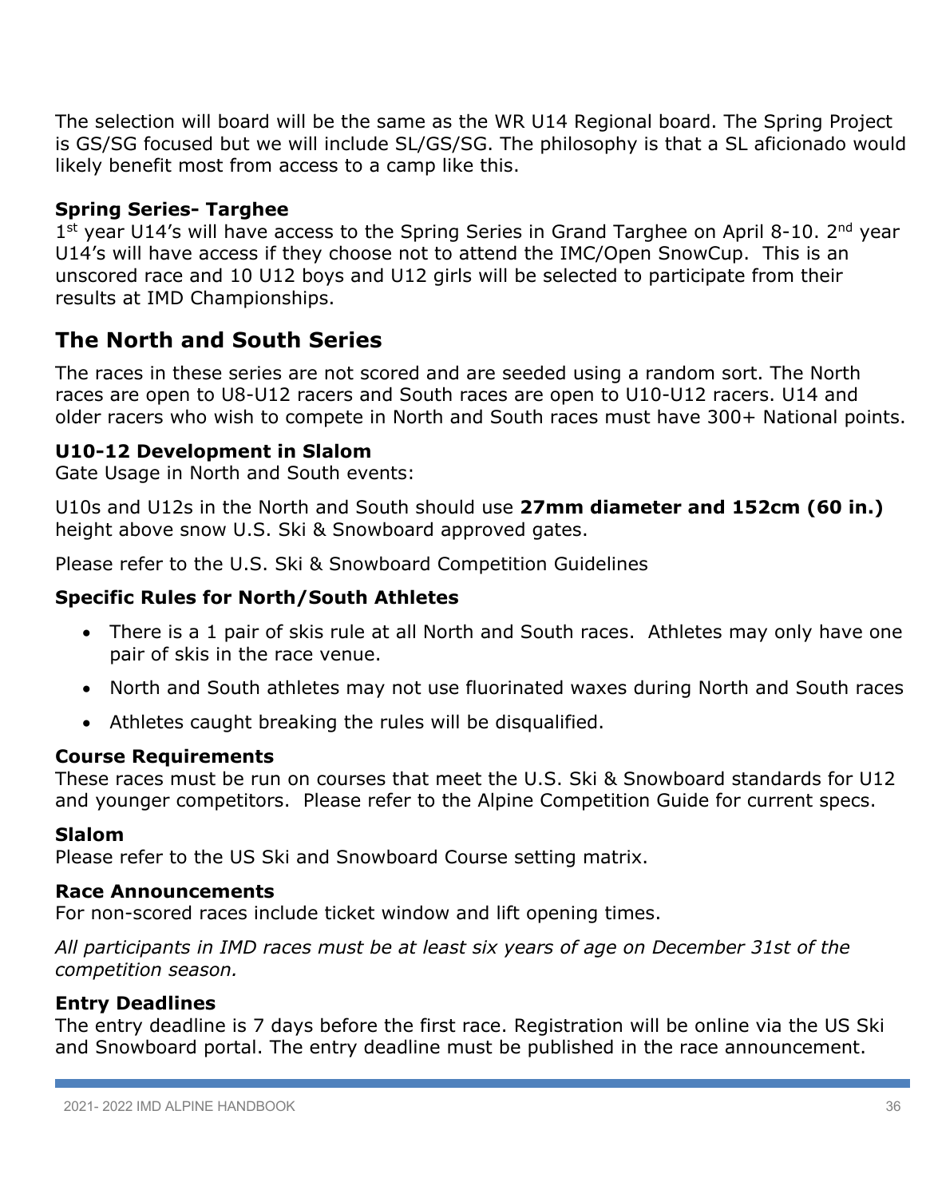The selection will board will be the same as the WR U14 Regional board. The Spring Project is GS/SG focused but we will include SL/GS/SG. The philosophy is that a SL aficionado would likely benefit most from access to a camp like this.

**Spring Series- Targhee**

1st year U14's will have access to the Spring Series in Grand Targhee on April 8-10. 2nd year U14's will have access if they choose not to attend the IMC/Open SnowCup. This is an unscored race and 10 U12 boys and U12 girls will be selected to participate from their results at IMD Championships.

## The North and South Series

The races in these series are not scored and are seeded using a random sort. The North races are open to U8-U12 racers and South races are open to U10-U12 racers. U14 and older racers who wish to compete in North and South races must have 300+ National points.

**U10-12 Development in Slalom**

Gate Usage in North and South events:

U10s and U12s in the North and South should use **27mm diameter and 152cm (60 in.)** height above snow U.S. Ski & Snowboard approved gates.

Please refer to the U.S. Ski & Snowboard Competition Guidelines

**Specific Rules for North/South Athletes**

- There is a 1 pair of skis rule at all North and South races. Athletes may only have one pair of skis in the race venue.
- North and South athletes may not use fluorinated waxes during North and South races
- Athletes caught breaking the rules will be disqualified.

**Course Requirements**

These races must be run on courses that meet the U.S. Ski & Snowboard standards for U12 and younger competitors. Please refer to the Alpine Competition Guide for current specs.

**Slalom**

Please refer to the US Ski and Snowboard Course setting matrix.

**Race Announcements**

For non-scored races include ticket window and lift opening times.

*All participants in IMD races must be at least six years of age on December 31st of the competition season.*

**Entry Deadlines**

The entry deadline is 7 days before the first race. Registration will be online via the US Ski and Snowboard portal. The entry deadline must be published in the race announcement.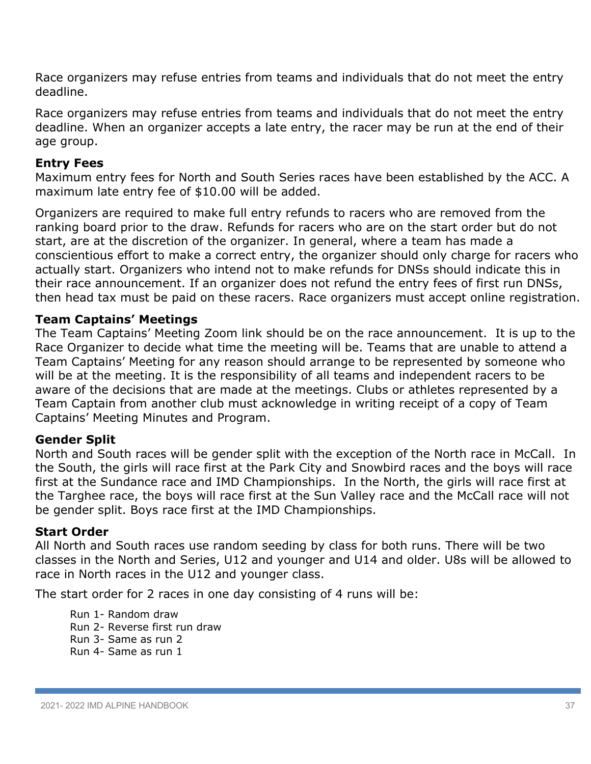Race organizers may refuse entries from teams and individuals that do not meet the entry deadline.

Race organizers may refuse entries from teams and individuals that do not meet the entry deadline. When an organizer accepts a late entry, the racer may be run at the end of their age group.

**Entry Fees**

Maximum entry fees for North and South Series races have been established by the ACC. A maximum late entry fee of $10.00 will be added.

Organizers are required to make full entry refunds to racers who are removed from the ranking board prior to the draw. Refunds for racers who are on the start order but do not start, are at the discretion of the organizer. In general, where a team has made a conscientious effort to make a correct entry, the organizer should only charge for racers who actually start. Organizers who intend not to make refunds for DNSs should indicate this in their race announcement. If an organizer does not refund the entry fees of first run DNSs, then head tax must be paid on these racers. Race organizers must accept online registration.

**Team Captains' Meetings**

The Team Captains' Meeting Zoom link should be on the race announcement. It is up to the Race Organizer to decide what time the meeting will be. Teams that are unable to attend a Team Captains' Meeting for any reason should arrange to be represented by someone who will be at the meeting. It is the responsibility of all teams and independent racers to be aware of the decisions that are made at the meetings. Clubs or athletes represented by a Team Captain from another club must acknowledge in writing receipt of a copy of Team Captains' Meeting Minutes and Program.

**Gender Split**

North and South races will be gender split with the exception of the North race in McCall. In the South, the girls will race first at the Park City and Snowbird races and the boys will race first at the Sundance race and IMD Championships. In the North, the girls will race first at the Targhee race, the boys will race first at the Sun Valley race and the McCall race will not be gender split. Boys race first at the IMD Championships.

**Start Order**

All North and South races use random seeding by class for both runs. There will be two classes in the North and Series, U12 and younger and U14 and older. U8s will be allowed to race in North races in the U12 and younger class.

The start order for 2 races in one day consisting of 4 runs will be:

Run 1- Random draw
Run 2- Reverse first run draw
Run 3- Same as run 2
Run 4- Same as run 1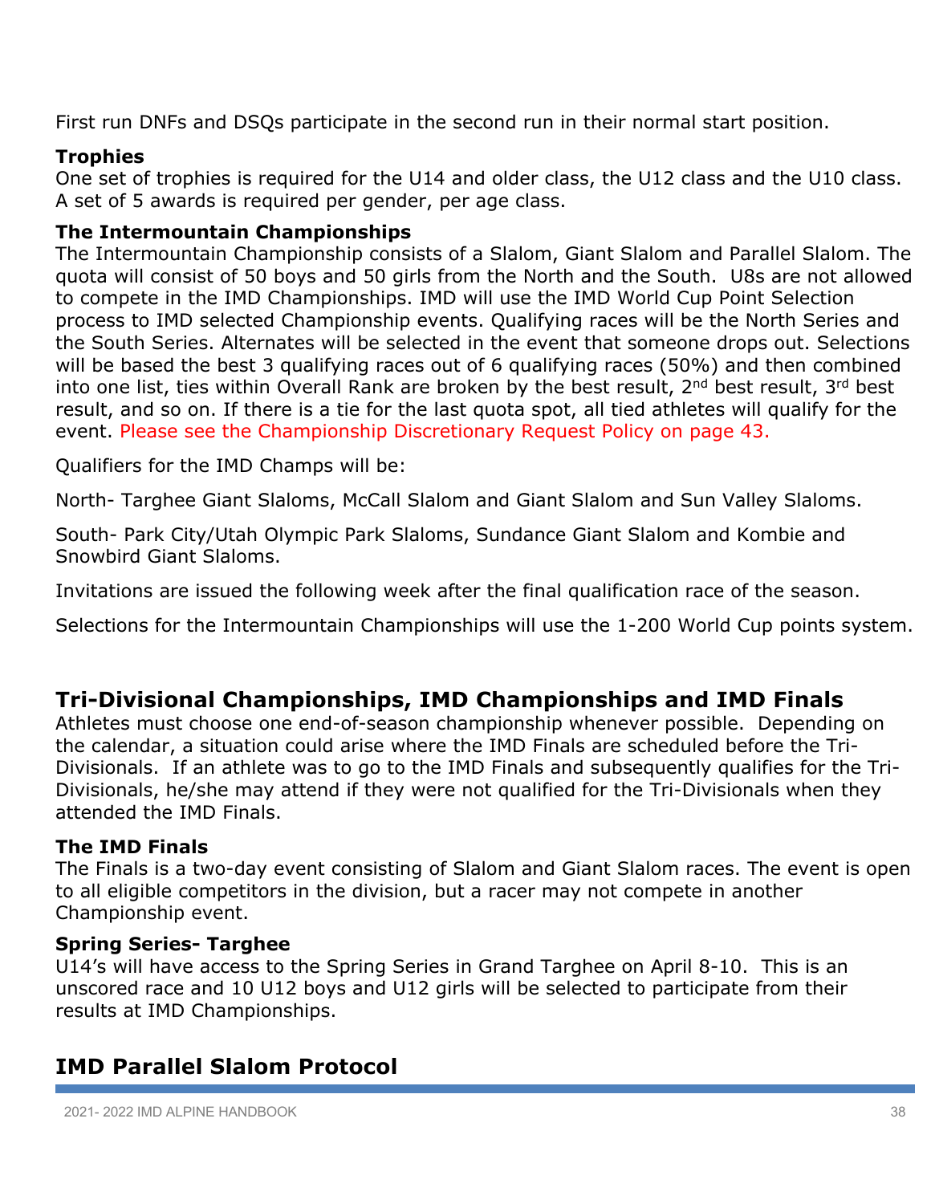First run DNFs and DSQs participate in the second run in their normal start position.

### Trophies

One set of trophies is required for the U14 and older class, the U12 class and the U10 class. A set of 5 awards is required per gender, per age class.

### The Intermountain Championships

The Intermountain Championship consists of a Slalom, Giant Slalom and Parallel Slalom. The quota will consist of 50 boys and 50 girls from the North and the South. U8s are not allowed to compete in the IMD Championships. IMD will use the IMD World Cup Point Selection process to IMD selected Championship events. Qualifying races will be the North Series and the South Series. Alternates will be selected in the event that someone drops out. Selections will be based the best 3 qualifying races out of 6 qualifying races (50%) and then combined into one list, ties within Overall Rank are broken by the best result, 2nd best result, 3rd best result, and so on. If there is a tie for the last quota spot, all tied athletes will qualify for the event. Please see the Championship Discretionary Request Policy on page 43.

Qualifiers for the IMD Champs will be:

North- Targhee Giant Slaloms, McCall Slalom and Giant Slalom and Sun Valley Slaloms.

South- Park City/Utah Olympic Park Slaloms, Sundance Giant Slalom and Kombie and Snowbird Giant Slaloms.

Invitations are issued the following week after the final qualification race of the season.

Selections for the Intermountain Championships will use the 1-200 World Cup points system.

## Tri-Divisional Championships, IMD Championships and IMD Finals

Athletes must choose one end-of-season championship whenever possible. Depending on the calendar, a situation could arise where the IMD Finals are scheduled before the Tri-Divisionals. If an athlete was to go to the IMD Finals and subsequently qualifies for the Tri-Divisionals, he/she may attend if they were not qualified for the Tri-Divisionals when they attended the IMD Finals.

### The IMD Finals

The Finals is a two-day event consisting of Slalom and Giant Slalom races. The event is open to all eligible competitors in the division, but a racer may not compete in another Championship event.

### Spring Series- Targhee

U14's will have access to the Spring Series in Grand Targhee on April 8-10. This is an unscored race and 10 U12 boys and U12 girls will be selected to participate from their results at IMD Championships.

## IMD Parallel Slalom Protocol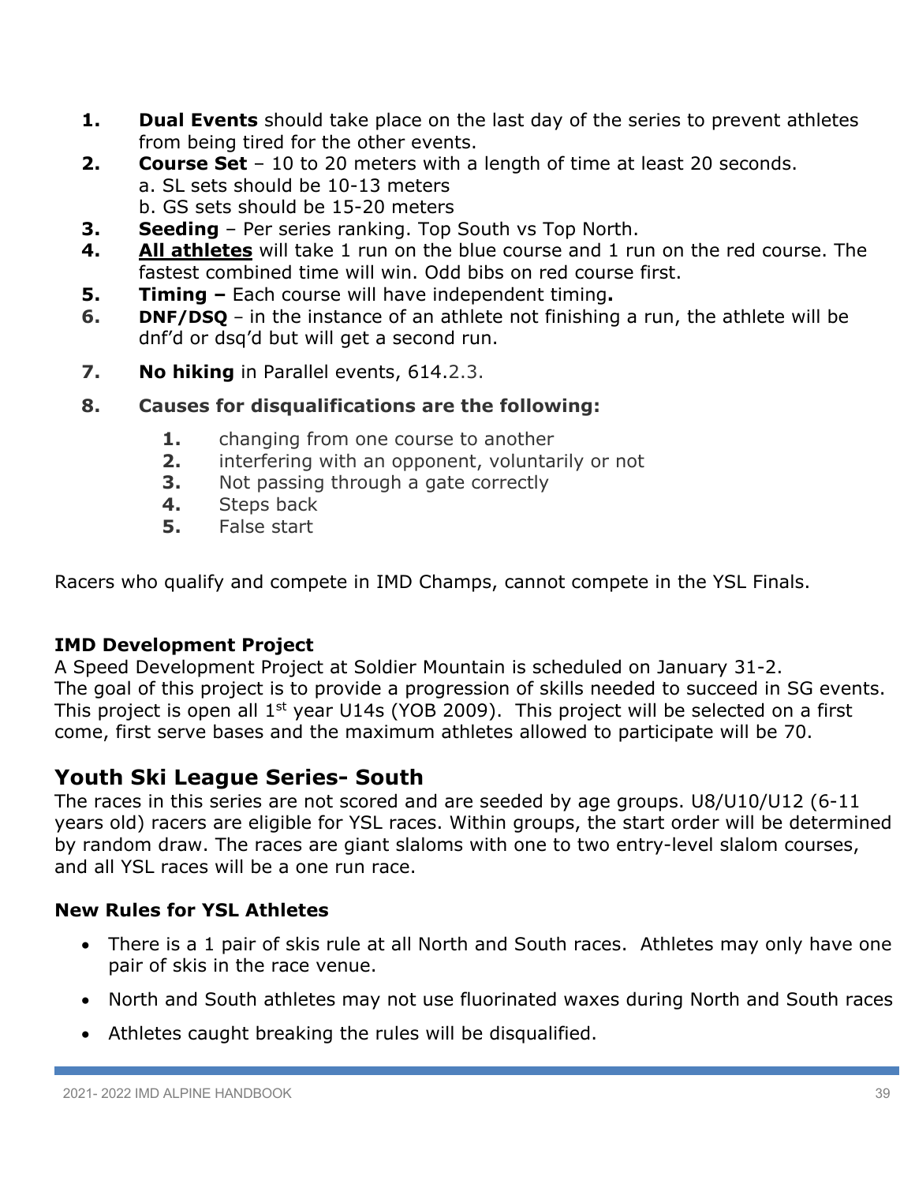1. **Dual Events** should take place on the last day of the series to prevent athletes from being tired for the other events.
2. **Course Set** – 10 to 20 meters with a length of time at least 20 seconds.
   a. SL sets should be 10-13 meters
   b. GS sets should be 15-20 meters
3. **Seeding** – Per series ranking. Top South vs Top North.
4. **All athletes** will take 1 run on the blue course and 1 run on the red course. The fastest combined time will win. Odd bibs on red course first.
5. **Timing –** Each course will have independent timing**.**
6. **DNF/DSQ** – in the instance of an athlete not finishing a run, the athlete will be dnf'd or dsq'd but will get a second run.
7. **No hiking** in Parallel events, 614.2.3.
8. **Causes for disqualifications are the following:**
   1. changing from one course to another
   2. interfering with an opponent, voluntarily or not
   3. Not passing through a gate correctly
   4. Steps back
   5. False start

Racers who qualify and compete in IMD Champs, cannot compete in the YSL Finals.

### IMD Development Project

A Speed Development Project at Soldier Mountain is scheduled on January 31-2.
The goal of this project is to provide a progression of skills needed to succeed in SG events. This project is open all 1st year U14s (YOB 2009). This project will be selected on a first come, first serve bases and the maximum athletes allowed to participate will be 70.

## Youth Ski League Series- South

The races in this series are not scored and are seeded by age groups. U8/U10/U12 (6-11 years old) racers are eligible for YSL races. Within groups, the start order will be determined by random draw. The races are giant slaloms with one to two entry-level slalom courses, and all YSL races will be a one run race.

### New Rules for YSL Athletes

- There is a 1 pair of skis rule at all North and South races. Athletes may only have one pair of skis in the race venue.
- North and South athletes may not use fluorinated waxes during North and South races
- Athletes caught breaking the rules will be disqualified.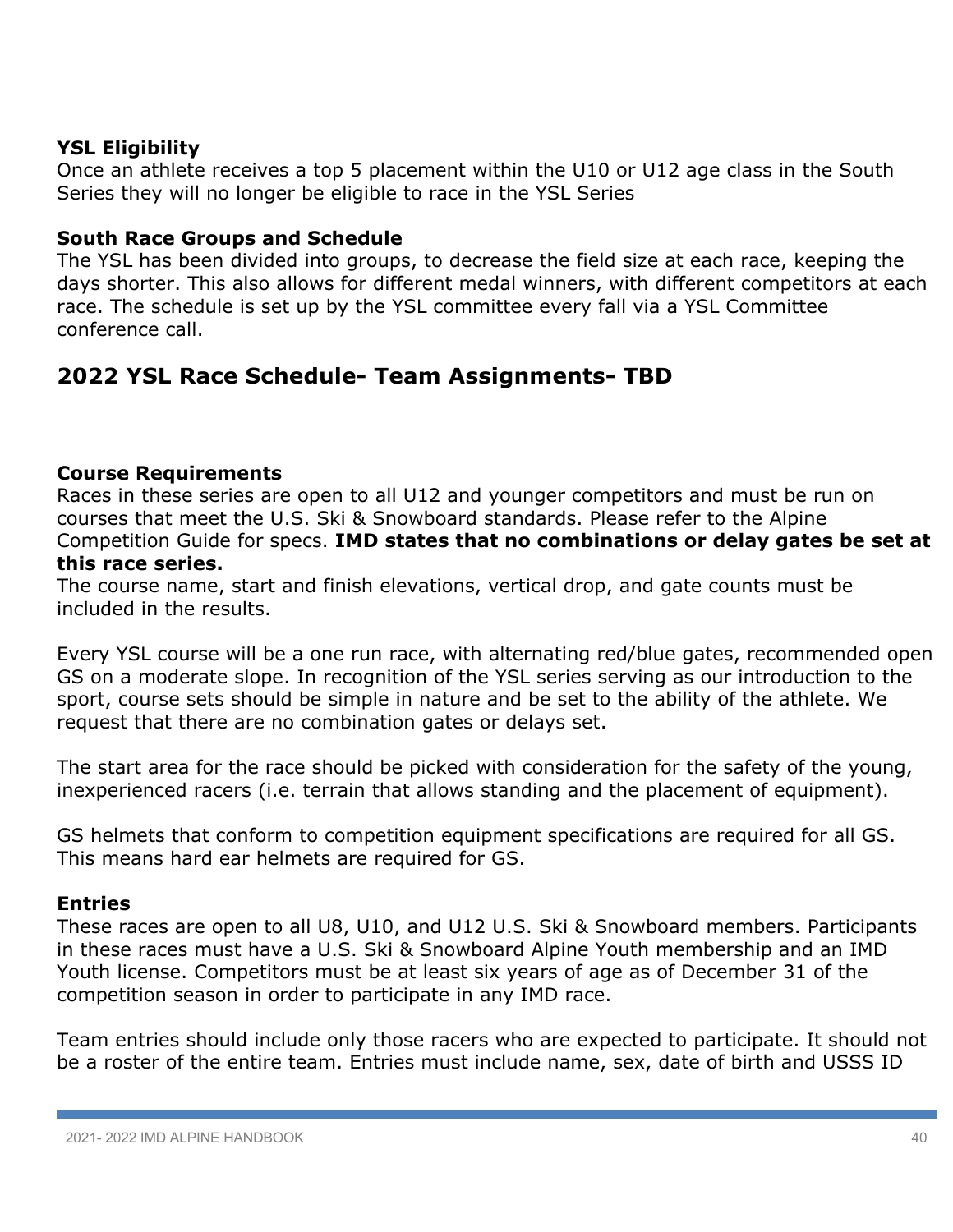**YSL Eligibility**
Once an athlete receives a top 5 placement within the U10 or U12 age class in the South Series they will no longer be eligible to race in the YSL Series

**South Race Groups and Schedule**
The YSL has been divided into groups, to decrease the field size at each race, keeping the days shorter. This also allows for different medal winners, with different competitors at each race. The schedule is set up by the YSL committee every fall via a YSL Committee conference call.

## 2022 YSL Race Schedule- Team Assignments- TBD

**Course Requirements**
Races in these series are open to all U12 and younger competitors and must be run on courses that meet the U.S. Ski & Snowboard standards. Please refer to the Alpine Competition Guide for specs. **IMD states that no combinations or delay gates be set at this race series.**
The course name, start and finish elevations, vertical drop, and gate counts must be included in the results.

Every YSL course will be a one run race, with alternating red/blue gates, recommended open GS on a moderate slope. In recognition of the YSL series serving as our introduction to the sport, course sets should be simple in nature and be set to the ability of the athlete. We request that there are no combination gates or delays set.

The start area for the race should be picked with consideration for the safety of the young, inexperienced racers (i.e. terrain that allows standing and the placement of equipment).

GS helmets that conform to competition equipment specifications are required for all GS. This means hard ear helmets are required for GS.

**Entries**
These races are open to all U8, U10, and U12 U.S. Ski & Snowboard members. Participants in these races must have a U.S. Ski & Snowboard Alpine Youth membership and an IMD Youth license. Competitors must be at least six years of age as of December 31 of the competition season in order to participate in any IMD race.

Team entries should include only those racers who are expected to participate. It should not be a roster of the entire team. Entries must include name, sex, date of birth and USSS ID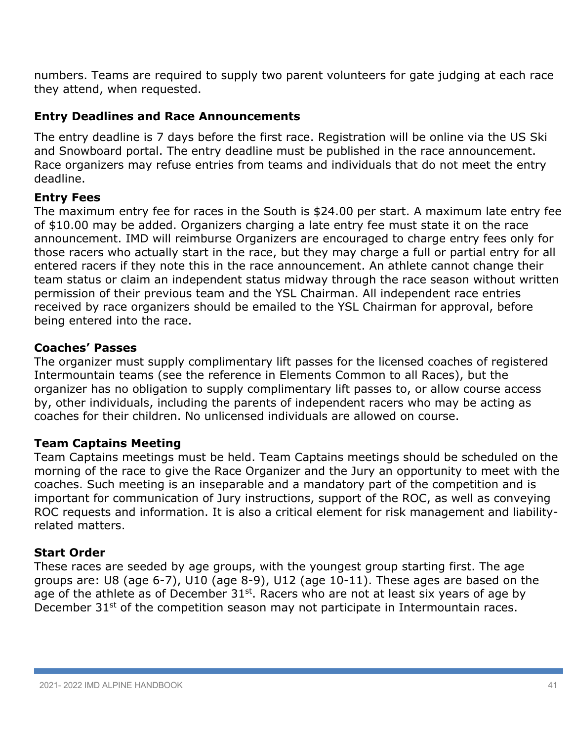numbers. Teams are required to supply two parent volunteers for gate judging at each race they attend, when requested.

### Entry Deadlines and Race Announcements

The entry deadline is 7 days before the first race. Registration will be online via the US Ski and Snowboard portal. The entry deadline must be published in the race announcement. Race organizers may refuse entries from teams and individuals that do not meet the entry deadline.

### Entry Fees

The maximum entry fee for races in the South is $24.00 per start. A maximum late entry fee of $10.00 may be added. Organizers charging a late entry fee must state it on the race announcement. IMD will reimburse Organizers are encouraged to charge entry fees only for those racers who actually start in the race, but they may charge a full or partial entry for all entered racers if they note this in the race announcement. An athlete cannot change their team status or claim an independent status midway through the race season without written permission of their previous team and the YSL Chairman. All independent race entries received by race organizers should be emailed to the YSL Chairman for approval, before being entered into the race.

### Coaches' Passes

The organizer must supply complimentary lift passes for the licensed coaches of registered Intermountain teams (see the reference in Elements Common to all Races), but the organizer has no obligation to supply complimentary lift passes to, or allow course access by, other individuals, including the parents of independent racers who may be acting as coaches for their children. No unlicensed individuals are allowed on course.

### Team Captains Meeting

Team Captains meetings must be held. Team Captains meetings should be scheduled on the morning of the race to give the Race Organizer and the Jury an opportunity to meet with the coaches. Such meeting is an inseparable and a mandatory part of the competition and is important for communication of Jury instructions, support of the ROC, as well as conveying ROC requests and information. It is also a critical element for risk management and liability-related matters.

### Start Order

These races are seeded by age groups, with the youngest group starting first. The age groups are: U8 (age 6-7), U10 (age 8-9), U12 (age 10-11). These ages are based on the age of the athlete as of December 31st. Racers who are not at least six years of age by December 31st of the competition season may not participate in Intermountain races.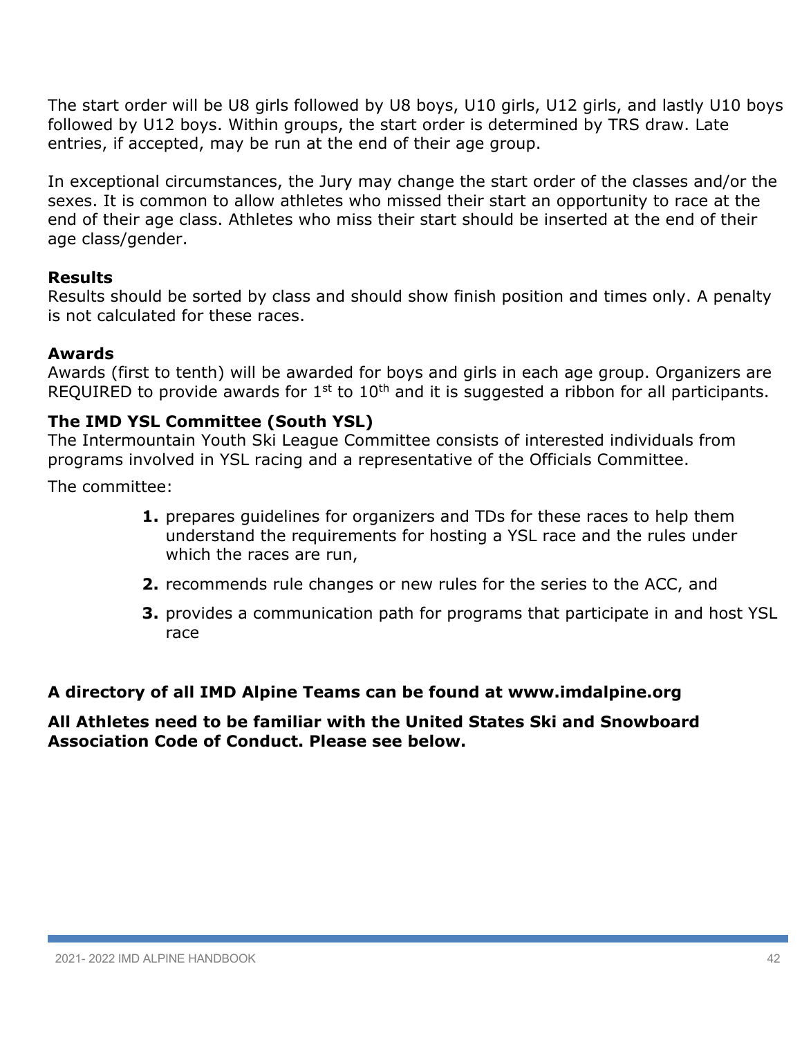The start order will be U8 girls followed by U8 boys, U10 girls, U12 girls, and lastly U10 boys followed by U12 boys. Within groups, the start order is determined by TRS draw. Late entries, if accepted, may be run at the end of their age group.

In exceptional circumstances, the Jury may change the start order of the classes and/or the sexes. It is common to allow athletes who missed their start an opportunity to race at the end of their age class. Athletes who miss their start should be inserted at the end of their age class/gender.

**Results**

Results should be sorted by class and should show finish position and times only. A penalty is not calculated for these races.

**Awards**

Awards (first to tenth) will be awarded for boys and girls in each age group. Organizers are REQUIRED to provide awards for 1st to 10th and it is suggested a ribbon for all participants.

**The IMD YSL Committee (South YSL)**

The Intermountain Youth Ski League Committee consists of interested individuals from programs involved in YSL racing and a representative of the Officials Committee.

The committee:

1. prepares guidelines for organizers and TDs for these races to help them understand the requirements for hosting a YSL race and the rules under which the races are run,
2. recommends rule changes or new rules for the series to the ACC, and
3. provides a communication path for programs that participate in and host YSL race

**A directory of all IMD Alpine Teams can be found at www.imdalpine.org**

**All Athletes need to be familiar with the United States Ski and Snowboard Association Code of Conduct. Please see below.**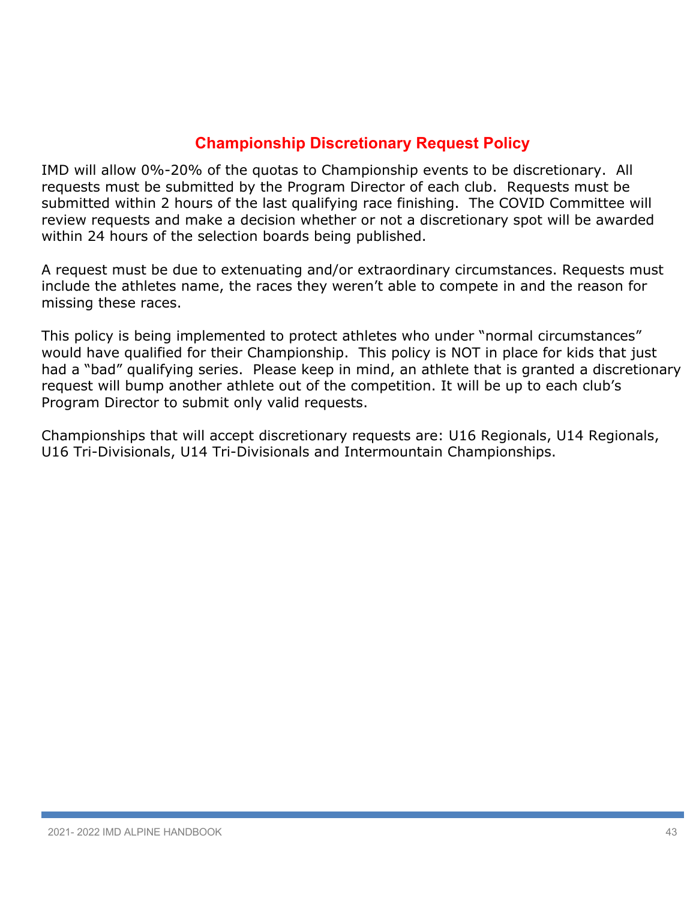## Championship Discretionary Request Policy

IMD will allow 0%-20% of the quotas to Championship events to be discretionary. All requests must be submitted by the Program Director of each club. Requests must be submitted within 2 hours of the last qualifying race finishing. The COVID Committee will review requests and make a decision whether or not a discretionary spot will be awarded within 24 hours of the selection boards being published.

A request must be due to extenuating and/or extraordinary circumstances. Requests must include the athletes name, the races they weren't able to compete in and the reason for missing these races.

This policy is being implemented to protect athletes who under "normal circumstances" would have qualified for their Championship. This policy is NOT in place for kids that just had a "bad" qualifying series. Please keep in mind, an athlete that is granted a discretionary request will bump another athlete out of the competition. It will be up to each club's Program Director to submit only valid requests.

Championships that will accept discretionary requests are: U16 Regionals, U14 Regionals, U16 Tri-Divisionals, U14 Tri-Divisionals and Intermountain Championships.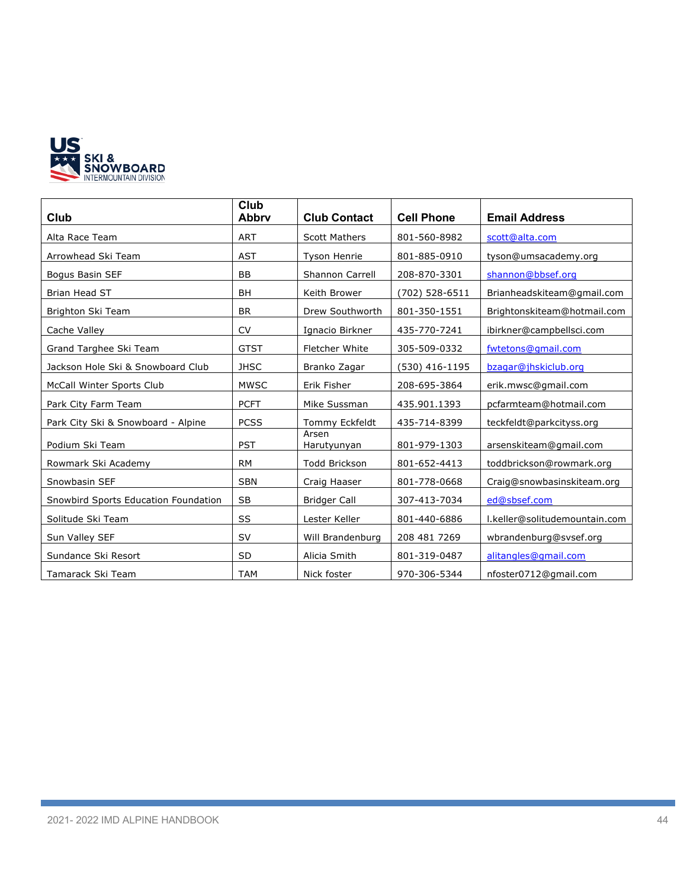| Club | Club Abbrv | Club Contact | Cell Phone | Email Address |
|---|---|---|---|---|
| Alta Race Team | ART | Scott Mathers | 801-560-8982 | scott@alta.com |
| Arrowhead Ski Team | AST | Tyson Henrie | 801-885-0910 | tyson@umsacademy.org |
| Bogus Basin SEF | BB | Shannon Carrell | 208-870-3301 | shannon@bbsef.org |
| Brian Head ST | BH | Keith Brower | (702) 528-6511 | Brianheadskiteam@gmail.com |
| Brighton Ski Team | BR | Drew Southworth | 801-350-1551 | Brightonskiteam@hotmail.com |
| Cache Valley | CV | Ignacio Birkner | 435-770-7241 | ibirkner@campbellsci.com |
| Grand Targhee Ski Team | GTST | Fletcher White | 305-509-0332 | fwtetons@gmail.com |
| Jackson Hole Ski & Snowboard Club | JHSC | Branko Zagar | (530) 416-1195 | bzagar@jhskiclub.org |
| McCall Winter Sports Club | MWSC | Erik Fisher | 208-695-3864 | erik.mwsc@gmail.com |
| Park City Farm Team | PCFT | Mike Sussman | 435.901.1393 | pcfarmteam@hotmail.com |
| Park City Ski & Snowboard - Alpine | PCSS | Tommy Eckfeldt | 435-714-8399 | teckfeldt@parkcityss.org |
| Podium Ski Team | PST | Arsen Harutyunyan | 801-979-1303 | arsenskiteam@gmail.com |
| Rowmark Ski Academy | RM | Todd Brickson | 801-652-4413 | toddbrickson@rowmark.org |
| Snowbasin SEF | SBN | Craig Haaser | 801-778-0668 | Craig@snowbasinskiteam.org |
| Snowbird Sports Education Foundation | SB | Bridger Call | 307-413-7034 | ed@sbsef.com |
| Solitude Ski Team | SS | Lester Keller | 801-440-6886 | l.keller@solitudemountain.com |
| Sun Valley SEF | SV | Will Brandenburg | 208 481 7269 | wbrandenburg@svsef.org |
| Sundance Ski Resort | SD | Alicia Smith | 801-319-0487 | alitangles@gmail.com |
| Tamarack Ski Team | TAM | Nick foster | 970-306-5344 | nfoster0712@gmail.com |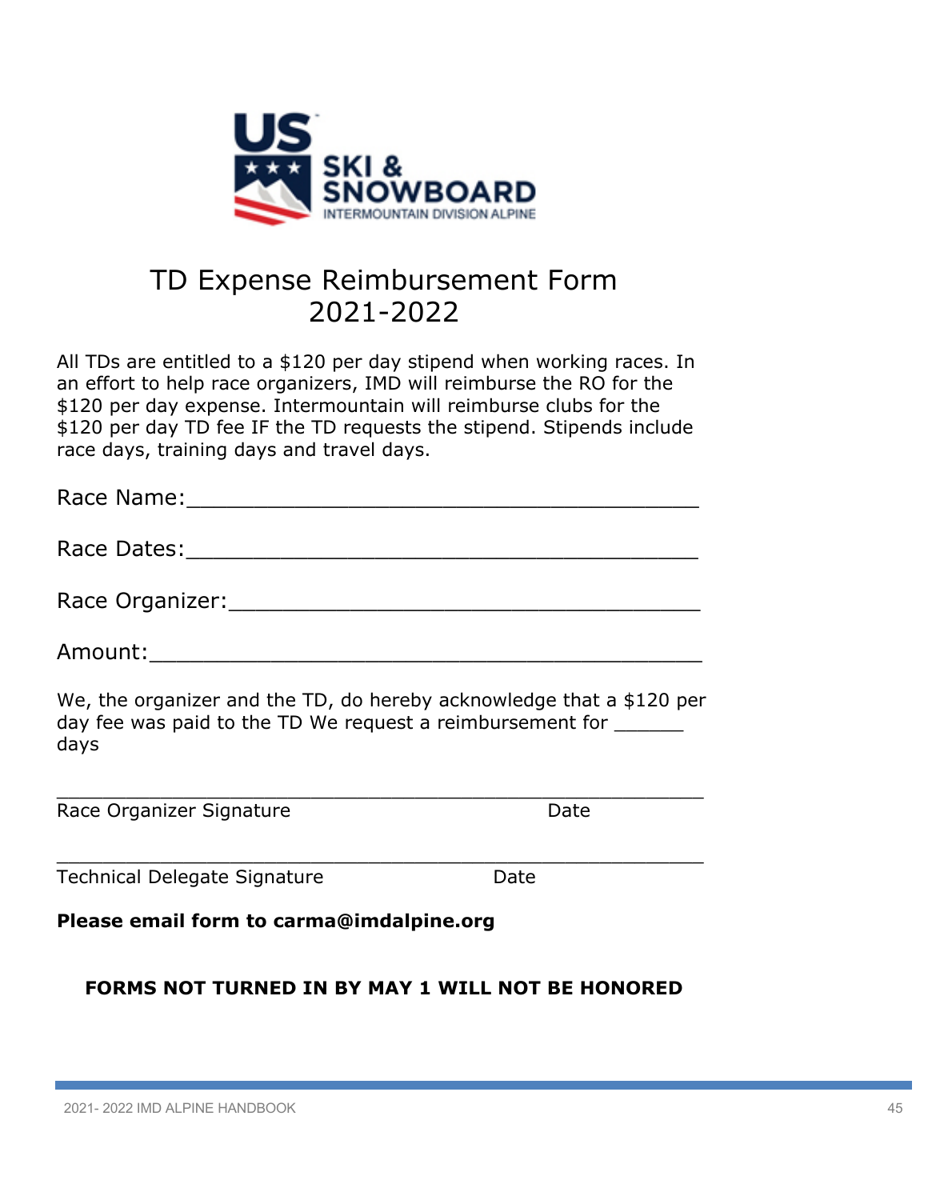# TD Expense Reimbursement Form 2021-2022

All TDs are entitled to a $120 per day stipend when working races. In an effort to help race organizers, IMD will reimburse the RO for the $120 per day expense. Intermountain will reimburse clubs for the $120 per day TD fee IF the TD requests the stipend. Stipends include race days, training days and travel days.

Race Name:_______________________________________

Race Dates:_______________________________________

Race Organizer:____________________________________

Amount:__________________________________________

We, the organizer and the TD, do hereby acknowledge that a $120 per day fee was paid to the TD We request a reimbursement for ______ days

_______________________________________________________
Race Organizer Signature Date

_______________________________________________________
Technical Delegate Signature Date

**Please email form to carma@imdalpine.org**

**FORMS NOT TURNED IN BY MAY 1 WILL NOT BE HONORED**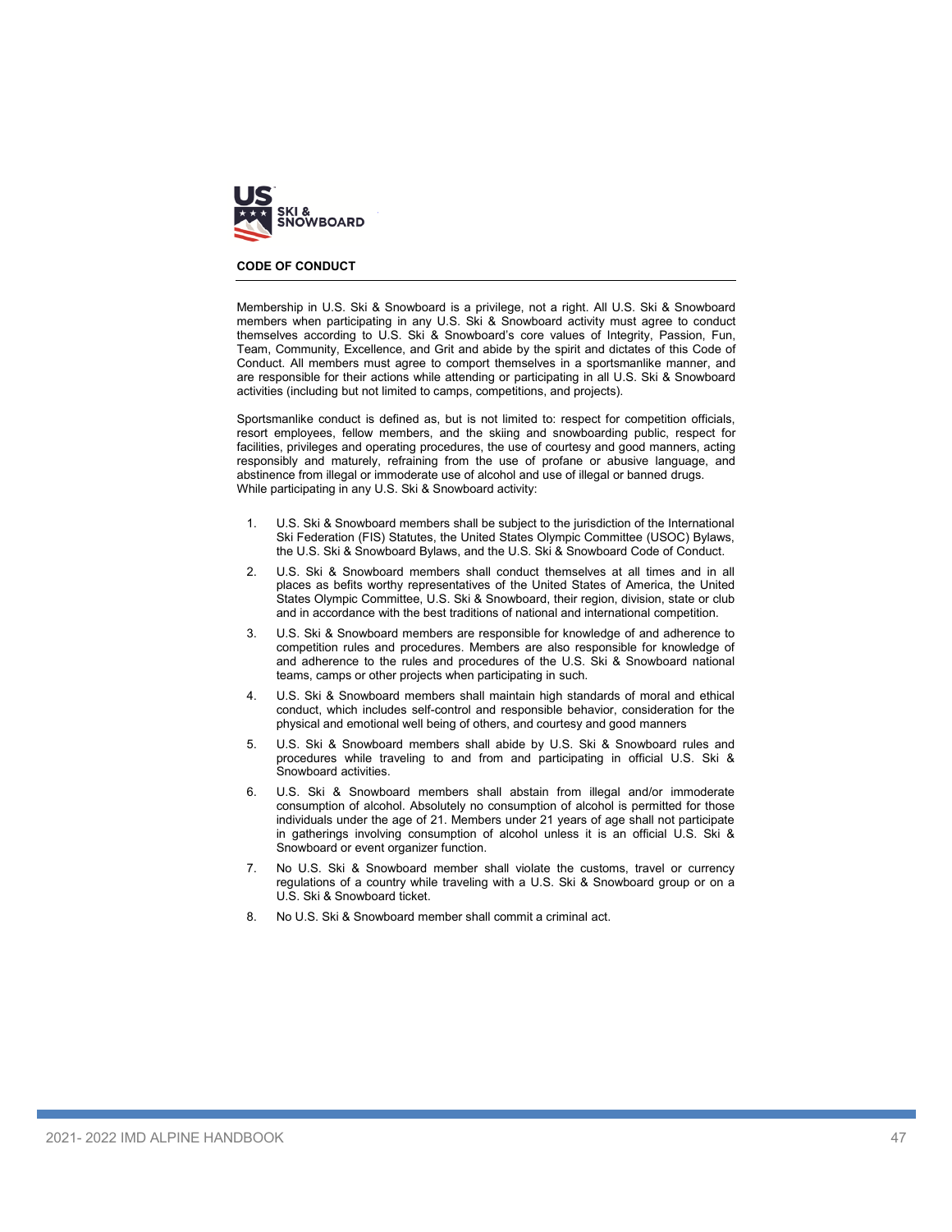**CODE OF CONDUCT**

Membership in U.S. Ski & Snowboard is a privilege, not a right. All U.S. Ski & Snowboard members when participating in any U.S. Ski & Snowboard activity must agree to conduct themselves according to U.S. Ski & Snowboard's core values of Integrity, Passion, Fun, Team, Community, Excellence, and Grit and abide by the spirit and dictates of this Code of Conduct. All members must agree to comport themselves in a sportsmanlike manner, and are responsible for their actions while attending or participating in all U.S. Ski & Snowboard activities (including but not limited to camps, competitions, and projects).

Sportsmanlike conduct is defined as, but is not limited to: respect for competition officials, resort employees, fellow members, and the skiing and snowboarding public, respect for facilities, privileges and operating procedures, the use of courtesy and good manners, acting responsibly and maturely, refraining from the use of profane or abusive language, and abstinence from illegal or immoderate use of alcohol and use of illegal or banned drugs.
While participating in any U.S. Ski & Snowboard activity:

1. U.S. Ski & Snowboard members shall be subject to the jurisdiction of the International Ski Federation (FIS) Statutes, the United States Olympic Committee (USOC) Bylaws, the U.S. Ski & Snowboard Bylaws, and the U.S. Ski & Snowboard Code of Conduct.
2. U.S. Ski & Snowboard members shall conduct themselves at all times and in all places as befits worthy representatives of the United States of America, the United States Olympic Committee, U.S. Ski & Snowboard, their region, division, state or club and in accordance with the best traditions of national and international competition.
3. U.S. Ski & Snowboard members are responsible for knowledge of and adherence to competition rules and procedures. Members are also responsible for knowledge of and adherence to the rules and procedures of the U.S. Ski & Snowboard national teams, camps or other projects when participating in such.
4. U.S. Ski & Snowboard members shall maintain high standards of moral and ethical conduct, which includes self-control and responsible behavior, consideration for the physical and emotional well being of others, and courtesy and good manners
5. U.S. Ski & Snowboard members shall abide by U.S. Ski & Snowboard rules and procedures while traveling to and from and participating in official U.S. Ski & Snowboard activities.
6. U.S. Ski & Snowboard members shall abstain from illegal and/or immoderate consumption of alcohol. Absolutely no consumption of alcohol is permitted for those individuals under the age of 21. Members under 21 years of age shall not participate in gatherings involving consumption of alcohol unless it is an official U.S. Ski & Snowboard or event organizer function.
7. No U.S. Ski & Snowboard member shall violate the customs, travel or currency regulations of a country while traveling with a U.S. Ski & Snowboard group or on a U.S. Ski & Snowboard ticket.
8. No U.S. Ski & Snowboard member shall commit a criminal act.